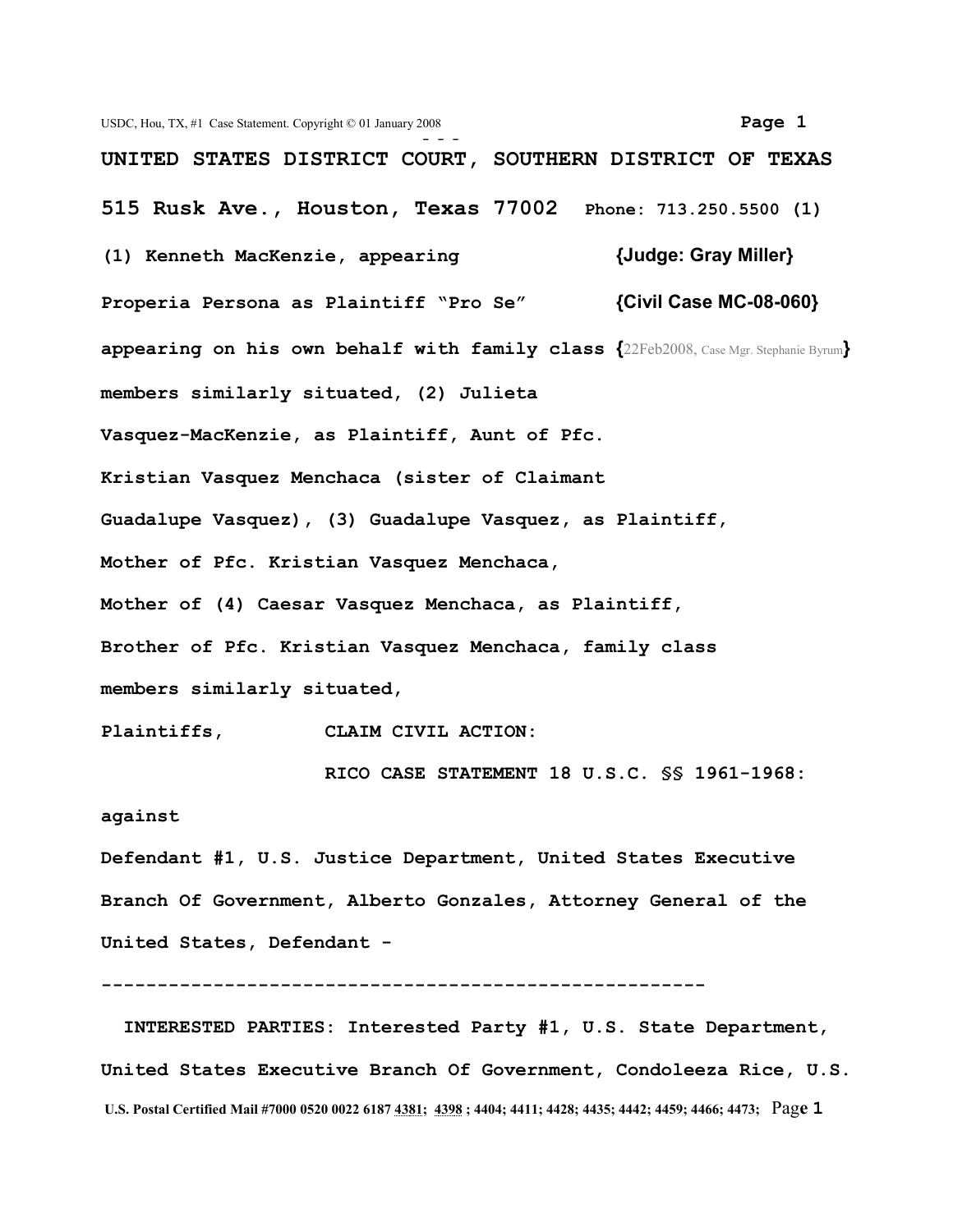**UNITED STATES DISTRICT COURT, SOUTHERN DISTRICT OF TEXAS**

**515 Rusk Ave., Houston, Texas 77002** **Phone: 713.250.5500 (1)**

**(1) Kenneth MacKenzie, appearing** **{Judge: Gray Miller}**

**Properia Persona as Plaintiff "Pro Se"** **{Civil Case MC-08-060}**

**appearing on his own behalf with family class** **{**22Feb2008, Case Mgr. Stephanie Byrum**}**

**members similarly situated, (2) Julieta Vasquez-MacKenzie, as Plaintiff, Aunt of Pfc. Kristian Vasquez Menchaca (sister of Claimant Guadalupe Vasquez), (3) Guadalupe Vasquez, as Plaintiff, Mother of Pfc. Kristian Vasquez Menchaca, Mother of (4) Caesar Vasquez Menchaca, as Plaintiff, Brother of Pfc. Kristian Vasquez Menchaca, family class members similarly situated,**

**Plaintiffs,** **CLAIM CIVIL ACTION:**

**RICO CASE STATEMENT 18 U.S.C. §§ 1961-1968:**

**against**

**Defendant #1, U.S. Justice Department, United States Executive Branch Of Government, Alberto Gonzales, Attorney General of the United States, Defendant -**

---

**INTERESTED PARTIES: Interested Party #1, U.S. State Department, United States Executive Branch Of Government, Condoleeza Rice, U.S.**

**U.S. Postal Certified Mail #7000 0520 0022 6187 4381; 4398 ; 4404; 4411; 4428; 4435; 4442; 4459; 4466; 4473;**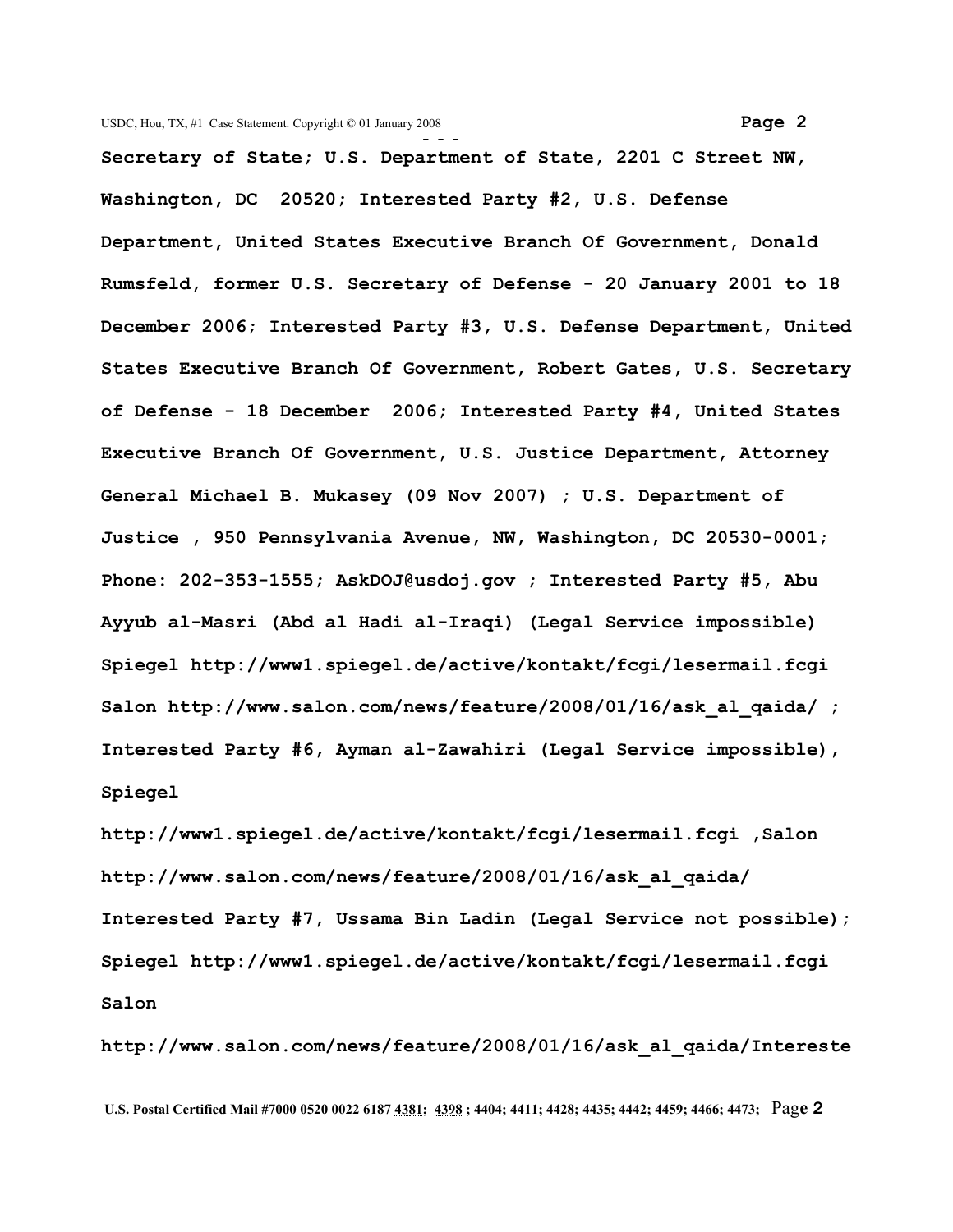**Secretary of State; U.S. Department of State, 2201 C Street NW, Washington, DC 20520; Interested Party #2, U.S. Defense Department, United States Executive Branch Of Government, Donald Rumsfeld, former U.S. Secretary of Defense - 20 January 2001 to 18 December 2006; Interested Party #3, U.S. Defense Department, United States Executive Branch Of Government, Robert Gates, U.S. Secretary of Defense - 18 December 2006; Interested Party #4, United States Executive Branch Of Government, U.S. Justice Department, Attorney General Michael B. Mukasey (09 Nov 2007) ; U.S. Department of Justice , 950 Pennsylvania Avenue, NW, Washington, DC 20530-0001; Phone: 202-353-1555; AskDOJ@usdoj.gov ; Interested Party #5, Abu Ayyub al-Masri (Abd al Hadi al-Iraqi) (Legal Service impossible) Spiegel http://www1.spiegel.de/active/kontakt/fcgi/lesermail.fcgi Salon http://www.salon.com/news/feature/2008/01/16/ask_al_qaida/ ; Interested Party #6, Ayman al-Zawahiri (Legal Service impossible), Spiegel**

**http://www1.spiegel.de/active/kontakt/fcgi/lesermail.fcgi ,Salon http://www.salon.com/news/feature/2008/01/16/ask_al_qaida/ Interested Party #7, Ussama Bin Ladin (Legal Service not possible); Spiegel http://www1.spiegel.de/active/kontakt/fcgi/lesermail.fcgi Salon**

**http://www.salon.com/news/feature/2008/01/16/ask_al_qaida/Intereste**

**U.S. Postal Certified Mail #7000 0520 0022 6187 4381; 4398 ; 4404; 4411; 4428; 4435; 4442; 4459; 4466; 4473;**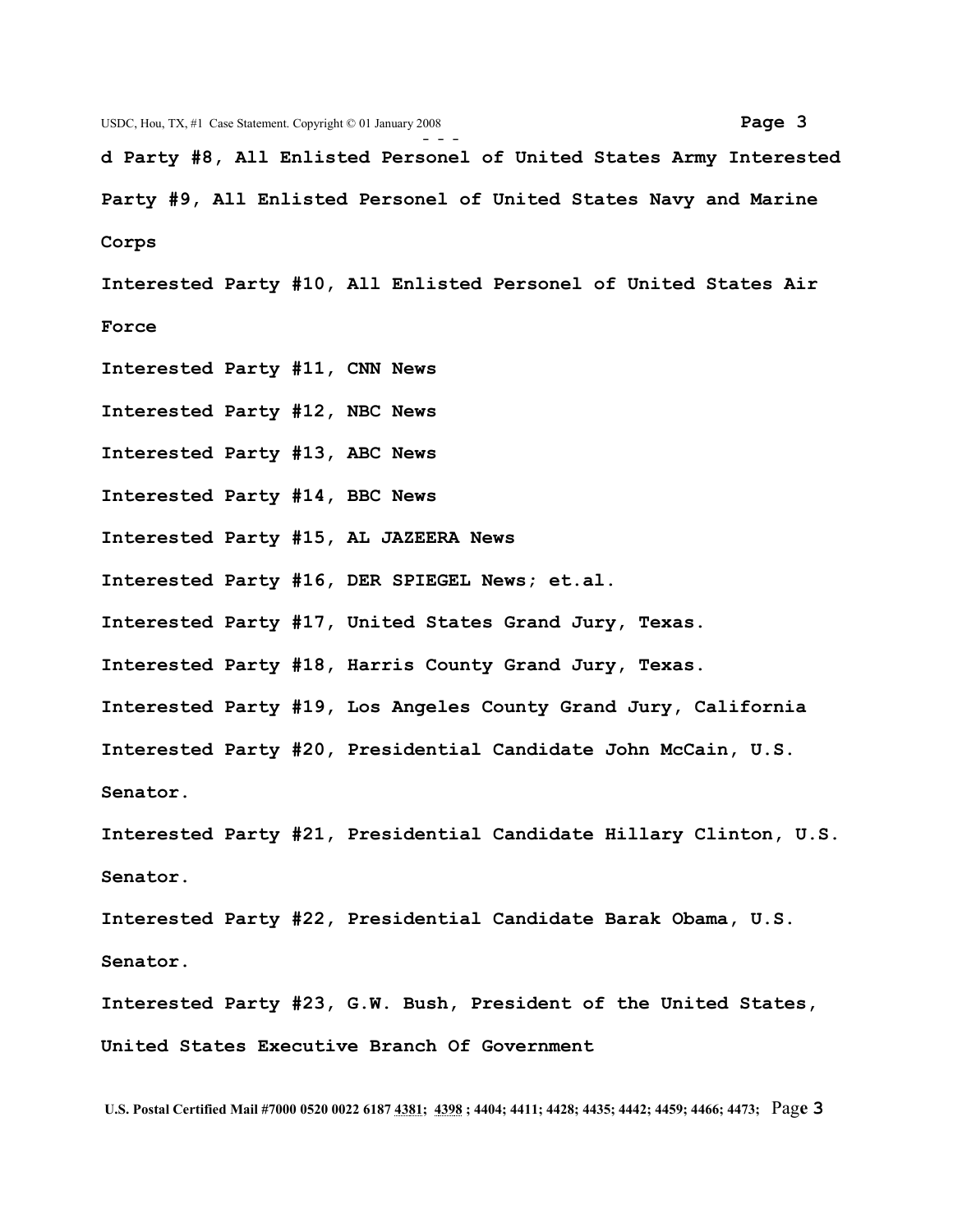d Party #8, All Enlisted Personel of United States Army Interested Party #9, All Enlisted Personel of United States Navy and Marine Corps

Interested Party #10, All Enlisted Personel of United States Air Force

Interested Party #11, CNN News

Interested Party #12, NBC News

Interested Party #13, ABC News

Interested Party #14, BBC News

Interested Party #15, AL JAZEERA News

Interested Party #16, DER SPIEGEL News; et.al.

Interested Party #17, United States Grand Jury, Texas.

Interested Party #18, Harris County Grand Jury, Texas.

Interested Party #19, Los Angeles County Grand Jury, California

Interested Party #20, Presidential Candidate John McCain, U.S. Senator.

Interested Party #21, Presidential Candidate Hillary Clinton, U.S. Senator.

Interested Party #22, Presidential Candidate Barak Obama, U.S. Senator.

Interested Party #23, G.W. Bush, President of the United States, United States Executive Branch Of Government

U.S. Postal Certified Mail #7000 0520 0022 6187 4381; 4398 ; 4404; 4411; 4428; 4435; 4442; 4459; 4466; 4473;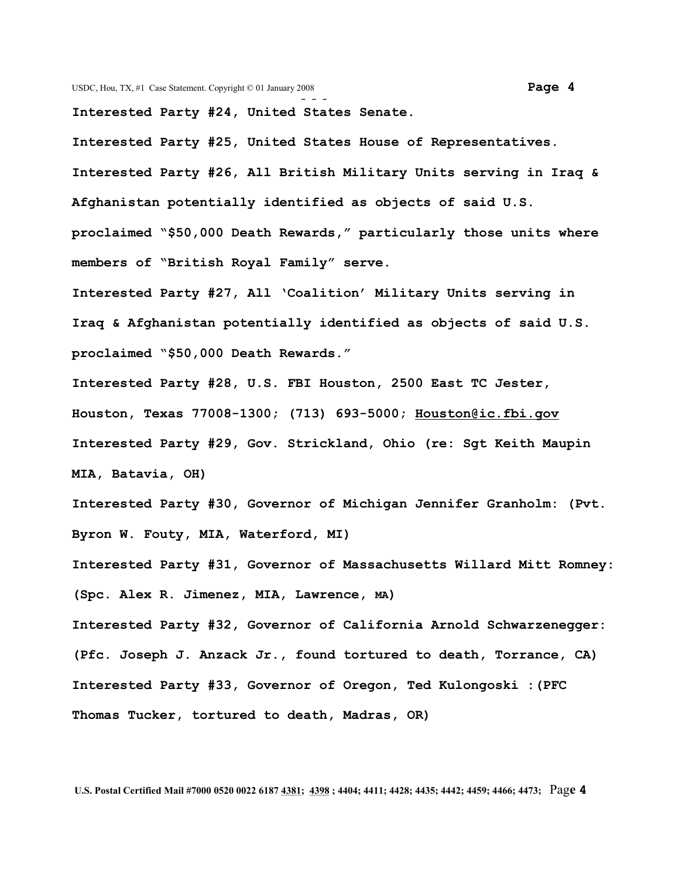**Interested Party #24, United States Senate.**

**Interested Party #25, United States House of Representatives.**

**Interested Party #26, All British Military Units serving in Iraq & Afghanistan potentially identified as objects of said U.S. proclaimed "$50,000 Death Rewards," particularly those units where members of "British Royal Family" serve.**

**Interested Party #27, All 'Coalition' Military Units serving in Iraq & Afghanistan potentially identified as objects of said U.S. proclaimed "$50,000 Death Rewards."**

**Interested Party #28, U.S. FBI Houston, 2500 East TC Jester, Houston, Texas 77008-1300; (713) 693-5000; Houston@ic.fbi.gov**

**Interested Party #29, Gov. Strickland, Ohio (re: Sgt Keith Maupin MIA, Batavia, OH)**

**Interested Party #30, Governor of Michigan Jennifer Granholm: (Pvt. Byron W. Fouty, MIA, Waterford, MI)**

**Interested Party #31, Governor of Massachusetts Willard Mitt Romney: (Spc. Alex R. Jimenez, MIA, Lawrence, MA)**

**Interested Party #32, Governor of California Arnold Schwarzenegger: (Pfc. Joseph J. Anzack Jr., found tortured to death, Torrance, CA)**

**Interested Party #33, Governor of Oregon, Ted Kulongoski :(PFC Thomas Tucker, tortured to death, Madras, OR)**

**U.S. Postal Certified Mail #7000 0520 0022 6187 4381; 4398 ; 4404; 4411; 4428; 4435; 4442; 4459; 4466; 4473;**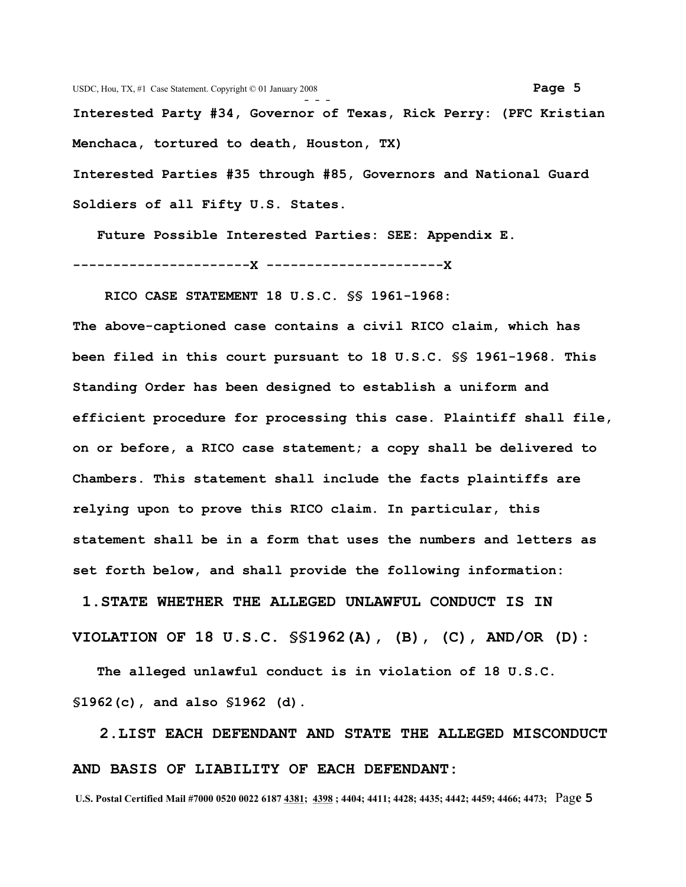**Interested Party #34, Governor of Texas, Rick Perry: (PFC Kristian Menchaca, tortured to death, Houston, TX)**

**Interested Parties #35 through #85, Governors and National Guard Soldiers of all Fifty U.S. States.**

**Future Possible Interested Parties: SEE: Appendix E.**

**----------------------X ----------------------X**

**RICO CASE STATEMENT 18 U.S.C. §§ 1961-1968:**

**The above-captioned case contains a civil RICO claim, which has been filed in this court pursuant to 18 U.S.C. §§ 1961-1968. This Standing Order has been designed to establish a uniform and efficient procedure for processing this case. Plaintiff shall file, on or before, a RICO case statement; a copy shall be delivered to Chambers. This statement shall include the facts plaintiffs are relying upon to prove this RICO claim. In particular, this statement shall be in a form that uses the numbers and letters as set forth below, and shall provide the following information:**

**1. STATE WHETHER THE ALLEGED UNLAWFUL CONDUCT IS IN VIOLATION OF 18 U.S.C. §§1962(A), (B), (C), AND/OR (D):**

**The alleged unlawful conduct is in violation of 18 U.S.C. §1962(c), and also §1962 (d).**

**2. LIST EACH DEFENDANT AND STATE THE ALLEGED MISCONDUCT AND BASIS OF LIABILITY OF EACH DEFENDANT:**

**U.S. Postal Certified Mail #7000 0520 0022 6187 4381; 4398 ; 4404; 4411; 4428; 4435; 4442; 4459; 4466; 4473;**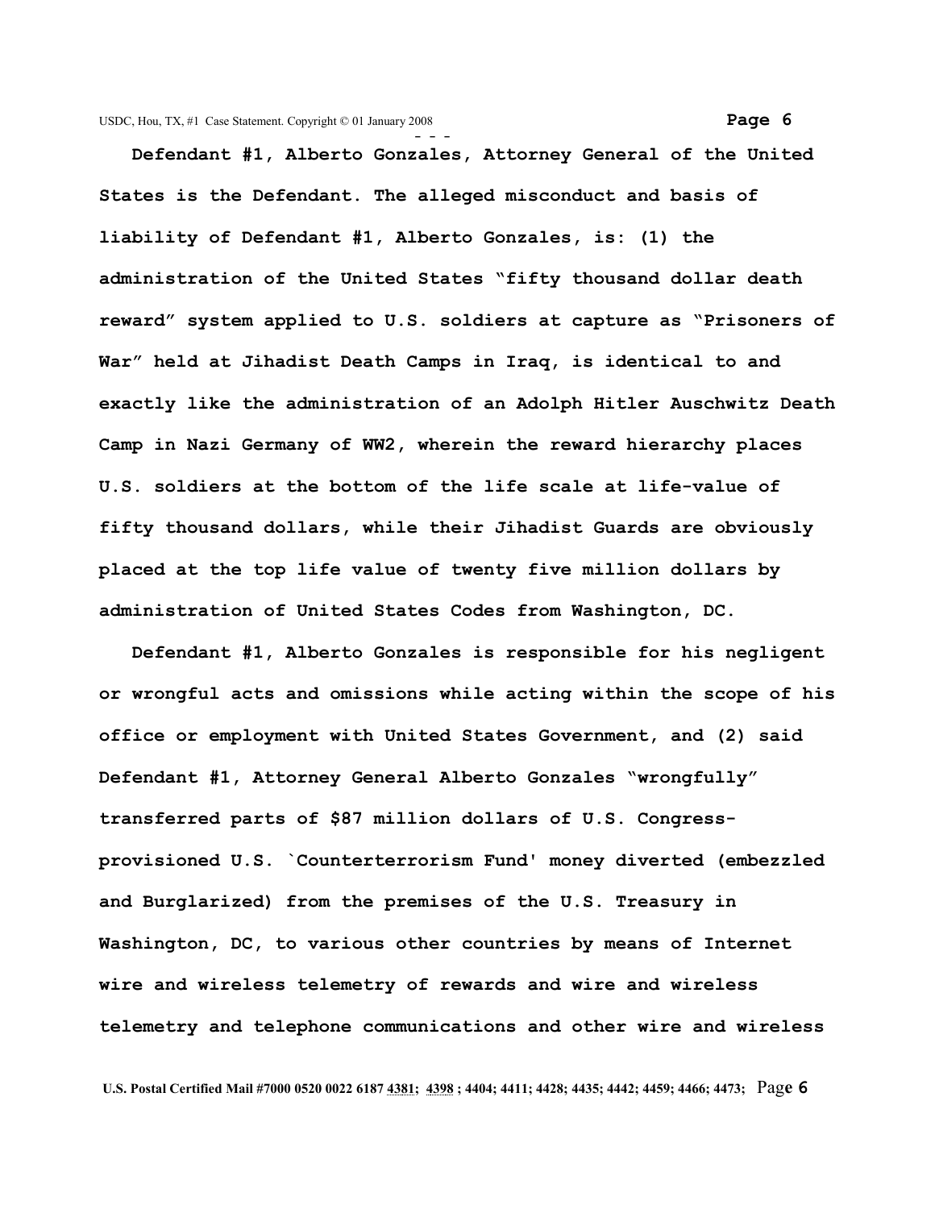**Defendant #1, Alberto Gonzales, Attorney General of the United States is the Defendant. The alleged misconduct and basis of liability of Defendant #1, Alberto Gonzales, is: (1) the administration of the United States "fifty thousand dollar death reward" system applied to U.S. soldiers at capture as "Prisoners of War" held at Jihadist Death Camps in Iraq, is identical to and exactly like the administration of an Adolph Hitler Auschwitz Death Camp in Nazi Germany of WW2, wherein the reward hierarchy places U.S. soldiers at the bottom of the life scale at life-value of fifty thousand dollars, while their Jihadist Guards are obviously placed at the top life value of twenty five million dollars by administration of United States Codes from Washington, DC.**

**Defendant #1, Alberto Gonzales is responsible for his negligent or wrongful acts and omissions while acting within the scope of his office or employment with United States Government, and (2) said Defendant #1, Attorney General Alberto Gonzales "wrongfully" transferred parts of $87 million dollars of U.S. Congress-provisioned U.S. `Counterterrorism Fund' money diverted (embezzled and Burglarized) from the premises of the U.S. Treasury in Washington, DC, to various other countries by means of Internet wire and wireless telemetry of rewards and wire and wireless telemetry and telephone communications and other wire and wireless**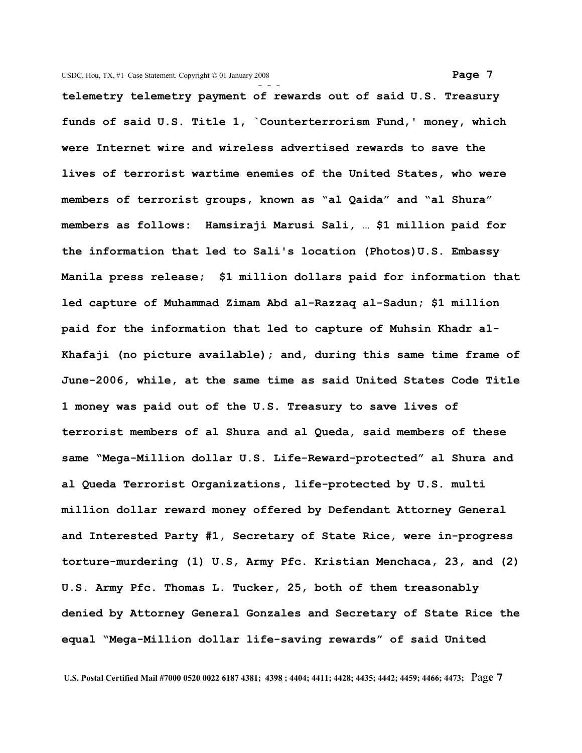telemetry telemetry payment of rewards out of said U.S. Treasury funds of said U.S. Title 1, `Counterterrorism Fund,' money, which were Internet wire and wireless advertised rewards to save the lives of terrorist wartime enemies of the United States, who were members of terrorist groups, known as "al Qaida" and "al Shura" members as follows: Hamsiraji Marusi Sali, … $1 million paid for the information that led to Sali's location (Photos)U.S. Embassy Manila press release; $1 million dollars paid for information that led capture of Muhammad Zimam Abd al-Razzaq al-Sadun; $1 million paid for the information that led to capture of Muhsin Khadr al-Khafaji (no picture available); and, during this same time frame of June-2006, while, at the same time as said United States Code Title 1 money was paid out of the U.S. Treasury to save lives of terrorist members of al Shura and al Queda, said members of these same "Mega-Million dollar U.S. Life-Reward-protected" al Shura and al Queda Terrorist Organizations, life-protected by U.S. multi million dollar reward money offered by Defendant Attorney General and Interested Party #1, Secretary of State Rice, were in-progress torture-murdering (1) U.S, Army Pfc. Kristian Menchaca, 23, and (2) U.S. Army Pfc. Thomas L. Tucker, 25, both of them treasonably denied by Attorney General Gonzales and Secretary of State Rice the equal "Mega-Million dollar life-saving rewards" of said United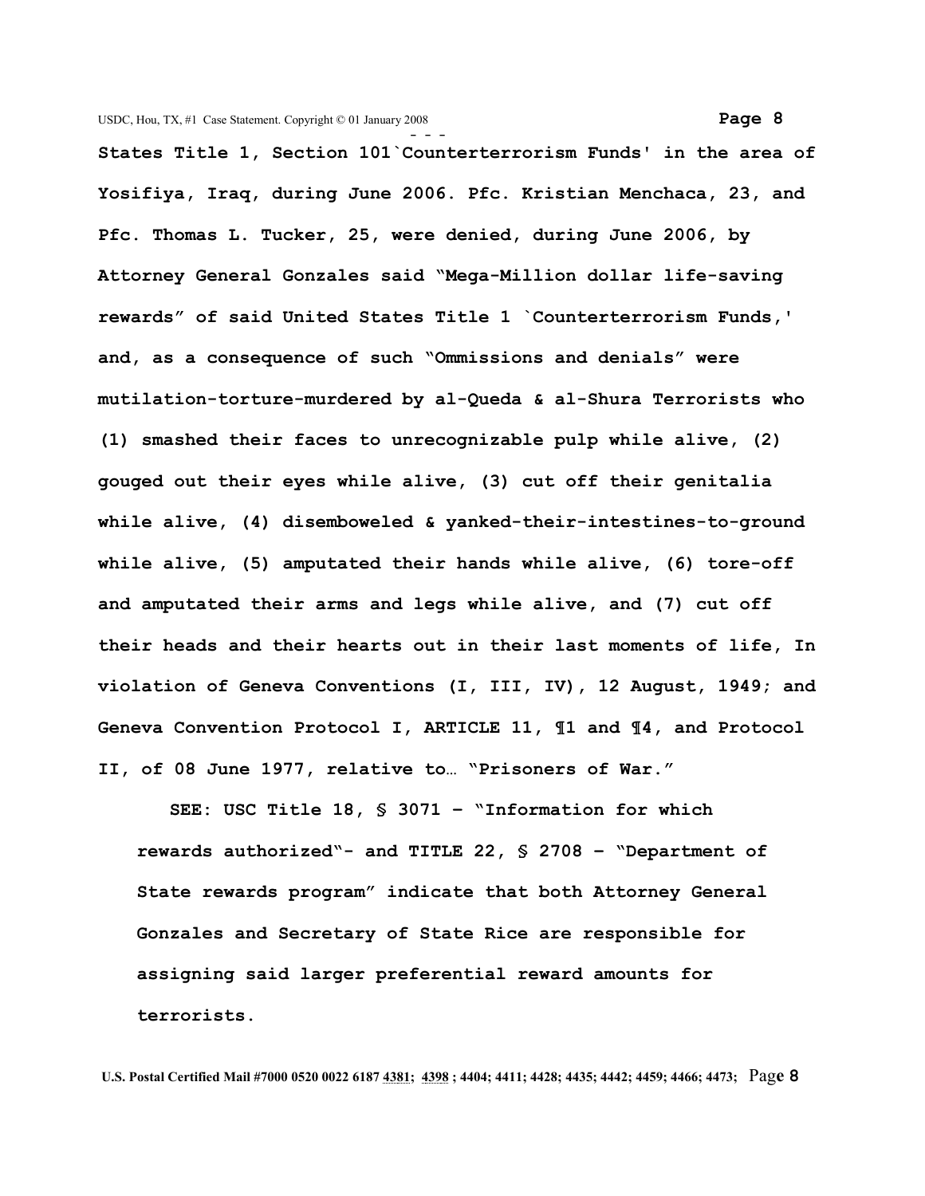**States Title 1, Section 101`Counterterrorism Funds' in the area of Yosifiya, Iraq, during June 2006. Pfc. Kristian Menchaca, 23, and Pfc. Thomas L. Tucker, 25, were denied, during June 2006, by Attorney General Gonzales said "Mega-Million dollar life-saving rewards" of said United States Title 1 `Counterterrorism Funds,' and, as a consequence of such "Ommissions and denials" were mutilation-torture-murdered by al-Queda & al-Shura Terrorists who (1) smashed their faces to unrecognizable pulp while alive, (2) gouged out their eyes while alive, (3) cut off their genitalia while alive, (4) disemboweled & yanked-their-intestines-to-ground while alive, (5) amputated their hands while alive, (6) tore-off and amputated their arms and legs while alive, and (7) cut off their heads and their hearts out in their last moments of life, In violation of Geneva Conventions (I, III, IV), 12 August, 1949; and Geneva Convention Protocol I, ARTICLE 11, ¶1 and ¶4, and Protocol II, of 08 June 1977, relative to… "Prisoners of War."**

**SEE: USC Title 18, § 3071 – "Information for which rewards authorized"- and TITLE 22, § 2708 – "Department of State rewards program" indicate that both Attorney General Gonzales and Secretary of State Rice are responsible for assigning said larger preferential reward amounts for terrorists.**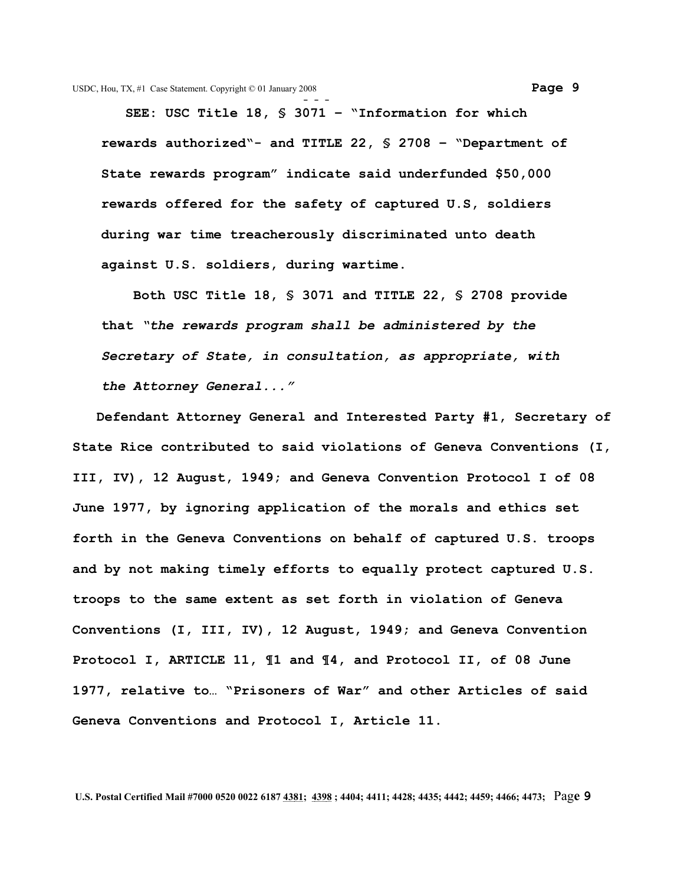**SEE: USC Title 18, § 3071 – "Information for which rewards authorized"- and TITLE 22, § 2708 – "Department of State rewards program" indicate said underfunded $50,000 rewards offered for the safety of captured U.S, soldiers during war time treacherously discriminated unto death against U.S. soldiers, during wartime.**

**Both USC Title 18, § 3071 and TITLE 22, § 2708 provide that "*the rewards program shall be administered by the Secretary of State, in consultation, as appropriate, with the Attorney General...*"**

**Defendant Attorney General and Interested Party #1, Secretary of State Rice contributed to said violations of Geneva Conventions (I, III, IV), 12 August, 1949; and Geneva Convention Protocol I of 08 June 1977, by ignoring application of the morals and ethics set forth in the Geneva Conventions on behalf of captured U.S. troops and by not making timely efforts to equally protect captured U.S. troops to the same extent as set forth in violation of Geneva Conventions (I, III, IV), 12 August, 1949; and Geneva Convention Protocol I, ARTICLE 11, ¶1 and ¶4, and Protocol II, of 08 June 1977, relative to… "Prisoners of War" and other Articles of said Geneva Conventions and Protocol I, Article 11.**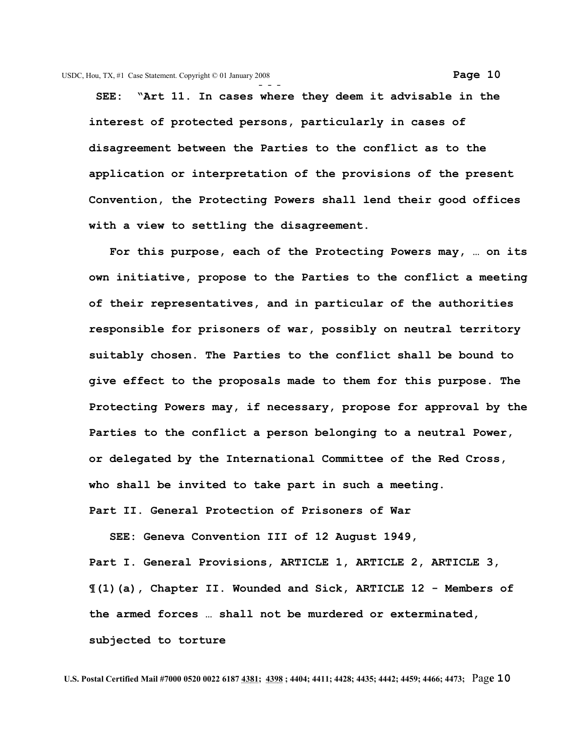**SEE: "Art 11. In cases where they deem it advisable in the interest of protected persons, particularly in cases of disagreement between the Parties to the conflict as to the application or interpretation of the provisions of the present Convention, the Protecting Powers shall lend their good offices with a view to settling the disagreement.**

**For this purpose, each of the Protecting Powers may, … on its own initiative, propose to the Parties to the conflict a meeting of their representatives, and in particular of the authorities responsible for prisoners of war, possibly on neutral territory suitably chosen. The Parties to the conflict shall be bound to give effect to the proposals made to them for this purpose. The Protecting Powers may, if necessary, propose for approval by the Parties to the conflict a person belonging to a neutral Power, or delegated by the International Committee of the Red Cross, who shall be invited to take part in such a meeting.**

**Part II. General Protection of Prisoners of War**

**SEE: Geneva Convention III of 12 August 1949, Part I. General Provisions, ARTICLE 1, ARTICLE 2, ARTICLE 3, ¶(1)(a), Chapter II. Wounded and Sick, ARTICLE 12 - Members of the armed forces … shall not be murdered or exterminated, subjected to torture**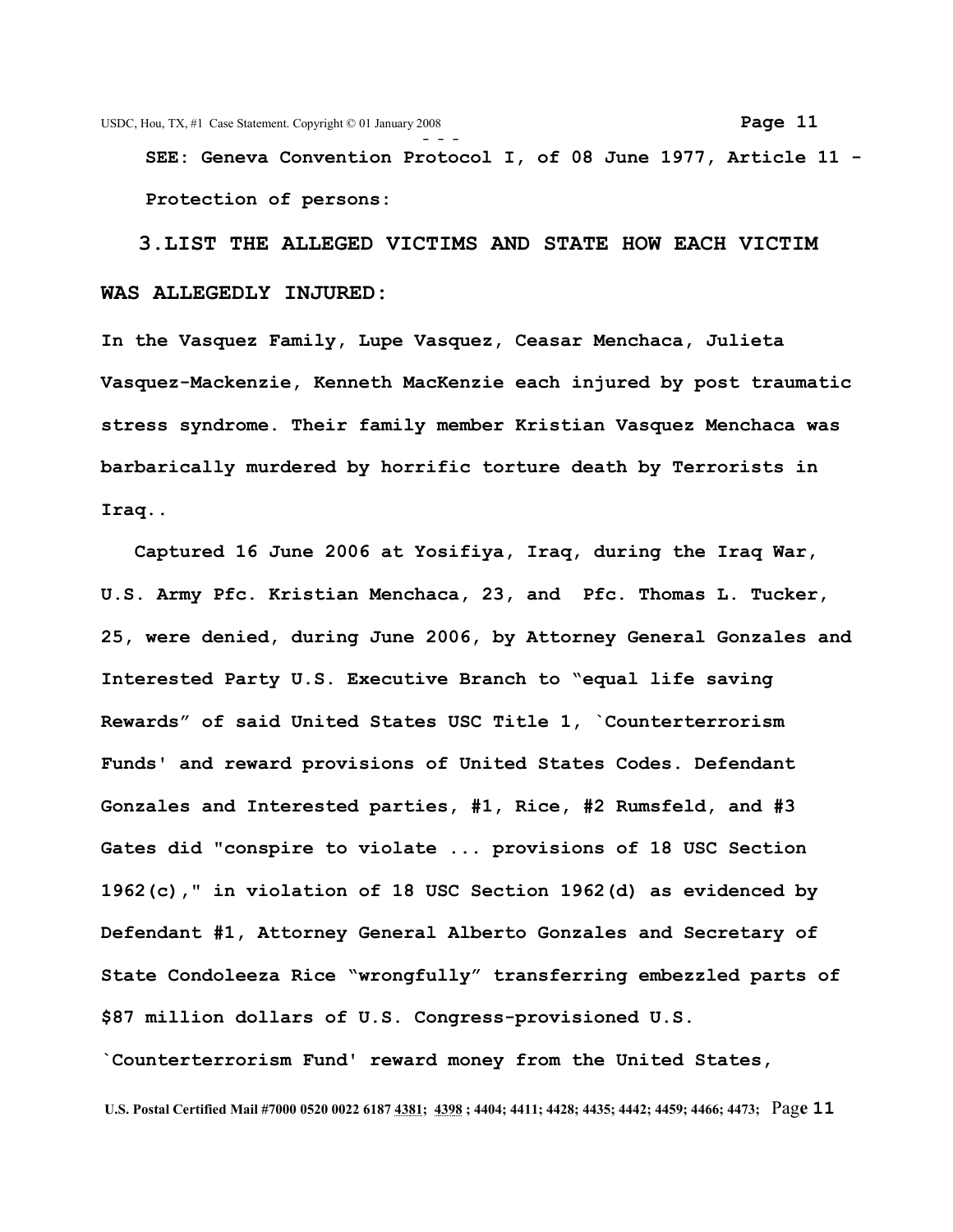**SEE: Geneva Convention Protocol I, of 08 June 1977, Article 11 - Protection of persons:**

**3.LIST THE ALLEGED VICTIMS AND STATE HOW EACH VICTIM WAS ALLEGEDLY INJURED:**

**In the Vasquez Family, Lupe Vasquez, Ceasar Menchaca, Julieta Vasquez-Mackenzie, Kenneth MacKenzie each injured by post traumatic stress syndrome. Their family member Kristian Vasquez Menchaca was barbarically murdered by horrific torture death by Terrorists in Iraq..**

**Captured 16 June 2006 at Yosifiya, Iraq, during the Iraq War, U.S. Army Pfc. Kristian Menchaca, 23, and Pfc. Thomas L. Tucker, 25, were denied, during June 2006, by Attorney General Gonzales and Interested Party U.S. Executive Branch to "equal life saving Rewards" of said United States USC Title 1, `Counterterrorism Funds' and reward provisions of United States Codes. Defendant Gonzales and Interested parties, #1, Rice, #2 Rumsfeld, and #3 Gates did "conspire to violate ... provisions of 18 USC Section 1962(c)," in violation of 18 USC Section 1962(d) as evidenced by Defendant #1, Attorney General Alberto Gonzales and Secretary of State Condoleeza Rice "wrongfully" transferring embezzled parts of $87 million dollars of U.S. Congress-provisioned U.S. `Counterterrorism Fund' reward money from the United States,**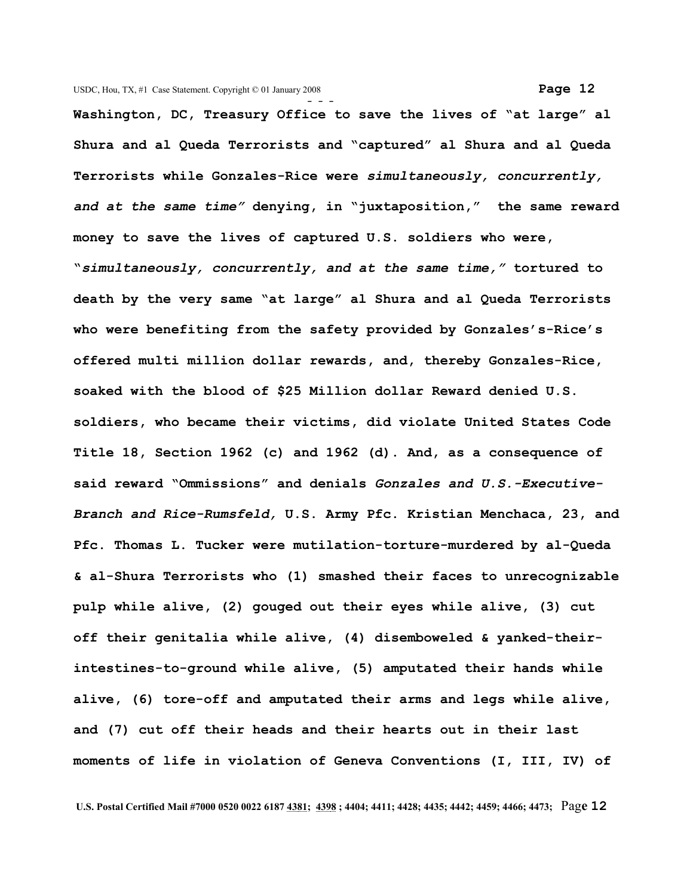**Washington, DC, Treasury Office to save the lives of "at large" al Shura and al Queda Terrorists and "captured" al Shura and al Queda Terrorists while Gonzales-Rice were *simultaneously, concurrently, and at the same time"* denying, in "juxtaposition," the same reward money to save the lives of captured U.S. soldiers who were, "*simultaneously, concurrently, and at the same time,"* tortured to death by the very same "at large" al Shura and al Queda Terrorists who were benefiting from the safety provided by Gonzales's-Rice's offered multi million dollar rewards, and, thereby Gonzales-Rice, soaked with the blood of $25 Million dollar Reward denied U.S. soldiers, who became their victims, did violate United States Code Title 18, Section 1962 (c) and 1962 (d). And, as a consequence of said reward "Ommissions" and denials *Gonzales and U.S.-Executive-Branch and Rice-Rumsfeld,* U.S. Army Pfc. Kristian Menchaca, 23, and Pfc. Thomas L. Tucker were mutilation-torture-murdered by al-Queda & al-Shura Terrorists who (1) smashed their faces to unrecognizable pulp while alive, (2) gouged out their eyes while alive, (3) cut off their genitalia while alive, (4) disemboweled & yanked-their-intestines-to-ground while alive, (5) amputated their hands while alive, (6) tore-off and amputated their arms and legs while alive, and (7) cut off their heads and their hearts out in their last moments of life in violation of Geneva Conventions (I, III, IV) of**

U.S. Postal Certified Mail #7000 0520 0022 6187 4381; 4398 ; 4404; 4411; 4428; 4435; 4442; 4459; 4466; 4473;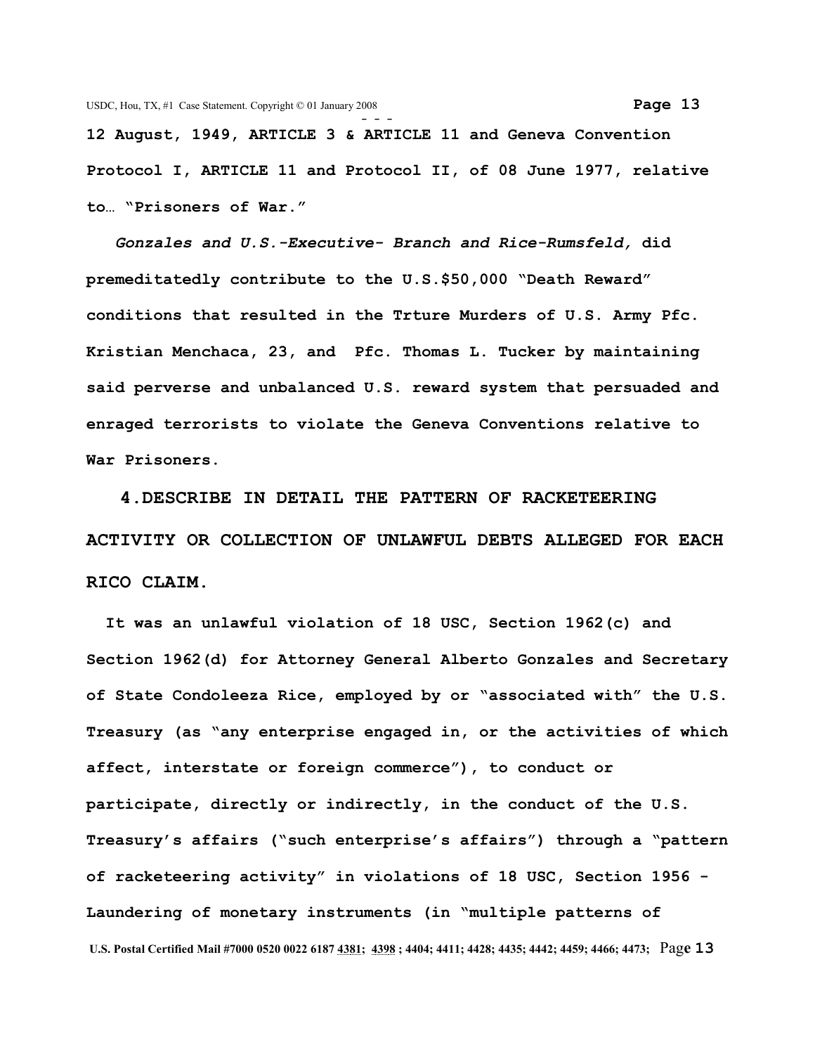**12 August, 1949, ARTICLE 3 & ARTICLE 11 and Geneva Convention Protocol I, ARTICLE 11 and Protocol II, of 08 June 1977, relative to… "Prisoners of War."**

***Gonzales and U.S.-Executive- Branch and Rice-Rumsfeld,*** **did premeditatedly contribute to the U.S.$50,000 "Death Reward" conditions that resulted in the Trture Murders of U.S. Army Pfc. Kristian Menchaca, 23, and Pfc. Thomas L. Tucker by maintaining said perverse and unbalanced U.S. reward system that persuaded and enraged terrorists to violate the Geneva Conventions relative to War Prisoners.**

## 4.DESCRIBE IN DETAIL THE PATTERN OF RACKETEERING ACTIVITY OR COLLECTION OF UNLAWFUL DEBTS ALLEGED FOR EACH RICO CLAIM.

**It was an unlawful violation of 18 USC, Section 1962(c) and Section 1962(d) for Attorney General Alberto Gonzales and Secretary of State Condoleeza Rice, employed by or "associated with" the U.S. Treasury (as "any enterprise engaged in, or the activities of which affect, interstate or foreign commerce"), to conduct or participate, directly or indirectly, in the conduct of the U.S. Treasury's affairs ("such enterprise's affairs") through a "pattern of racketeering activity" in violations of 18 USC, Section 1956 - Laundering of monetary instruments (in "multiple patterns of**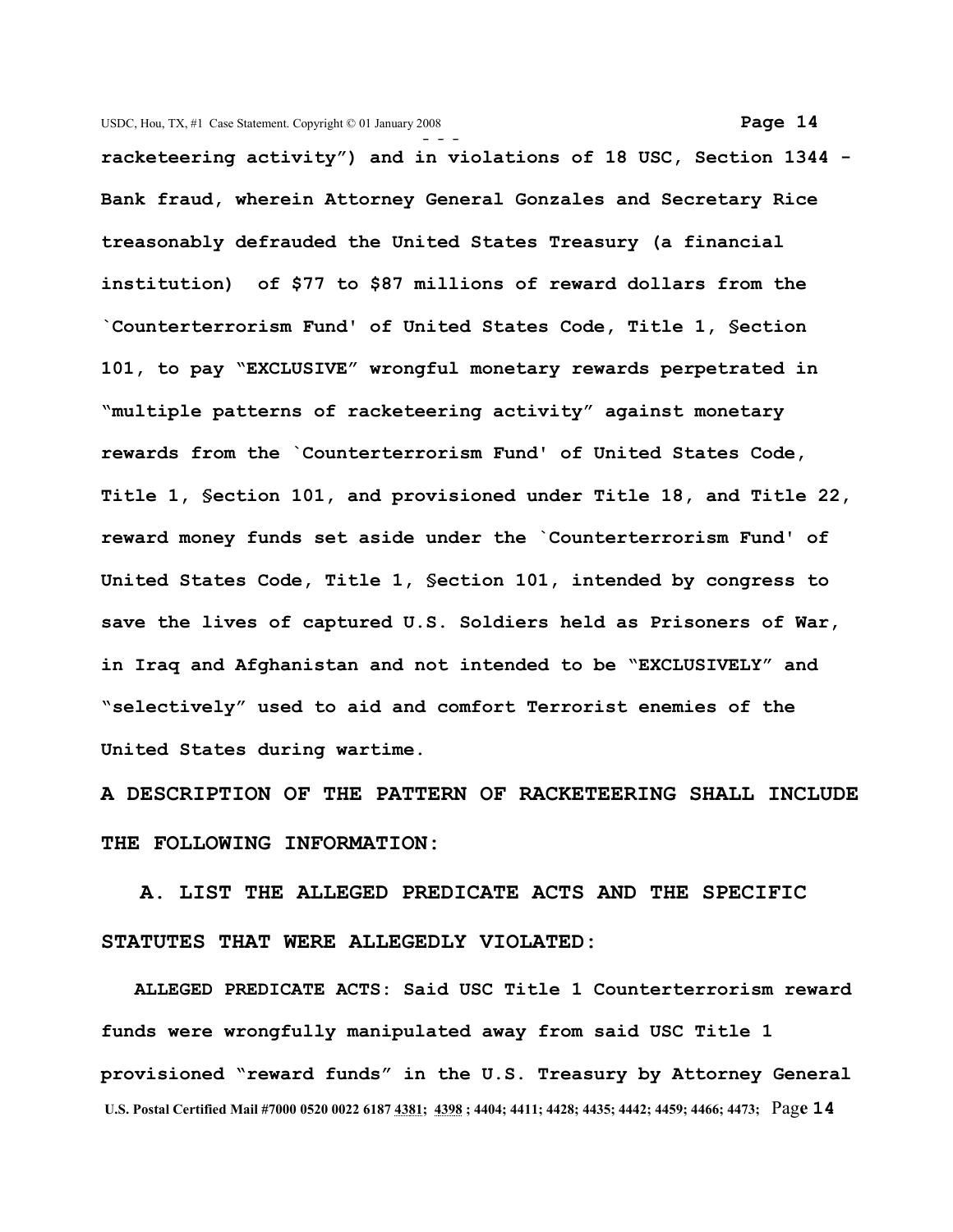**racketeering activity") and in violations of 18 USC, Section 1344 - Bank fraud, wherein Attorney General Gonzales and Secretary Rice treasonably defrauded the United States Treasury (a financial institution) of $77 to $87 millions of reward dollars from the `Counterterrorism Fund' of United States Code, Title 1, §ection 101, to pay "EXCLUSIVE" wrongful monetary rewards perpetrated in "multiple patterns of racketeering activity" against monetary rewards from the `Counterterrorism Fund' of United States Code, Title 1, §ection 101, and provisioned under Title 18, and Title 22, reward money funds set aside under the `Counterterrorism Fund' of United States Code, Title 1, §ection 101, intended by congress to save the lives of captured U.S. Soldiers held as Prisoners of War, in Iraq and Afghanistan and not intended to be "EXCLUSIVELY" and "selectively" used to aid and comfort Terrorist enemies of the United States during wartime.**

**A DESCRIPTION OF THE PATTERN OF RACKETEERING SHALL INCLUDE THE FOLLOWING INFORMATION:**

**A. LIST THE ALLEGED PREDICATE ACTS AND THE SPECIFIC STATUTES THAT WERE ALLEGEDLY VIOLATED:**

**ALLEGED PREDICATE ACTS: Said USC Title 1 Counterterrorism reward funds were wrongfully manipulated away from said USC Title 1 provisioned "reward funds" in the U.S. Treasury by Attorney General**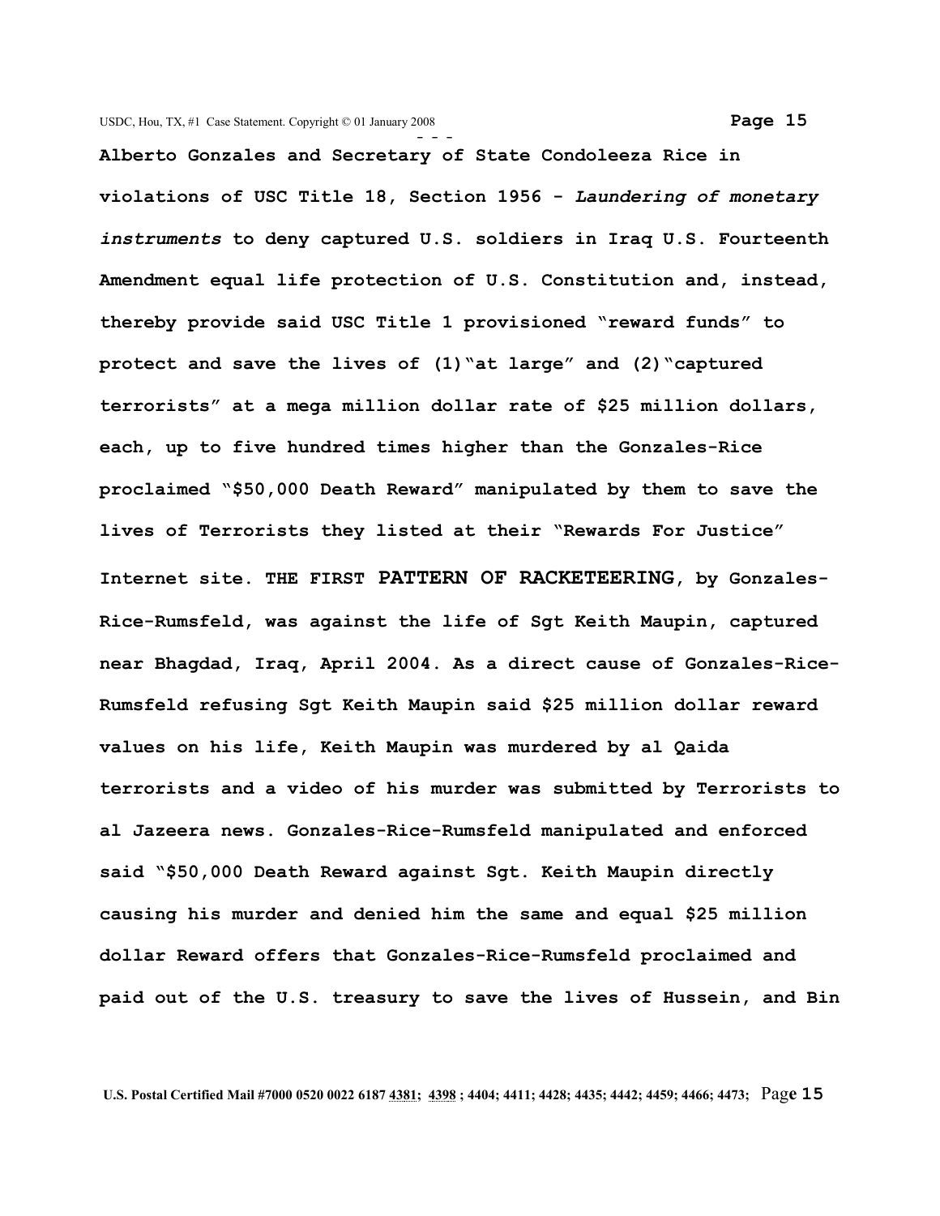**Alberto Gonzales and Secretary of State Condoleeza Rice in violations of USC Title 18, Section 1956 -** ***Laundering of monetary instruments*** **to deny captured U.S. soldiers in Iraq U.S. Fourteenth Amendment equal life protection of U.S. Constitution and, instead, thereby provide said USC Title 1 provisioned "reward funds" to protect and save the lives of (1)"at large" and (2)"captured terrorists" at a mega million dollar rate of $25 million dollars, each, up to five hundred times higher than the Gonzales-Rice proclaimed "$50,000 Death Reward" manipulated by them to save the lives of Terrorists they listed at their "Rewards For Justice" Internet site. THE FIRST PATTERN OF RACKETEERING, by Gonzales-Rice-Rumsfeld, was against the life of Sgt Keith Maupin, captured near Bhagdad, Iraq, April 2004. As a direct cause of Gonzales-Rice-Rumsfeld refusing Sgt Keith Maupin said $25 million dollar reward values on his life, Keith Maupin was murdered by al Qaida terrorists and a video of his murder was submitted by Terrorists to al Jazeera news. Gonzales-Rice-Rumsfeld manipulated and enforced said "$50,000 Death Reward against Sgt. Keith Maupin directly causing his murder and denied him the same and equal $25 million dollar Reward offers that Gonzales-Rice-Rumsfeld proclaimed and paid out of the U.S. treasury to save the lives of Hussein, and Bin**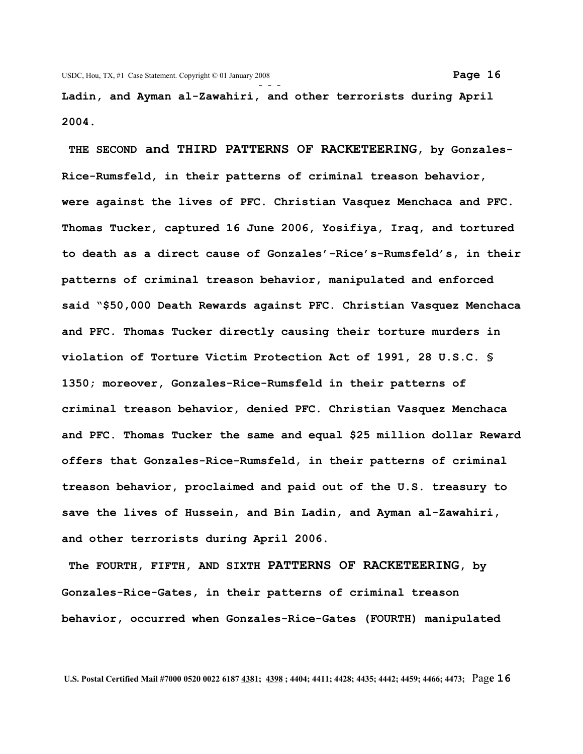**Ladin, and Ayman al-Zawahiri, and other terrorists during April 2004.**

**THE SECOND and THIRD PATTERNS OF RACKETEERING, by Gonzales-Rice-Rumsfeld, in their patterns of criminal treason behavior, were against the lives of PFC. Christian Vasquez Menchaca and PFC. Thomas Tucker, captured 16 June 2006, Yosifiya, Iraq, and tortured to death as a direct cause of Gonzales'-Rice's-Rumsfeld's, in their patterns of criminal treason behavior, manipulated and enforced said "$50,000 Death Rewards against PFC. Christian Vasquez Menchaca and PFC. Thomas Tucker directly causing their torture murders in violation of Torture Victim Protection Act of 1991, 28 U.S.C. § 1350; moreover, Gonzales-Rice-Rumsfeld in their patterns of criminal treason behavior, denied PFC. Christian Vasquez Menchaca and PFC. Thomas Tucker the same and equal $25 million dollar Reward offers that Gonzales-Rice-Rumsfeld, in their patterns of criminal treason behavior, proclaimed and paid out of the U.S. treasury to save the lives of Hussein, and Bin Ladin, and Ayman al-Zawahiri, and other terrorists during April 2006.**

**The FOURTH, FIFTH, AND SIXTH PATTERNS OF RACKETEERING, by Gonzales-Rice-Gates, in their patterns of criminal treason behavior, occurred when Gonzales-Rice-Gates (FOURTH) manipulated**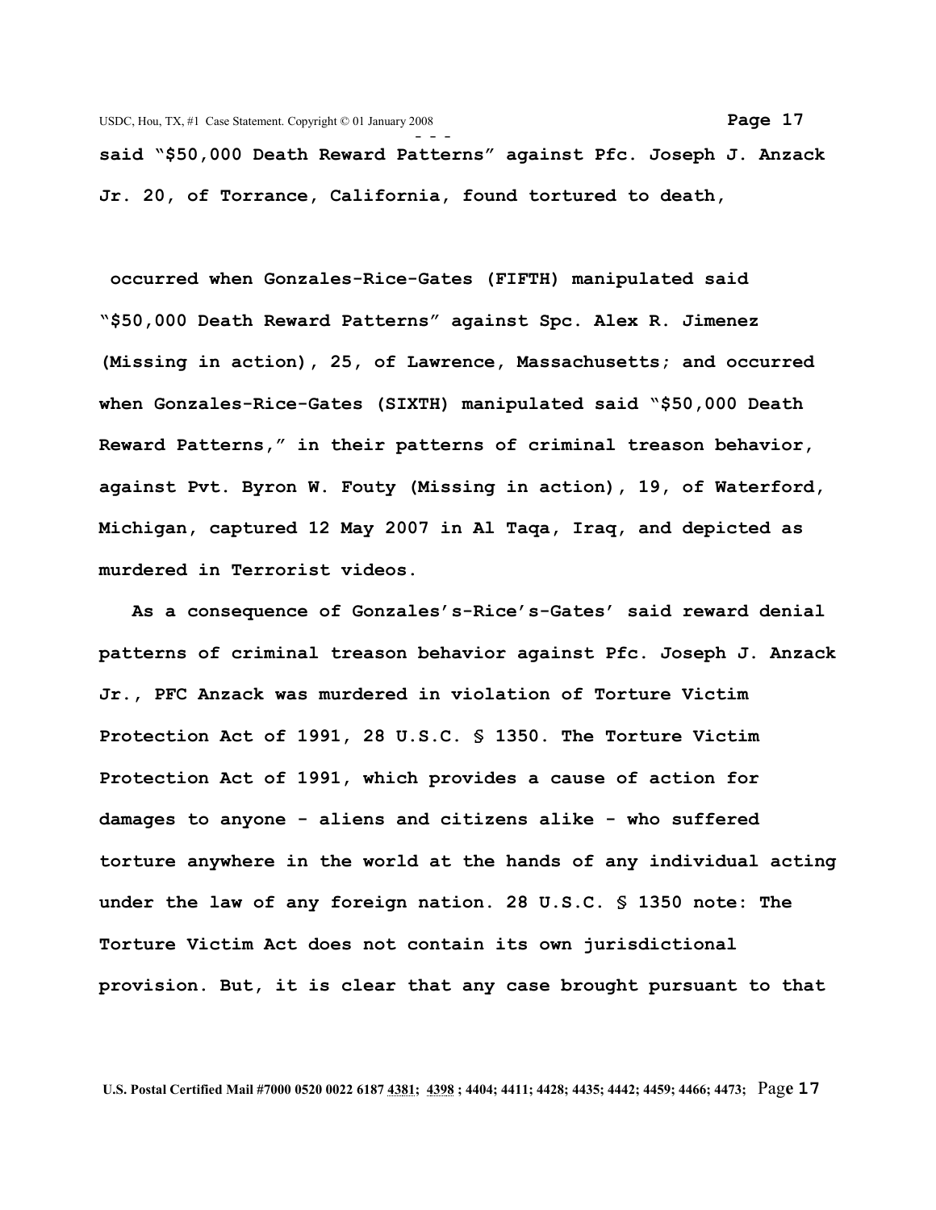said "$50,000 Death Reward Patterns" against Pfc. Joseph J. Anzack Jr. 20, of Torrance, California, found tortured to death,

occurred when Gonzales-Rice-Gates (FIFTH) manipulated said "$50,000 Death Reward Patterns" against Spc. Alex R. Jimenez (Missing in action), 25, of Lawrence, Massachusetts; and occurred when Gonzales-Rice-Gates (SIXTH) manipulated said "$50,000 Death Reward Patterns," in their patterns of criminal treason behavior, against Pvt. Byron W. Fouty (Missing in action), 19, of Waterford, Michigan, captured 12 May 2007 in Al Taqa, Iraq, and depicted as murdered in Terrorist videos.

As a consequence of Gonzales's-Rice's-Gates' said reward denial patterns of criminal treason behavior against Pfc. Joseph J. Anzack Jr., PFC Anzack was murdered in violation of Torture Victim Protection Act of 1991, 28 U.S.C. § 1350. The Torture Victim Protection Act of 1991, which provides a cause of action for damages to anyone - aliens and citizens alike - who suffered torture anywhere in the world at the hands of any individual acting under the law of any foreign nation. 28 U.S.C. § 1350 note: The Torture Victim Act does not contain its own jurisdictional provision. But, it is clear that any case brought pursuant to that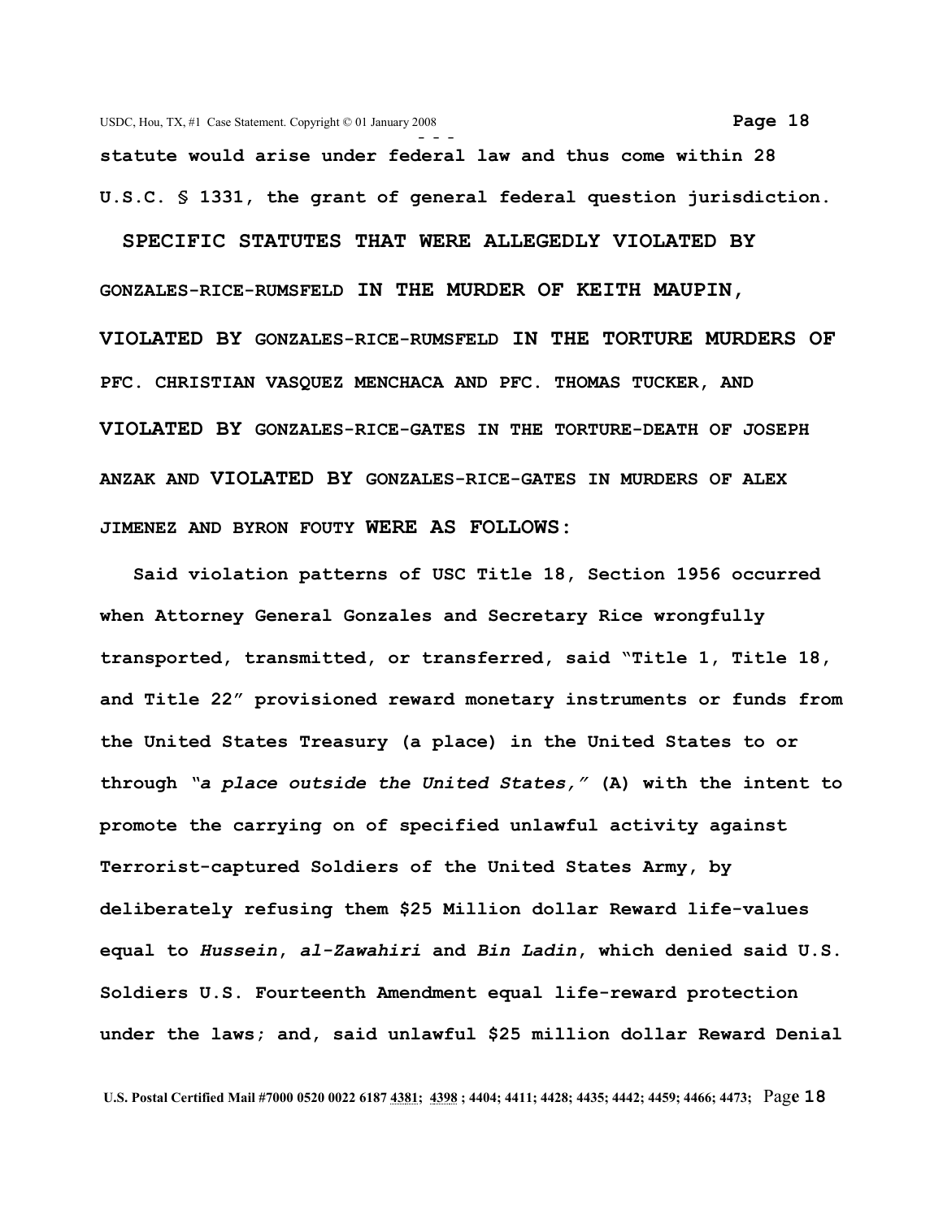**statute would arise under federal law and thus come within 28 U.S.C. § 1331, the grant of general federal question jurisdiction.**

**SPECIFIC STATUTES THAT WERE ALLEGEDLY VIOLATED BY GONZALES-RICE-RUMSFELD IN THE MURDER OF KEITH MAUPIN, VIOLATED BY GONZALES-RICE-RUMSFELD IN THE TORTURE MURDERS OF PFC. CHRISTIAN VASQUEZ MENCHACA AND PFC. THOMAS TUCKER, AND VIOLATED BY GONZALES-RICE-GATES IN THE TORTURE-DEATH OF JOSEPH ANZAK AND VIOLATED BY GONZALES-RICE-GATES IN MURDERS OF ALEX JIMENEZ AND BYRON FOUTY WERE AS FOLLOWS:**

**Said violation patterns of USC Title 18, Section 1956 occurred when Attorney General Gonzales and Secretary Rice wrongfully transported, transmitted, or transferred, said "Title 1, Title 18, and Title 22" provisioned reward monetary instruments or funds from the United States Treasury (a place) in the United States to or through *"a place outside the United States,"* (A) with the intent to promote the carrying on of specified unlawful activity against Terrorist-captured Soldiers of the United States Army, by deliberately refusing them $25 Million dollar Reward life-values equal to *Hussein*, *al-Zawahiri* and *Bin Ladin*, which denied said U.S. Soldiers U.S. Fourteenth Amendment equal life-reward protection under the laws; and, said unlawful $25 million dollar Reward Denial**

U.S. Postal Certified Mail #7000 0520 0022 6187 4381; 4398 ; 4404; 4411; 4428; 4435; 4442; 4459; 4466; 4473;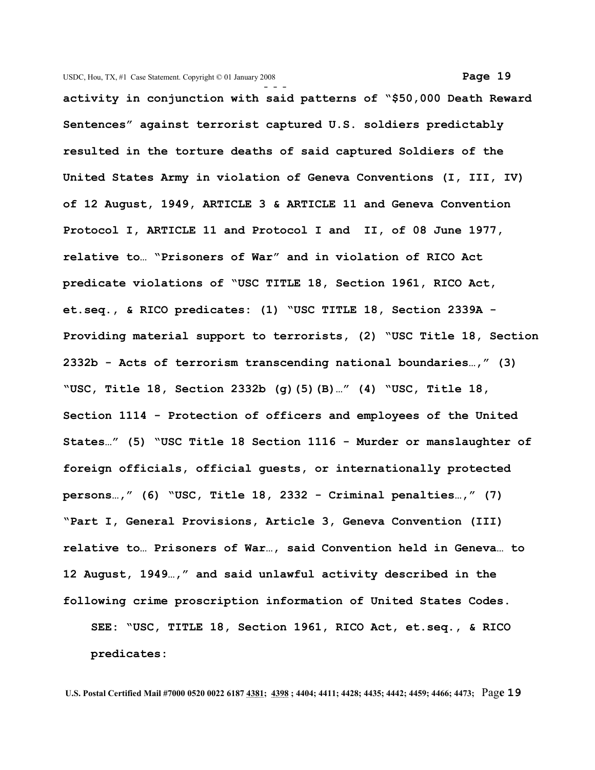**activity in conjunction with said patterns of "$50,000 Death Reward Sentences" against terrorist captured U.S. soldiers predictably resulted in the torture deaths of said captured Soldiers of the United States Army in violation of Geneva Conventions (I, III, IV) of 12 August, 1949, ARTICLE 3 & ARTICLE 11 and Geneva Convention Protocol I, ARTICLE 11 and Protocol I and II, of 08 June 1977, relative to… "Prisoners of War" and in violation of RICO Act predicate violations of "USC TITLE 18, Section 1961, RICO Act, et.seq., & RICO predicates: (1) "USC TITLE 18, Section 2339A - Providing material support to terrorists, (2) "USC Title 18, Section 2332b - Acts of terrorism transcending national boundaries…," (3) "USC, Title 18, Section 2332b (g)(5)(B)…" (4) "USC, Title 18, Section 1114 - Protection of officers and employees of the United States…" (5) "USC Title 18 Section 1116 - Murder or manslaughter of foreign officials, official guests, or internationally protected persons…," (6) "USC, Title 18, 2332 - Criminal penalties…," (7) "Part I, General Provisions, Article 3, Geneva Convention (III) relative to… Prisoners of War…, said Convention held in Geneva… to 12 August, 1949…," and said unlawful activity described in the following crime proscription information of United States Codes.**

**SEE: "USC, TITLE 18, Section 1961, RICO Act, et.seq., & RICO predicates:**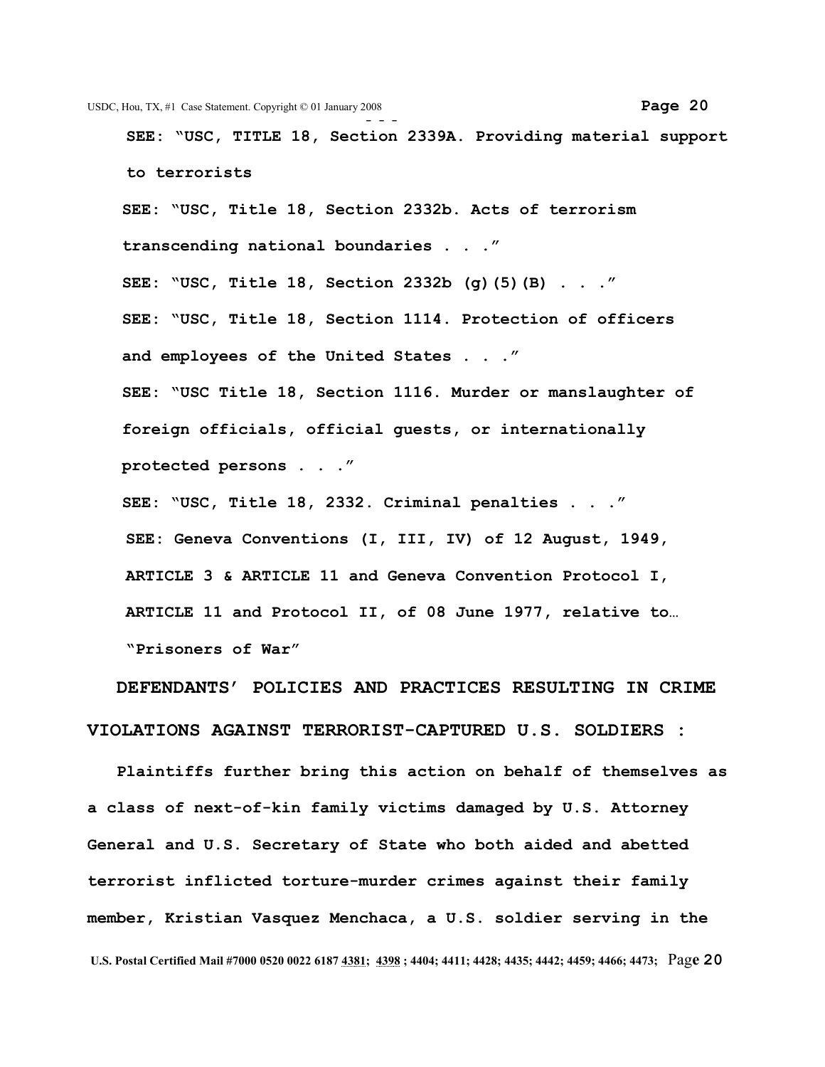**SEE: "USC, TITLE 18, Section 2339A. Providing material support to terrorists**

**SEE: "USC, Title 18, Section 2332b. Acts of terrorism transcending national boundaries . . ."**

**SEE: "USC, Title 18, Section 2332b (g)(5)(B) . . ."**

**SEE: "USC, Title 18, Section 1114. Protection of officers and employees of the United States . . ."**

**SEE: "USC Title 18, Section 1116. Murder or manslaughter of foreign officials, official guests, or internationally protected persons . . ."**

**SEE: "USC, Title 18, 2332. Criminal penalties . . ."**

**SEE: Geneva Conventions (I, III, IV) of 12 August, 1949, ARTICLE 3 & ARTICLE 11 and Geneva Convention Protocol I, ARTICLE 11 and Protocol II, of 08 June 1977, relative to… "Prisoners of War"**

**DEFENDANTS' POLICIES AND PRACTICES RESULTING IN CRIME VIOLATIONS AGAINST TERRORIST-CAPTURED U.S. SOLDIERS :**

**Plaintiffs further bring this action on behalf of themselves as a class of next-of-kin family victims damaged by U.S. Attorney General and U.S. Secretary of State who both aided and abetted terrorist inflicted torture-murder crimes against their family member, Kristian Vasquez Menchaca, a U.S. soldier serving in the**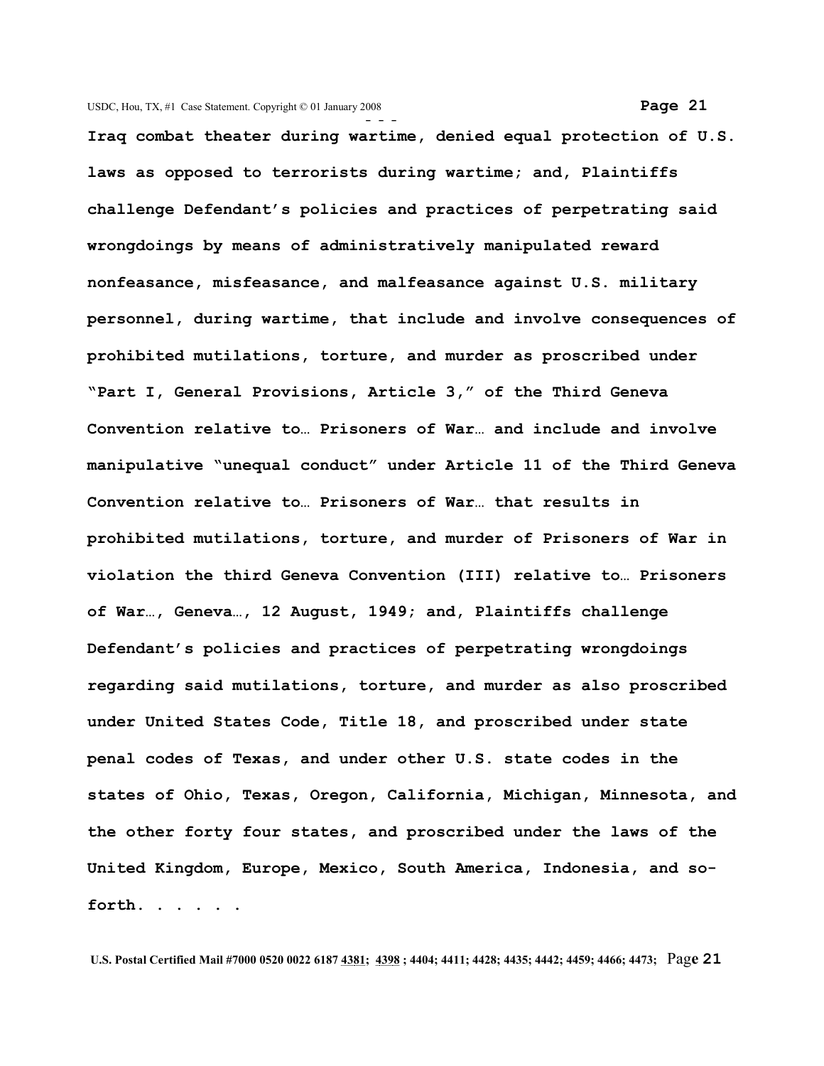Iraq combat theater during wartime, denied equal protection of U.S. laws as opposed to terrorists during wartime; and, Plaintiffs challenge Defendant's policies and practices of perpetrating said wrongdoings by means of administratively manipulated reward nonfeasance, misfeasance, and malfeasance against U.S. military personnel, during wartime, that include and involve consequences of prohibited mutilations, torture, and murder as proscribed under "Part I, General Provisions, Article 3," of the Third Geneva Convention relative to… Prisoners of War… and include and involve manipulative "unequal conduct" under Article 11 of the Third Geneva Convention relative to… Prisoners of War… that results in prohibited mutilations, torture, and murder of Prisoners of War in violation the third Geneva Convention (III) relative to… Prisoners of War…, Geneva…, 12 August, 1949; and, Plaintiffs challenge Defendant's policies and practices of perpetrating wrongdoings regarding said mutilations, torture, and murder as also proscribed under United States Code, Title 18, and proscribed under state penal codes of Texas, and under other U.S. state codes in the states of Ohio, Texas, Oregon, California, Michigan, Minnesota, and the other forty four states, and proscribed under the laws of the United Kingdom, Europe, Mexico, South America, Indonesia, and so-forth. . . . . .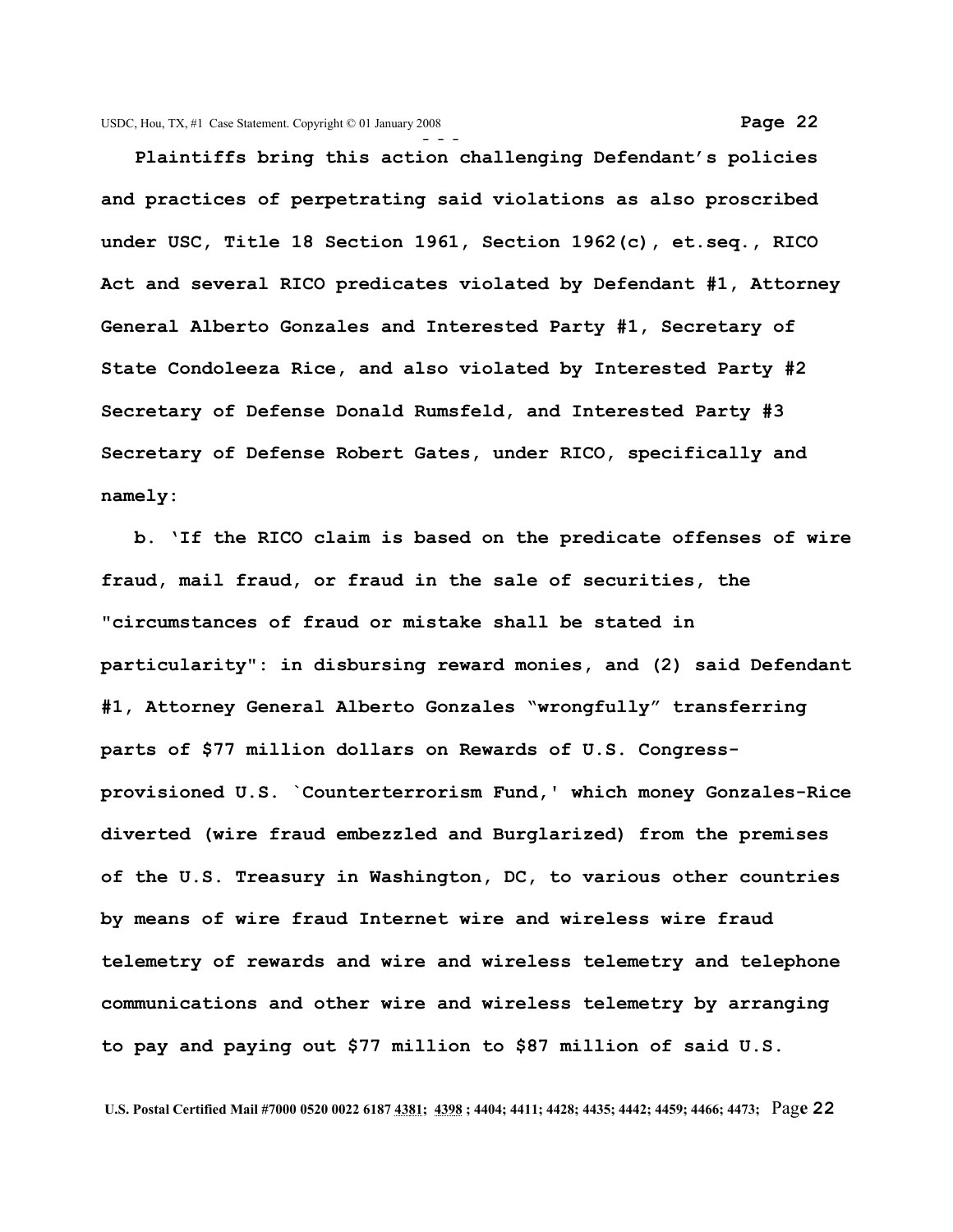**Plaintiffs bring this action challenging Defendant's policies and practices of perpetrating said violations as also proscribed under USC, Title 18 Section 1961, Section 1962(c), et.seq., RICO Act and several RICO predicates violated by Defendant #1, Attorney General Alberto Gonzales and Interested Party #1, Secretary of State Condoleeza Rice, and also violated by Interested Party #2 Secretary of Defense Donald Rumsfeld, and Interested Party #3 Secretary of Defense Robert Gates, under RICO, specifically and namely:**

**b. 'If the RICO claim is based on the predicate offenses of wire fraud, mail fraud, or fraud in the sale of securities, the "circumstances of fraud or mistake shall be stated in particularity": in disbursing reward monies, and (2) said Defendant #1, Attorney General Alberto Gonzales "wrongfully" transferring parts of $77 million dollars on Rewards of U.S. Congress-provisioned U.S. `Counterterrorism Fund,' which money Gonzales-Rice diverted (wire fraud embezzled and Burglarized) from the premises of the U.S. Treasury in Washington, DC, to various other countries by means of wire fraud Internet wire and wireless wire fraud telemetry of rewards and wire and wireless telemetry and telephone communications and other wire and wireless telemetry by arranging to pay and paying out $77 million to $87 million of said U.S.**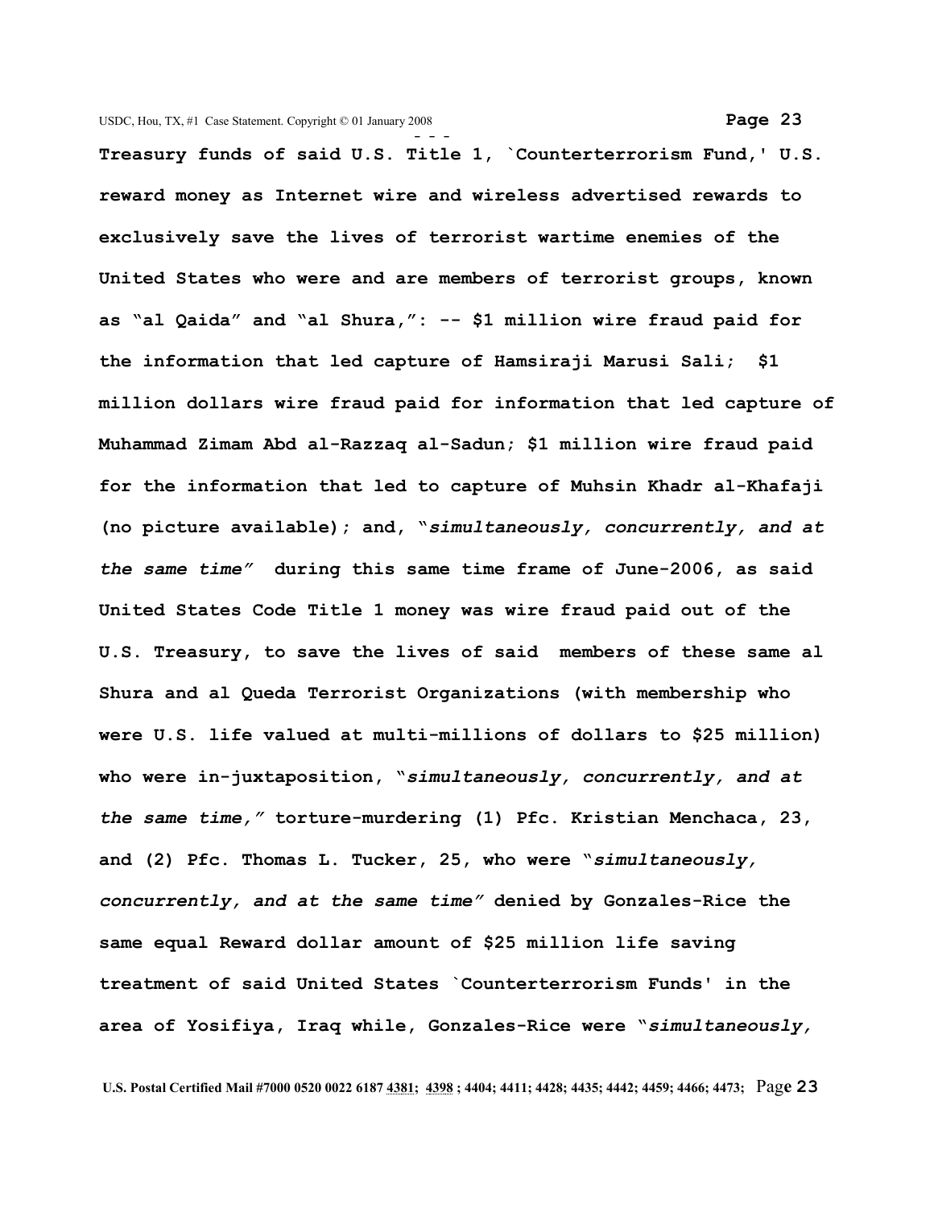**Treasury funds of said U.S. Title 1, `Counterterrorism Fund,' U.S. reward money as Internet wire and wireless advertised rewards to exclusively save the lives of terrorist wartime enemies of the United States who were and are members of terrorist groups, known as "al Qaida" and "al Shura,": -- $1 million wire fraud paid for the information that led capture of Hamsiraji Marusi Sali; $1 million dollars wire fraud paid for information that led capture of Muhammad Zimam Abd al-Razzaq al-Sadun; $1 million wire fraud paid for the information that led to capture of Muhsin Khadr al-Khafaji (no picture available); and, "*simultaneously, concurrently, and at the same time*" during this same time frame of June-2006, as said United States Code Title 1 money was wire fraud paid out of the U.S. Treasury, to save the lives of said members of these same al Shura and al Queda Terrorist Organizations (with membership who were U.S. life valued at multi-millions of dollars to $25 million) who were in-juxtaposition, "*simultaneously, concurrently, and at the same time,*" torture-murdering (1) Pfc. Kristian Menchaca, 23, and (2) Pfc. Thomas L. Tucker, 25, who were "*simultaneously, concurrently, and at the same time*" denied by Gonzales-Rice the same equal Reward dollar amount of $25 million life saving treatment of said United States `Counterterrorism Funds' in the area of Yosifiya, Iraq while, Gonzales-Rice were "*simultaneously,***

U.S. Postal Certified Mail #7000 0520 0022 6187 4381; 4398 ; 4404; 4411; 4428; 4435; 4442; 4459; 4466; 4473;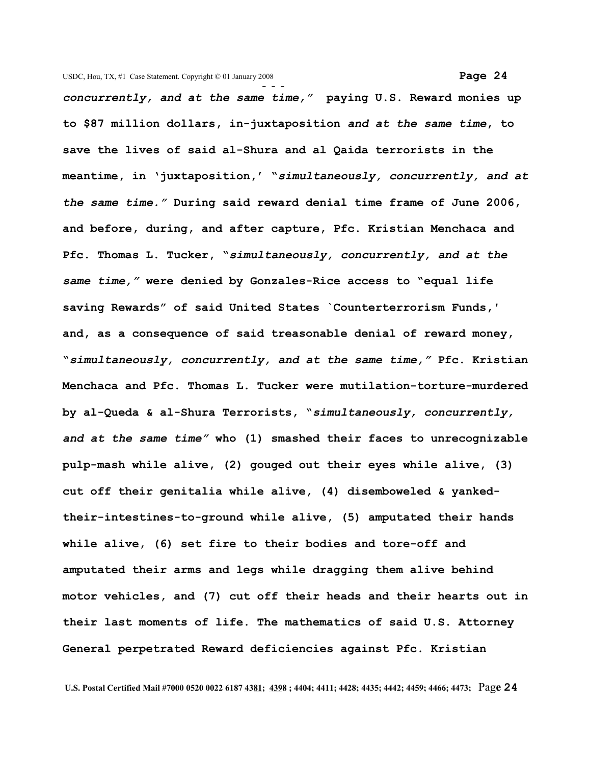***concurrently, and at the same time,"*** **paying U.S. Reward monies up to $87 million dollars, in-juxtaposition *and at the same time*, to save the lives of said al-Shura and al Qaida terrorists in the meantime, in 'juxtaposition,' "*simultaneously, concurrently, and at the same time.*" During said reward denial time frame of June 2006, and before, during, and after capture, Pfc. Kristian Menchaca and Pfc. Thomas L. Tucker, "*simultaneously, concurrently, and at the same time,*" were denied by Gonzales-Rice access to "equal life saving Rewards" of said United States `Counterterrorism Funds,' and, as a consequence of said treasonable denial of reward money, "*simultaneously, concurrently, and at the same time,*" Pfc. Kristian Menchaca and Pfc. Thomas L. Tucker were mutilation-torture-murdered by al-Queda & al-Shura Terrorists, "*simultaneously, concurrently, and at the same time*" who (1) smashed their faces to unrecognizable pulp-mash while alive, (2) gouged out their eyes while alive, (3) cut off their genitalia while alive, (4) disemboweled & yanked-their-intestines-to-ground while alive, (5) amputated their hands while alive, (6) set fire to their bodies and tore-off and amputated their arms and legs while dragging them alive behind motor vehicles, and (7) cut off their heads and their hearts out in their last moments of life. The mathematics of said U.S. Attorney General perpetrated Reward deficiencies against Pfc. Kristian**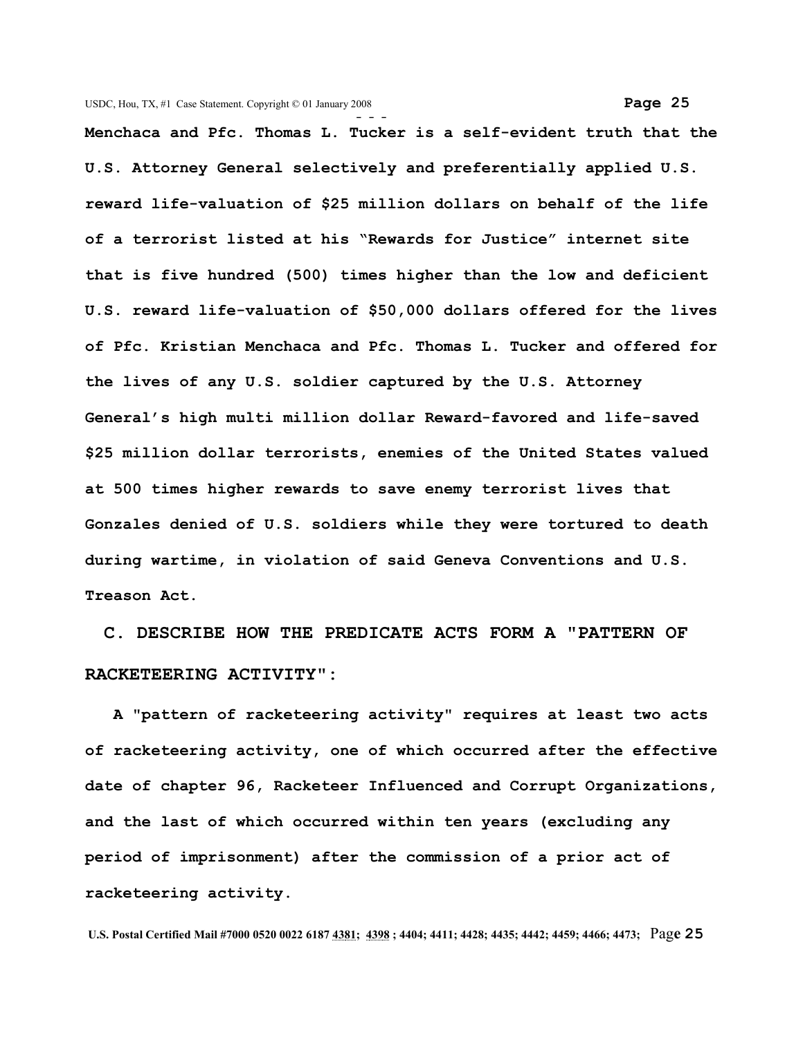**Menchaca and Pfc. Thomas L. Tucker is a self-evident truth that the U.S. Attorney General selectively and preferentially applied U.S. reward life-valuation of $25 million dollars on behalf of the life of a terrorist listed at his "Rewards for Justice" internet site that is five hundred (500) times higher than the low and deficient U.S. reward life-valuation of $50,000 dollars offered for the lives of Pfc. Kristian Menchaca and Pfc. Thomas L. Tucker and offered for the lives of any U.S. soldier captured by the U.S. Attorney General's high multi million dollar Reward-favored and life-saved $25 million dollar terrorists, enemies of the United States valued at 500 times higher rewards to save enemy terrorist lives that Gonzales denied of U.S. soldiers while they were tortured to death during wartime, in violation of said Geneva Conventions and U.S. Treason Act.**

## C. DESCRIBE HOW THE PREDICATE ACTS FORM A "PATTERN OF RACKETEERING ACTIVITY":

**A "pattern of racketeering activity" requires at least two acts of racketeering activity, one of which occurred after the effective date of chapter 96, Racketeer Influenced and Corrupt Organizations, and the last of which occurred within ten years (excluding any period of imprisonment) after the commission of a prior act of racketeering activity.**

U.S. Postal Certified Mail #7000 0520 0022 6187 4381; 4398 ; 4404; 4411; 4428; 4435; 4442; 4459; 4466; 4473;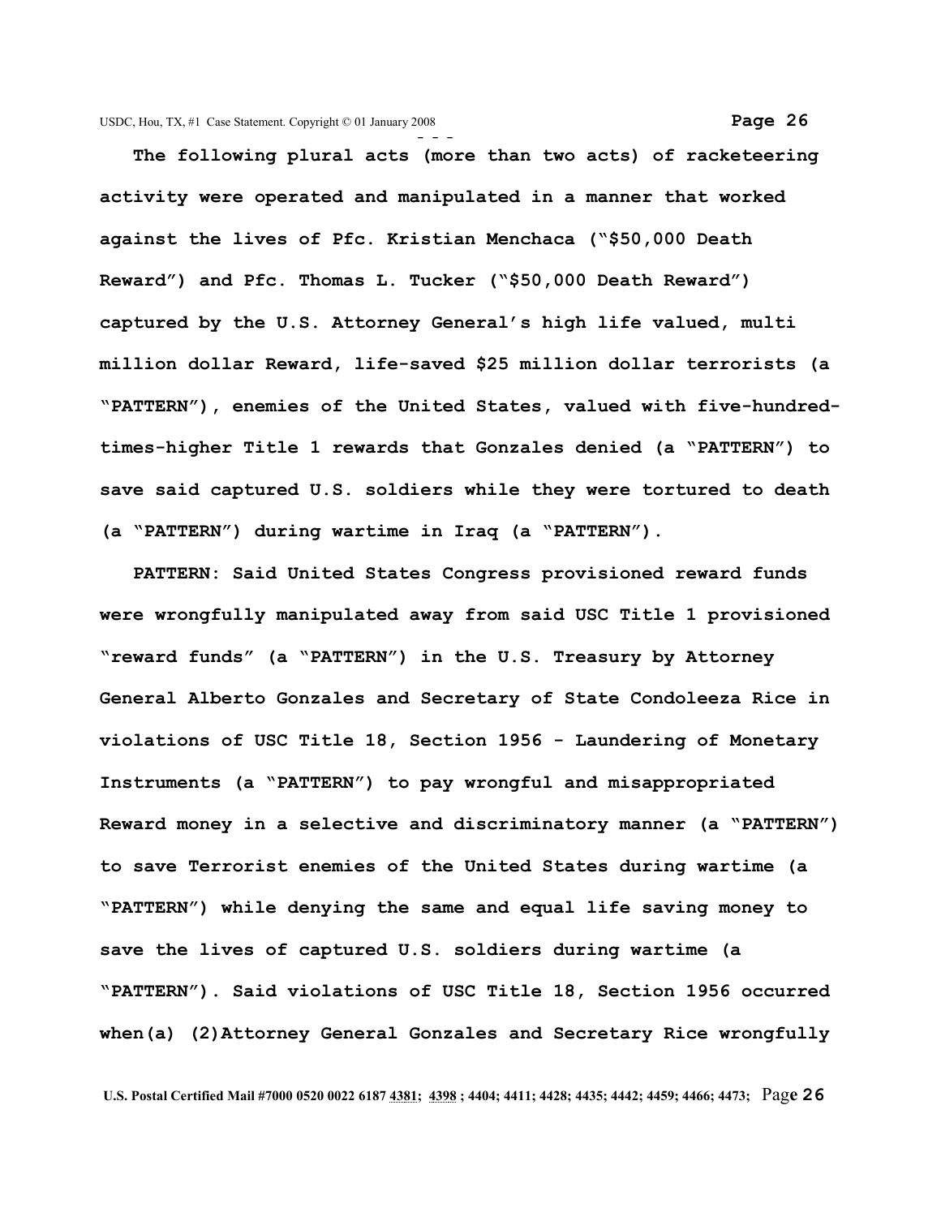**The following plural acts (more than two acts) of racketeering activity were operated and manipulated in a manner that worked against the lives of Pfc. Kristian Menchaca ("$50,000 Death Reward") and Pfc. Thomas L. Tucker ("$50,000 Death Reward") captured by the U.S. Attorney General's high life valued, multi million dollar Reward, life-saved $25 million dollar terrorists (a "PATTERN"), enemies of the United States, valued with five-hundred-times-higher Title 1 rewards that Gonzales denied (a "PATTERN") to save said captured U.S. soldiers while they were tortured to death (a "PATTERN") during wartime in Iraq (a "PATTERN").**

**PATTERN: Said United States Congress provisioned reward funds were wrongfully manipulated away from said USC Title 1 provisioned "reward funds" (a "PATTERN") in the U.S. Treasury by Attorney General Alberto Gonzales and Secretary of State Condoleeza Rice in violations of USC Title 18, Section 1956 - Laundering of Monetary Instruments (a "PATTERN") to pay wrongful and misappropriated Reward money in a selective and discriminatory manner (a "PATTERN") to save Terrorist enemies of the United States during wartime (a "PATTERN") while denying the same and equal life saving money to save the lives of captured U.S. soldiers during wartime (a "PATTERN"). Said violations of USC Title 18, Section 1956 occurred when(a) (2)Attorney General Gonzales and Secretary Rice wrongfully**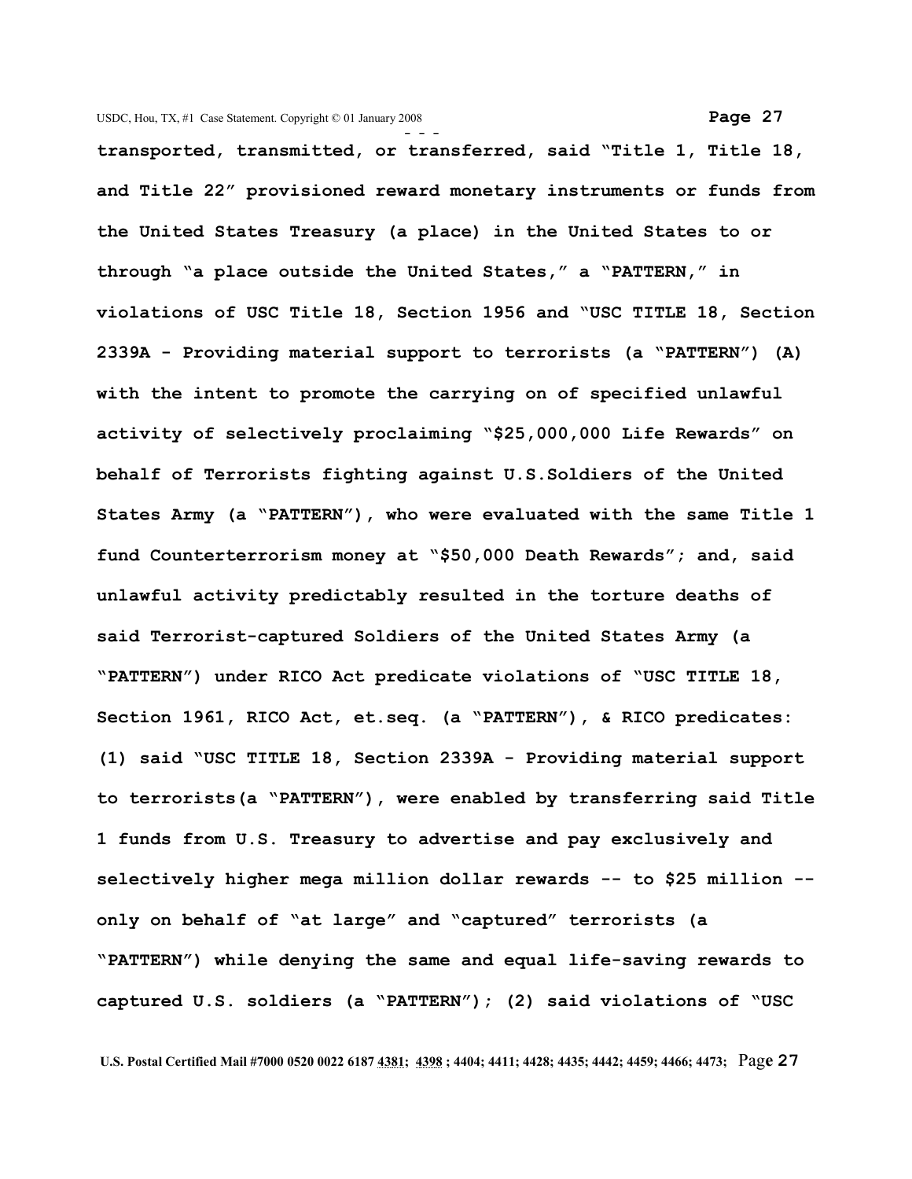**transported, transmitted, or transferred, said "Title 1, Title 18, and Title 22" provisioned reward monetary instruments or funds from the United States Treasury (a place) in the United States to or through "a place outside the United States," a "PATTERN," in violations of USC Title 18, Section 1956 and "USC TITLE 18, Section 2339A - Providing material support to terrorists (a "PATTERN") (A) with the intent to promote the carrying on of specified unlawful activity of selectively proclaiming "$25,000,000 Life Rewards" on behalf of Terrorists fighting against U.S.Soldiers of the United States Army (a "PATTERN"), who were evaluated with the same Title 1 fund Counterterrorism money at "$50,000 Death Rewards"; and, said unlawful activity predictably resulted in the torture deaths of said Terrorist-captured Soldiers of the United States Army (a "PATTERN") under RICO Act predicate violations of "USC TITLE 18, Section 1961, RICO Act, et.seq. (a "PATTERN"), & RICO predicates: (1) said "USC TITLE 18, Section 2339A - Providing material support to terrorists(a "PATTERN"), were enabled by transferring said Title 1 funds from U.S. Treasury to advertise and pay exclusively and selectively higher mega million dollar rewards -- to $25 million -- only on behalf of "at large" and "captured" terrorists (a "PATTERN") while denying the same and equal life-saving rewards to captured U.S. soldiers (a "PATTERN"); (2) said violations of "USC**

**U.S. Postal Certified Mail #7000 0520 0022 6187 4381; 4398 ; 4404; 4411; 4428; 4435; 4442; 4459; 4466; 4473;**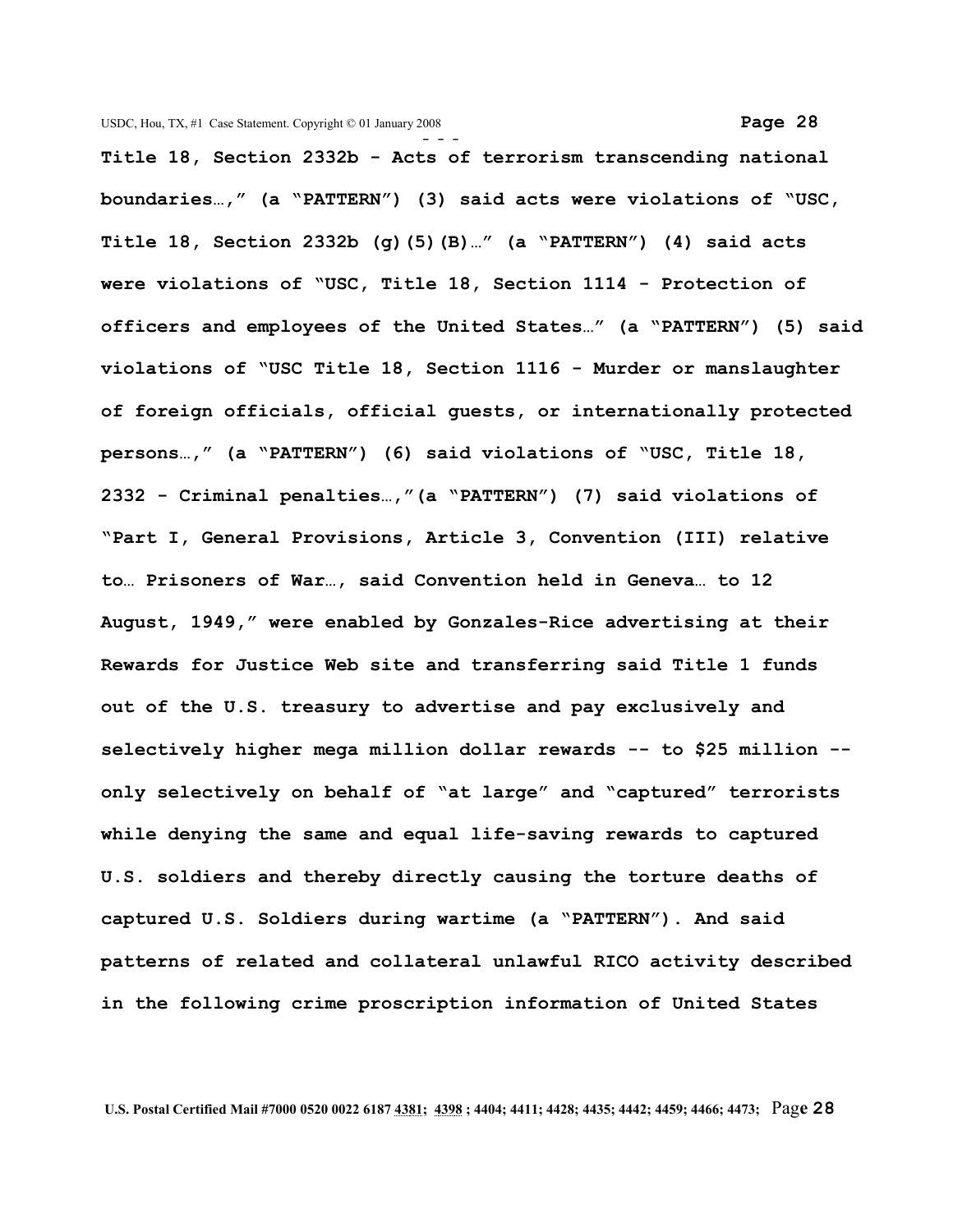**Title 18, Section 2332b - Acts of terrorism transcending national boundaries…," (a "PATTERN") (3) said acts were violations of "USC, Title 18, Section 2332b (g)(5)(B)…" (a "PATTERN") (4) said acts were violations of "USC, Title 18, Section 1114 - Protection of officers and employees of the United States…" (a "PATTERN") (5) said violations of "USC Title 18, Section 1116 - Murder or manslaughter of foreign officials, official guests, or internationally protected persons…," (a "PATTERN") (6) said violations of "USC, Title 18, 2332 - Criminal penalties…,"(a "PATTERN") (7) said violations of "Part I, General Provisions, Article 3, Convention (III) relative to… Prisoners of War…, said Convention held in Geneva… to 12 August, 1949," were enabled by Gonzales-Rice advertising at their Rewards for Justice Web site and transferring said Title 1 funds out of the U.S. treasury to advertise and pay exclusively and selectively higher mega million dollar rewards -- to $25 million -- only selectively on behalf of "at large" and "captured" terrorists while denying the same and equal life-saving rewards to captured U.S. soldiers and thereby directly causing the torture deaths of captured U.S. Soldiers during wartime (a "PATTERN"). And said patterns of related and collateral unlawful RICO activity described in the following crime proscription information of United States**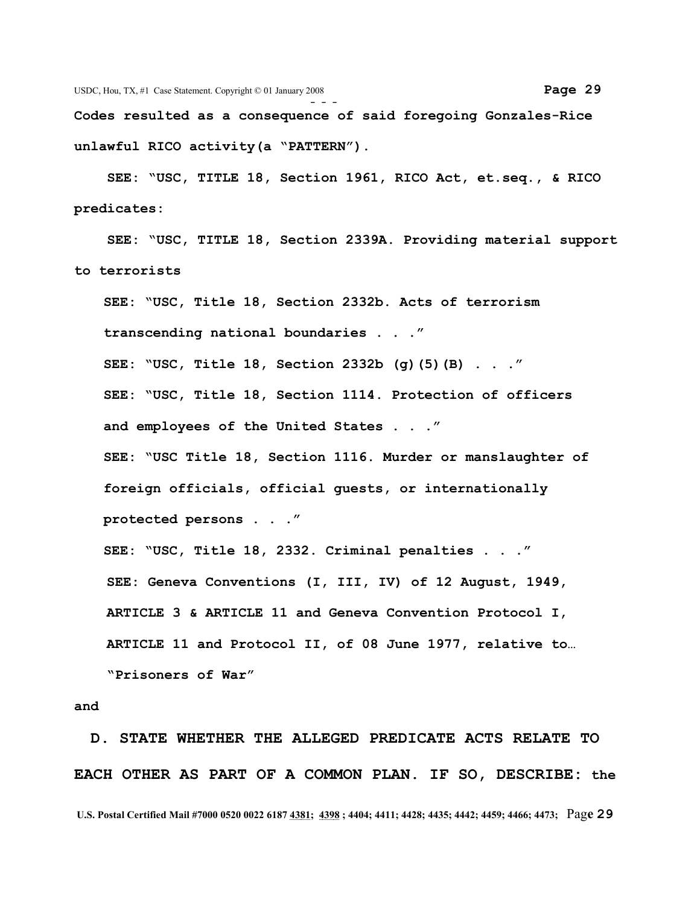**Codes resulted as a consequence of said foregoing Gonzales-Rice unlawful RICO activity(a "PATTERN").**

**SEE: "USC, TITLE 18, Section 1961, RICO Act, et.seq., & RICO predicates:**

**SEE: "USC, TITLE 18, Section 2339A. Providing material support to terrorists**

**SEE: "USC, Title 18, Section 2332b. Acts of terrorism transcending national boundaries . . ."**

**SEE: "USC, Title 18, Section 2332b (g)(5)(B) . . ."**

**SEE: "USC, Title 18, Section 1114. Protection of officers and employees of the United States . . ."**

**SEE: "USC Title 18, Section 1116. Murder or manslaughter of foreign officials, official guests, or internationally protected persons . . ."**

**SEE: "USC, Title 18, 2332. Criminal penalties . . ."**

**SEE: Geneva Conventions (I, III, IV) of 12 August, 1949, ARTICLE 3 & ARTICLE 11 and Geneva Convention Protocol I, ARTICLE 11 and Protocol II, of 08 June 1977, relative to… "Prisoners of War"**

**and**

**D. STATE WHETHER THE ALLEGED PREDICATE ACTS RELATE TO EACH OTHER AS PART OF A COMMON PLAN. IF SO, DESCRIBE: the**

**U.S. Postal Certified Mail #7000 0520 0022 6187 4381; 4398 ; 4404; 4411; 4428; 4435; 4442; 4459; 4466; 4473;**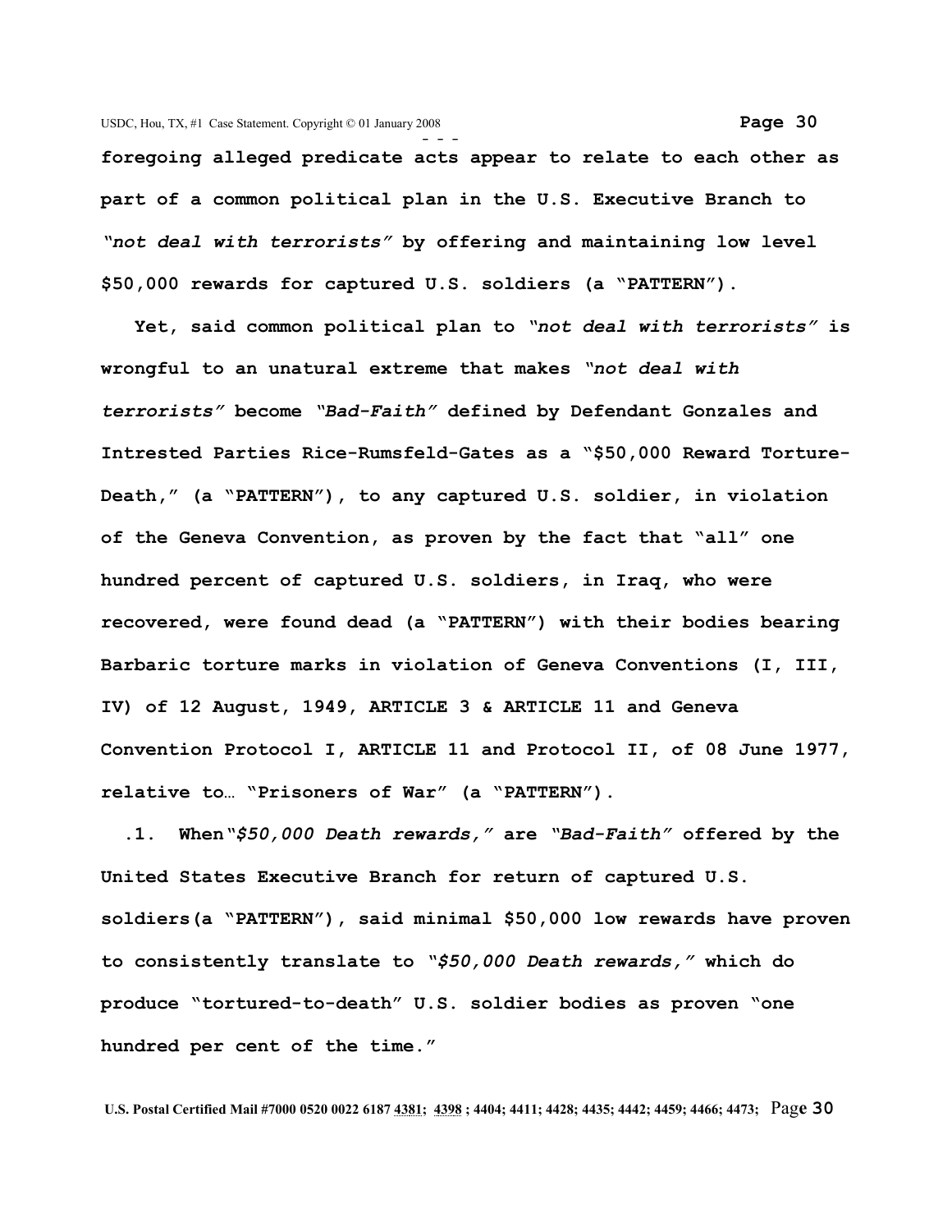**foregoing alleged predicate acts appear to relate to each other as part of a common political plan in the U.S. Executive Branch to *"not deal with terrorists"* by offering and maintaining low level $50,000 rewards for captured U.S. soldiers (a "PATTERN").**

**Yet, said common political plan to *"not deal with terrorists"* is wrongful to an unatural extreme that makes *"not deal with terrorists"* become *"Bad-Faith"* defined by Defendant Gonzales and Intrested Parties Rice-Rumsfeld-Gates as a "$50,000 Reward Torture-Death," (a "PATTERN"), to any captured U.S. soldier, in violation of the Geneva Convention, as proven by the fact that "all" one hundred percent of captured U.S. soldiers, in Iraq, who were recovered, were found dead (a "PATTERN") with their bodies bearing Barbaric torture marks in violation of Geneva Conventions (I, III, IV) of 12 August, 1949, ARTICLE 3 & ARTICLE 11 and Geneva Convention Protocol I, ARTICLE 11 and Protocol II, of 08 June 1977, relative to… "Prisoners of War" (a "PATTERN").**

**.1. When *"$50,000 Death rewards,"* are *"Bad-Faith"* offered by the United States Executive Branch for return of captured U.S. soldiers(a "PATTERN"), said minimal $50,000 low rewards have proven to consistently translate to *"$50,000 Death rewards,"* which do produce "tortured-to-death" U.S. soldier bodies as proven "one hundred per cent of the time."**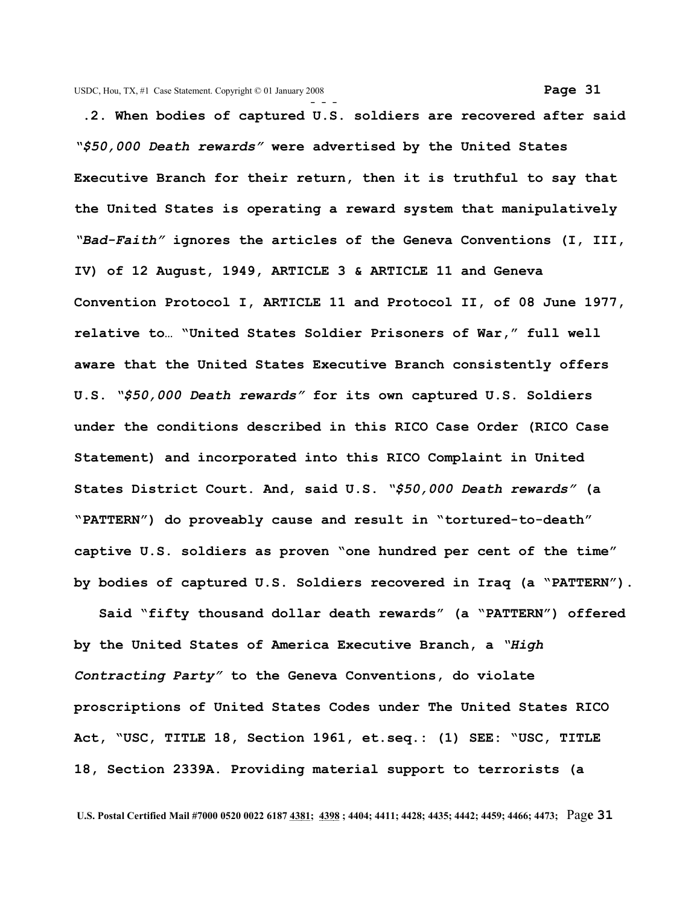**.2. When bodies of captured U.S. soldiers are recovered after said *"$50,000 Death rewards"* were advertised by the United States Executive Branch for their return, then it is truthful to say that the United States is operating a reward system that manipulatively *"Bad-Faith"* ignores the articles of the Geneva Conventions (I, III, IV) of 12 August, 1949, ARTICLE 3 & ARTICLE 11 and Geneva Convention Protocol I, ARTICLE 11 and Protocol II, of 08 June 1977, relative to… "United States Soldier Prisoners of War," full well aware that the United States Executive Branch consistently offers U.S. *"$50,000 Death rewards"* for its own captured U.S. Soldiers under the conditions described in this RICO Case Order (RICO Case Statement) and incorporated into this RICO Complaint in United States District Court. And, said U.S. *"$50,000 Death rewards"* (a "PATTERN") do proveably cause and result in "tortured-to-death" captive U.S. soldiers as proven "one hundred per cent of the time" by bodies of captured U.S. Soldiers recovered in Iraq (a "PATTERN").**

**Said "fifty thousand dollar death rewards" (a "PATTERN") offered by the United States of America Executive Branch, a *"High Contracting Party"* to the Geneva Conventions, do violate proscriptions of United States Codes under The United States RICO Act, "USC, TITLE 18, Section 1961, et.seq.: (1) SEE: "USC, TITLE 18, Section 2339A. Providing material support to terrorists (a**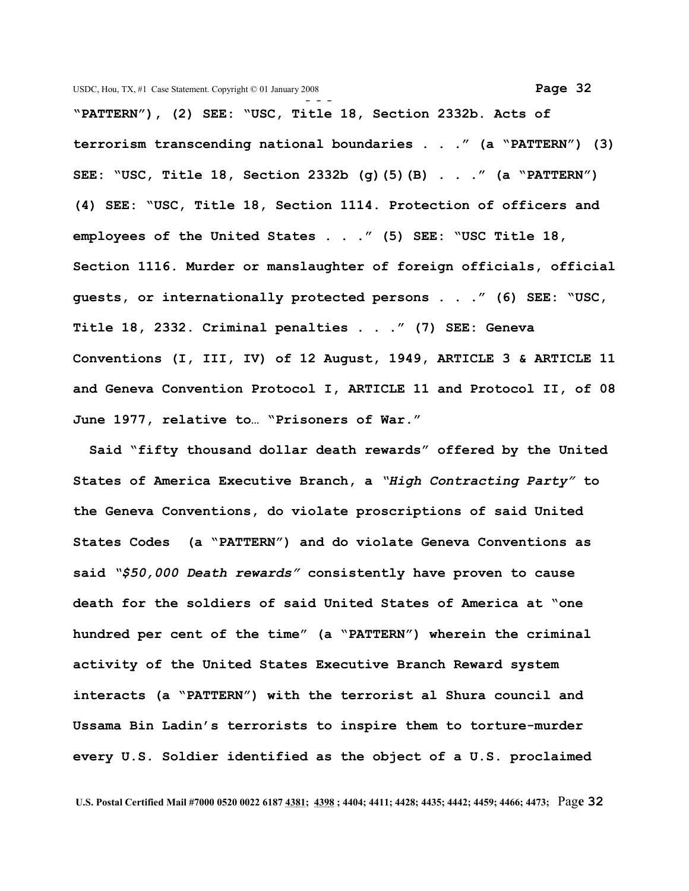**"PATTERN"), (2) SEE: "USC, Title 18, Section 2332b. Acts of terrorism transcending national boundaries . . ." (a "PATTERN") (3) SEE: "USC, Title 18, Section 2332b (g)(5)(B) . . ." (a "PATTERN") (4) SEE: "USC, Title 18, Section 1114. Protection of officers and employees of the United States . . ." (5) SEE: "USC Title 18, Section 1116. Murder or manslaughter of foreign officials, official guests, or internationally protected persons . . ." (6) SEE: "USC, Title 18, 2332. Criminal penalties . . ." (7) SEE: Geneva Conventions (I, III, IV) of 12 August, 1949, ARTICLE 3 & ARTICLE 11 and Geneva Convention Protocol I, ARTICLE 11 and Protocol II, of 08 June 1977, relative to… "Prisoners of War."**

**Said "fifty thousand dollar death rewards" offered by the United States of America Executive Branch, a *"High Contracting Party"* to the Geneva Conventions, do violate proscriptions of said United States Codes (a "PATTERN") and do violate Geneva Conventions as said *"$50,000 Death rewards"* consistently have proven to cause death for the soldiers of said United States of America at "one hundred per cent of the time" (a "PATTERN") wherein the criminal activity of the United States Executive Branch Reward system interacts (a "PATTERN") with the terrorist al Shura council and Ussama Bin Ladin's terrorists to inspire them to torture-murder every U.S. Soldier identified as the object of a U.S. proclaimed**

U.S. Postal Certified Mail #7000 0520 0022 6187 4381; 4398 ; 4404; 4411; 4428; 4435; 4442; 4459; 4466; 4473;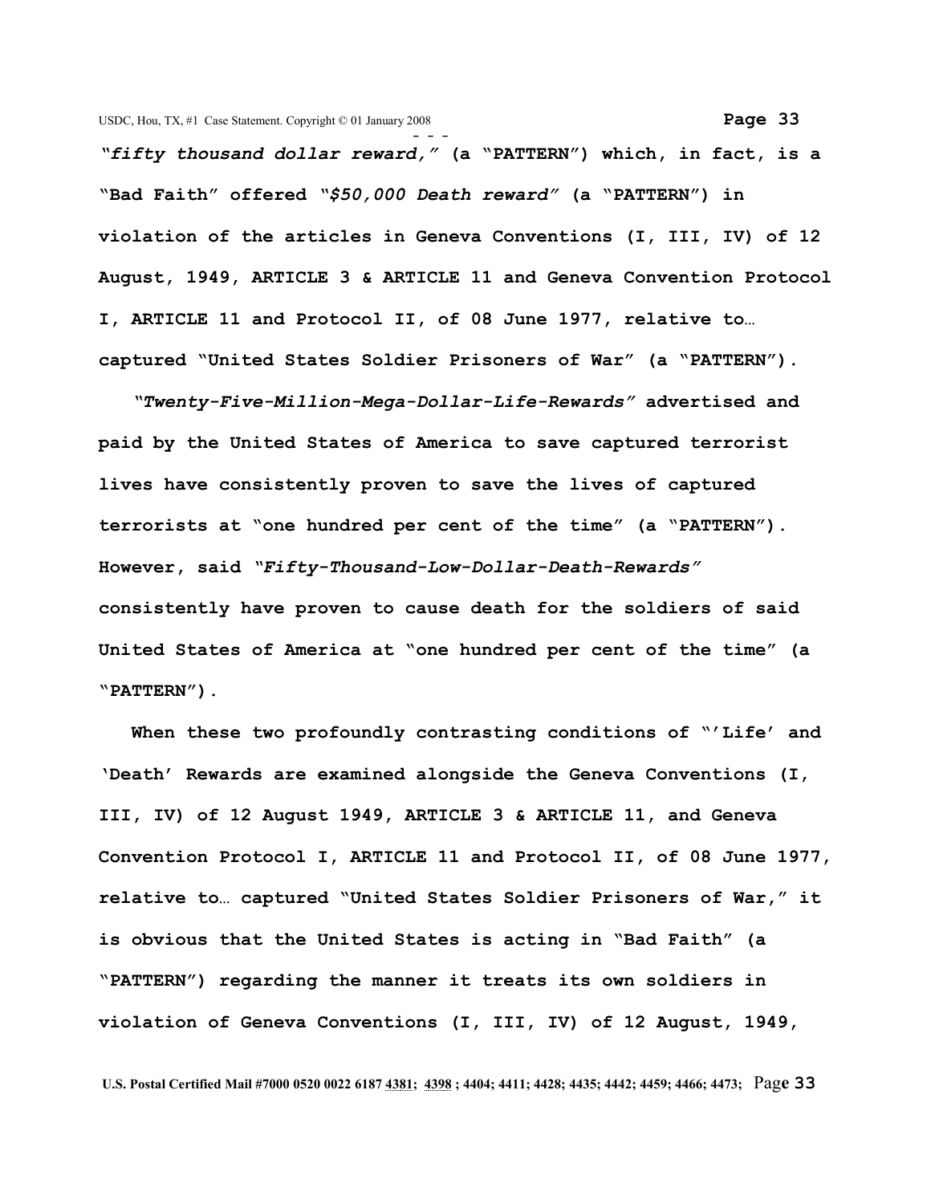***"fifty thousand dollar reward,"*** **(a "PATTERN") which, in fact, is a "Bad Faith" offered *"$50,000 Death reward"* (a "PATTERN") in violation of the articles in Geneva Conventions (I, III, IV) of 12 August, 1949, ARTICLE 3 & ARTICLE 11 and Geneva Convention Protocol I, ARTICLE 11 and Protocol II, of 08 June 1977, relative to… captured "United States Soldier Prisoners of War" (a "PATTERN").**

***"Twenty-Five-Million-Mega-Dollar-Life-Rewards"*** **advertised and paid by the United States of America to save captured terrorist lives have consistently proven to save the lives of captured terrorists at "one hundred per cent of the time" (a "PATTERN"). However, said *"Fifty-Thousand-Low-Dollar-Death-Rewards"* consistently have proven to cause death for the soldiers of said United States of America at "one hundred per cent of the time" (a "PATTERN").**

**When these two profoundly contrasting conditions of "'Life' and 'Death' Rewards are examined alongside the Geneva Conventions (I, III, IV) of 12 August 1949, ARTICLE 3 & ARTICLE 11, and Geneva Convention Protocol I, ARTICLE 11 and Protocol II, of 08 June 1977, relative to… captured "United States Soldier Prisoners of War," it is obvious that the United States is acting in "Bad Faith" (a "PATTERN") regarding the manner it treats its own soldiers in violation of Geneva Conventions (I, III, IV) of 12 August, 1949,**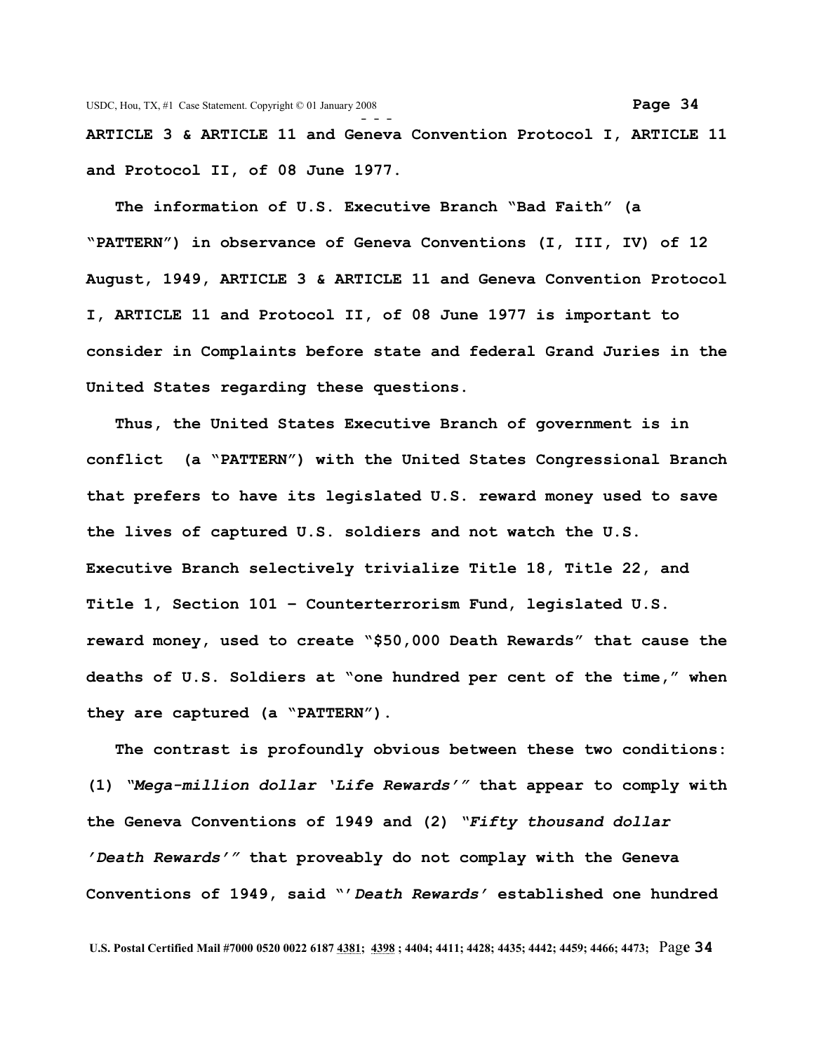**ARTICLE 3 & ARTICLE 11 and Geneva Convention Protocol I, ARTICLE 11 and Protocol II, of 08 June 1977.**

**The information of U.S. Executive Branch "Bad Faith" (a "PATTERN") in observance of Geneva Conventions (I, III, IV) of 12 August, 1949, ARTICLE 3 & ARTICLE 11 and Geneva Convention Protocol I, ARTICLE 11 and Protocol II, of 08 June 1977 is important to consider in Complaints before state and federal Grand Juries in the United States regarding these questions.**

**Thus, the United States Executive Branch of government is in conflict (a "PATTERN") with the United States Congressional Branch that prefers to have its legislated U.S. reward money used to save the lives of captured U.S. soldiers and not watch the U.S. Executive Branch selectively trivialize Title 18, Title 22, and Title 1, Section 101 – Counterterrorism Fund, legislated U.S. reward money, used to create "$50,000 Death Rewards" that cause the deaths of U.S. Soldiers at "one hundred per cent of the time," when they are captured (a "PATTERN").**

**The contrast is profoundly obvious between these two conditions: (1) *"Mega-million dollar 'Life Rewards'"* that appear to comply with the Geneva Conventions of 1949 and (2) *"Fifty thousand dollar 'Death Rewards'"* that proveably do not complay with the Geneva Conventions of 1949, said "'*Death Rewards'* established one hundred**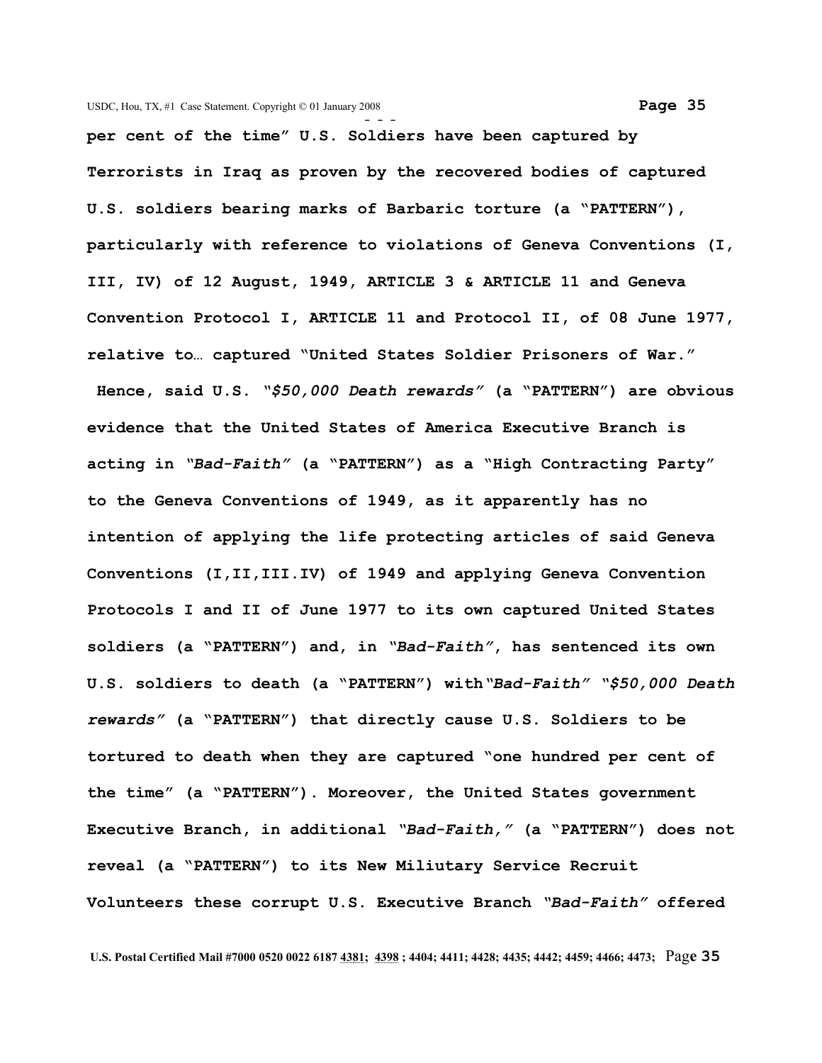**per cent of the time" U.S. Soldiers have been captured by Terrorists in Iraq as proven by the recovered bodies of captured U.S. soldiers bearing marks of Barbaric torture (a "PATTERN"), particularly with reference to violations of Geneva Conventions (I, III, IV) of 12 August, 1949, ARTICLE 3 & ARTICLE 11 and Geneva Convention Protocol I, ARTICLE 11 and Protocol II, of 08 June 1977, relative to… captured "United States Soldier Prisoners of War." Hence, said U.S. *"$50,000 Death rewards"* (a "PATTERN") are obvious evidence that the United States of America Executive Branch is acting in *"Bad-Faith"* (a "PATTERN") as a "High Contracting Party" to the Geneva Conventions of 1949, as it apparently has no intention of applying the life protecting articles of said Geneva Conventions (I,II,III.IV) of 1949 and applying Geneva Convention Protocols I and II of June 1977 to its own captured United States soldiers (a "PATTERN") and, in *"Bad-Faith"*, has sentenced its own U.S. soldiers to death (a "PATTERN") with *"Bad-Faith" "$50,000 Death rewards"* (a "PATTERN") that directly cause U.S. Soldiers to be tortured to death when they are captured "one hundred per cent of the time" (a "PATTERN"). Moreover, the United States government Executive Branch, in additional *"Bad-Faith,"* (a "PATTERN") does not reveal (a "PATTERN") to its New Miliutary Service Recruit Volunteers these corrupt U.S. Executive Branch *"Bad-Faith"* offered**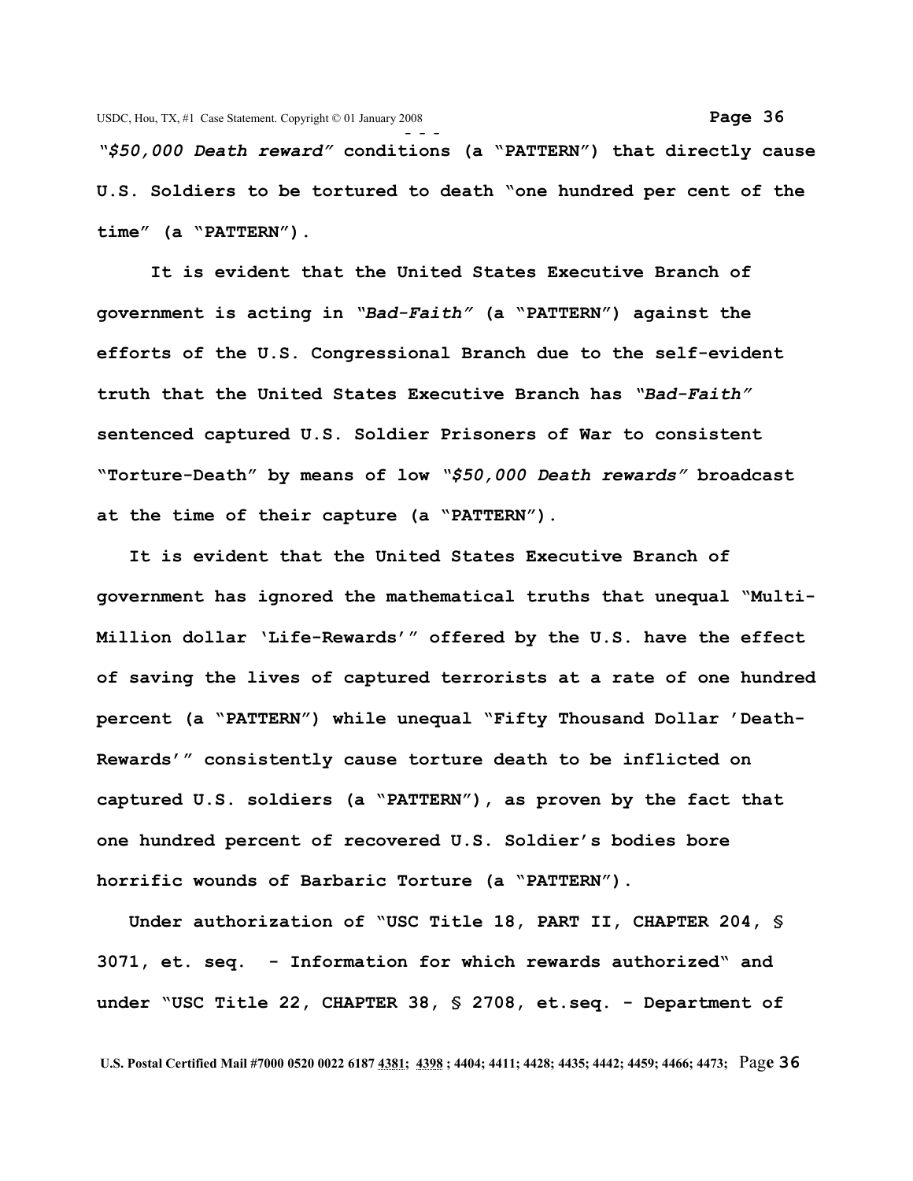**"*$50,000 Death reward*" conditions (a "PATTERN") that directly cause U.S. Soldiers to be tortured to death "one hundred per cent of the time" (a "PATTERN").**

**It is evident that the United States Executive Branch of government is acting in "*Bad-Faith*" (a "PATTERN") against the efforts of the U.S. Congressional Branch due to the self-evident truth that the United States Executive Branch has "*Bad-Faith*" sentenced captured U.S. Soldier Prisoners of War to consistent "Torture-Death" by means of low "*$50,000 Death rewards*" broadcast at the time of their capture (a "PATTERN").**

**It is evident that the United States Executive Branch of government has ignored the mathematical truths that unequal "Multi-Million dollar 'Life-Rewards'" offered by the U.S. have the effect of saving the lives of captured terrorists at a rate of one hundred percent (a "PATTERN") while unequal "Fifty Thousand Dollar 'Death-Rewards'" consistently cause torture death to be inflicted on captured U.S. soldiers (a "PATTERN"), as proven by the fact that one hundred percent of recovered U.S. Soldier's bodies bore horrific wounds of Barbaric Torture (a "PATTERN").**

**Under authorization of "USC Title 18, PART II, CHAPTER 204, § 3071, et. seq. - Information for which rewards authorized" and under "USC Title 22, CHAPTER 38, § 2708, et.seq. - Department of**

**U.S. Postal Certified Mail #7000 0520 0022 6187 4381; 4398 ; 4404; 4411; 4428; 4435; 4442; 4459; 4466; 4473;**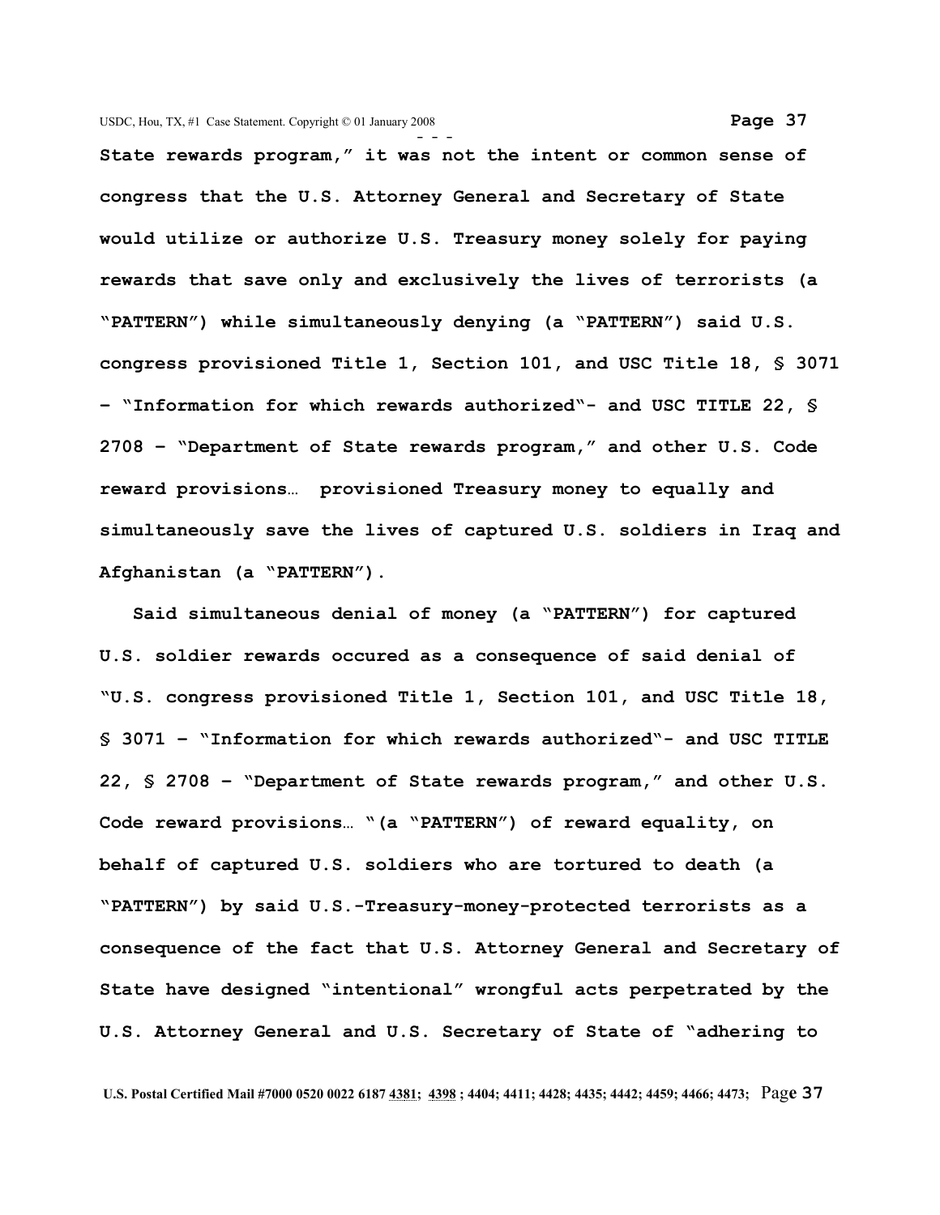**State rewards program," it was not the intent or common sense of congress that the U.S. Attorney General and Secretary of State would utilize or authorize U.S. Treasury money solely for paying rewards that save only and exclusively the lives of terrorists (a "PATTERN") while simultaneously denying (a "PATTERN") said U.S. congress provisioned Title 1, Section 101, and USC Title 18, § 3071 – "Information for which rewards authorized"- and USC TITLE 22, § 2708 – "Department of State rewards program," and other U.S. Code reward provisions… provisioned Treasury money to equally and simultaneously save the lives of captured U.S. soldiers in Iraq and Afghanistan (a "PATTERN").**

**Said simultaneous denial of money (a "PATTERN") for captured U.S. soldier rewards occured as a consequence of said denial of "U.S. congress provisioned Title 1, Section 101, and USC Title 18, § 3071 – "Information for which rewards authorized"- and USC TITLE 22, § 2708 – "Department of State rewards program," and other U.S. Code reward provisions… "(a "PATTERN") of reward equality, on behalf of captured U.S. soldiers who are tortured to death (a "PATTERN") by said U.S.-Treasury-money-protected terrorists as a consequence of the fact that U.S. Attorney General and Secretary of State have designed "intentional" wrongful acts perpetrated by the U.S. Attorney General and U.S. Secretary of State of "adhering to**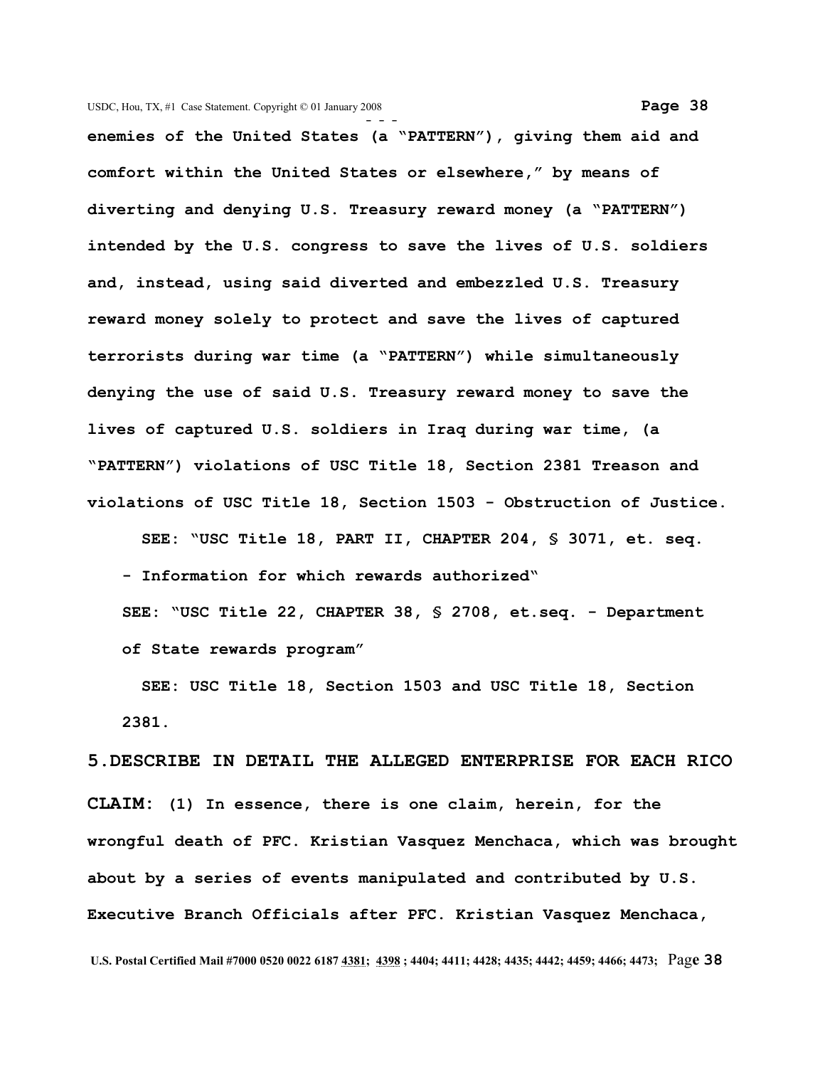**enemies of the United States (a "PATTERN"), giving them aid and comfort within the United States or elsewhere," by means of diverting and denying U.S. Treasury reward money (a "PATTERN") intended by the U.S. congress to save the lives of U.S. soldiers and, instead, using said diverted and embezzled U.S. Treasury reward money solely to protect and save the lives of captured terrorists during war time (a "PATTERN") while simultaneously denying the use of said U.S. Treasury reward money to save the lives of captured U.S. soldiers in Iraq during war time, (a "PATTERN") violations of USC Title 18, Section 2381 Treason and violations of USC Title 18, Section 1503 - Obstruction of Justice.**

**SEE: "USC Title 18, PART II, CHAPTER 204, § 3071, et. seq. - Information for which rewards authorized"**

**SEE: "USC Title 22, CHAPTER 38, § 2708, et.seq. - Department of State rewards program"**

**SEE: USC Title 18, Section 1503 and USC Title 18, Section 2381.**

**5.DESCRIBE IN DETAIL THE ALLEGED ENTERPRISE FOR EACH RICO CLAIM: (1) In essence, there is one claim, herein, for the wrongful death of PFC. Kristian Vasquez Menchaca, which was brought about by a series of events manipulated and contributed by U.S. Executive Branch Officials after PFC. Kristian Vasquez Menchaca,**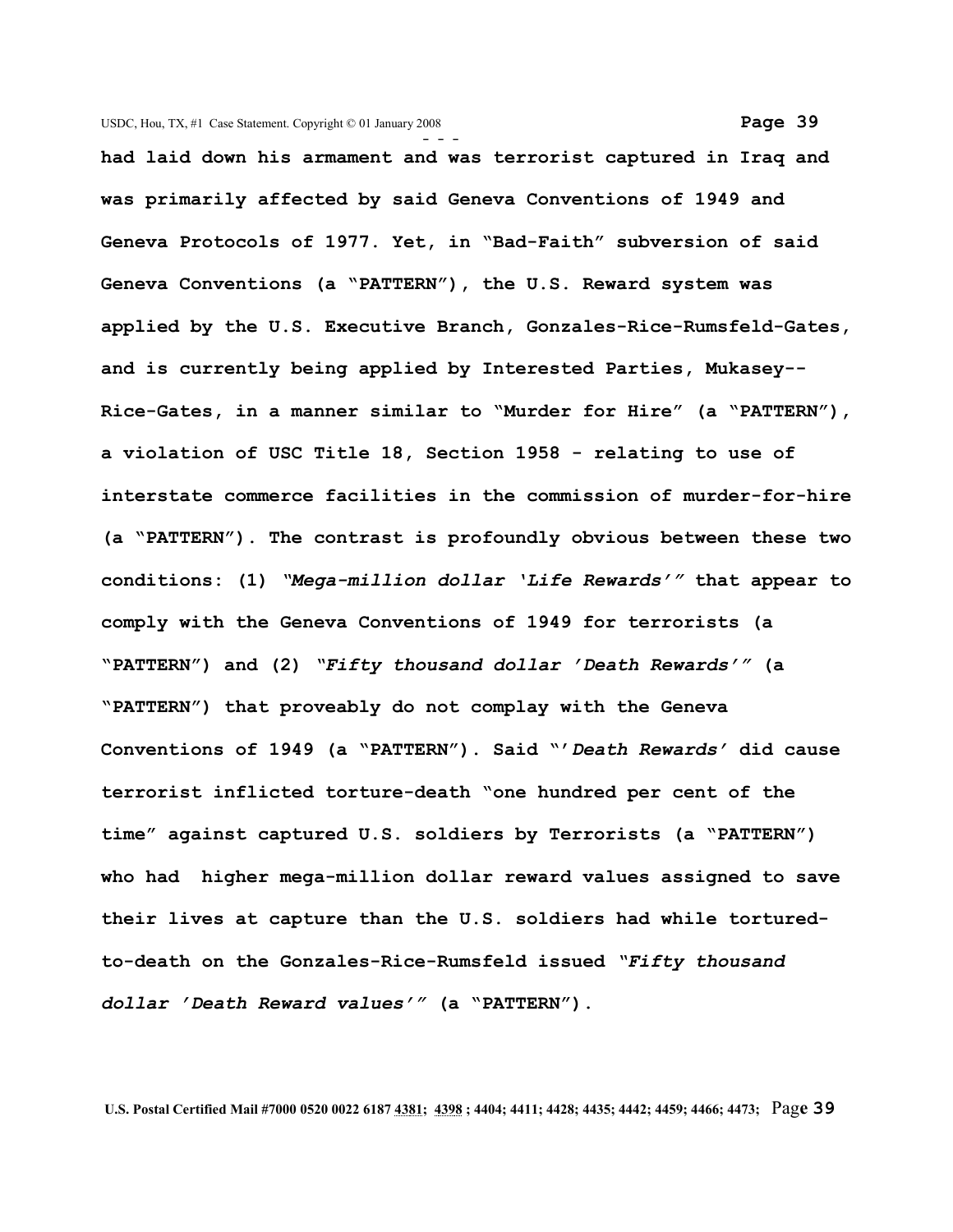**had laid down his armament and was terrorist captured in Iraq and was primarily affected by said Geneva Conventions of 1949 and Geneva Protocols of 1977. Yet, in "Bad-Faith" subversion of said Geneva Conventions (a "PATTERN"), the U.S. Reward system was applied by the U.S. Executive Branch, Gonzales-Rice-Rumsfeld-Gates, and is currently being applied by Interested Parties, Mukasey--Rice-Gates, in a manner similar to "Murder for Hire" (a "PATTERN"), a violation of USC Title 18, Section 1958 - relating to use of interstate commerce facilities in the commission of murder-for-hire (a "PATTERN"). The contrast is profoundly obvious between these two conditions: (1) *"Mega-million dollar 'Life Rewards'"* that appear to comply with the Geneva Conventions of 1949 for terrorists (a "PATTERN") and (2) *"Fifty thousand dollar 'Death Rewards'"* (a "PATTERN") that proveably do not complay with the Geneva Conventions of 1949 (a "PATTERN"). Said "*'Death Rewards'* did cause terrorist inflicted torture-death "one hundred per cent of the time" against captured U.S. soldiers by Terrorists (a "PATTERN") who had higher mega-million dollar reward values assigned to save their lives at capture than the U.S. soldiers had while tortured-to-death on the Gonzales-Rice-Rumsfeld issued *"Fifty thousand dollar 'Death Reward values'"* (a "PATTERN").**

U.S. Postal Certified Mail #7000 0520 0022 6187 4381; 4398 ; 4404; 4411; 4428; 4435; 4442; 4459; 4466; 4473;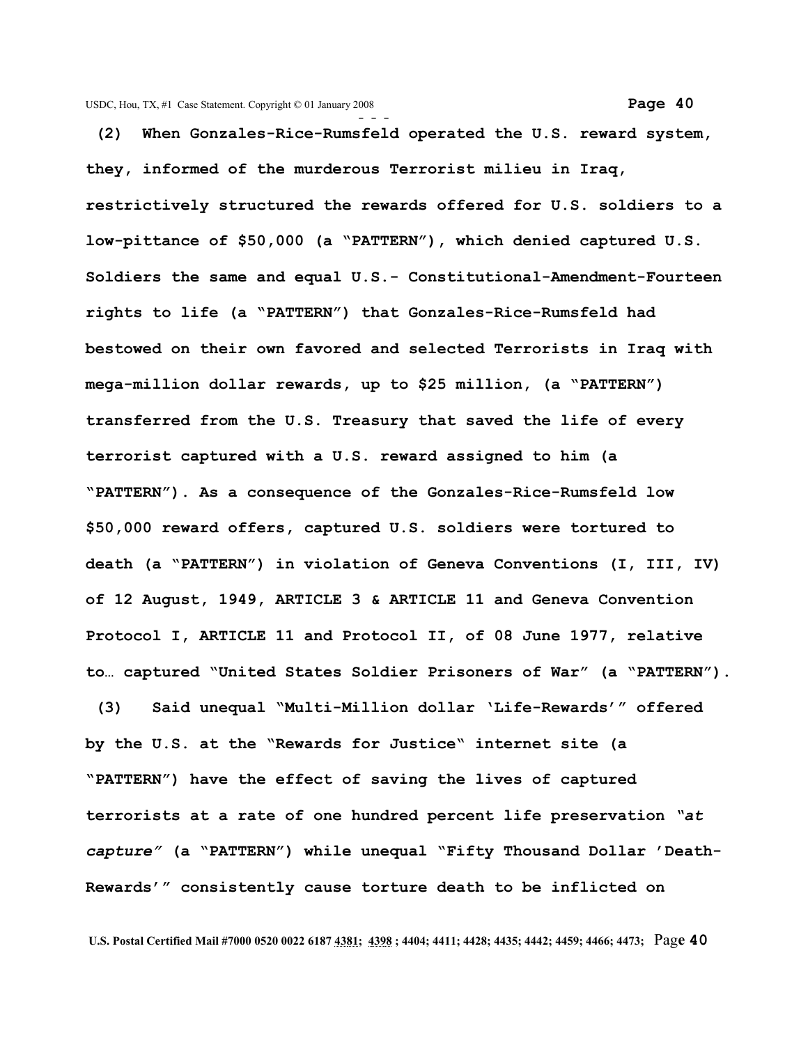**(2) When Gonzales-Rice-Rumsfeld operated the U.S. reward system, they, informed of the murderous Terrorist milieu in Iraq, restrictively structured the rewards offered for U.S. soldiers to a low-pittance of $50,000 (a "PATTERN"), which denied captured U.S. Soldiers the same and equal U.S.- Constitutional-Amendment-Fourteen rights to life (a "PATTERN") that Gonzales-Rice-Rumsfeld had bestowed on their own favored and selected Terrorists in Iraq with mega-million dollar rewards, up to $25 million, (a "PATTERN") transferred from the U.S. Treasury that saved the life of every terrorist captured with a U.S. reward assigned to him (a "PATTERN"). As a consequence of the Gonzales-Rice-Rumsfeld low $50,000 reward offers, captured U.S. soldiers were tortured to death (a "PATTERN") in violation of Geneva Conventions (I, III, IV) of 12 August, 1949, ARTICLE 3 & ARTICLE 11 and Geneva Convention Protocol I, ARTICLE 11 and Protocol II, of 08 June 1977, relative to… captured "United States Soldier Prisoners of War" (a "PATTERN").**

**(3) Said unequal "Multi-Million dollar 'Life-Rewards'" offered by the U.S. at the "Rewards for Justice" internet site (a "PATTERN") have the effect of saving the lives of captured terrorists at a rate of one hundred percent life preservation *"at capture"* (a "PATTERN") while unequal "Fifty Thousand Dollar 'Death-Rewards'" consistently cause torture death to be inflicted on**

U.S. Postal Certified Mail #7000 0520 0022 6187 4381; 4398 ; 4404; 4411; 4428; 4435; 4442; 4459; 4466; 4473;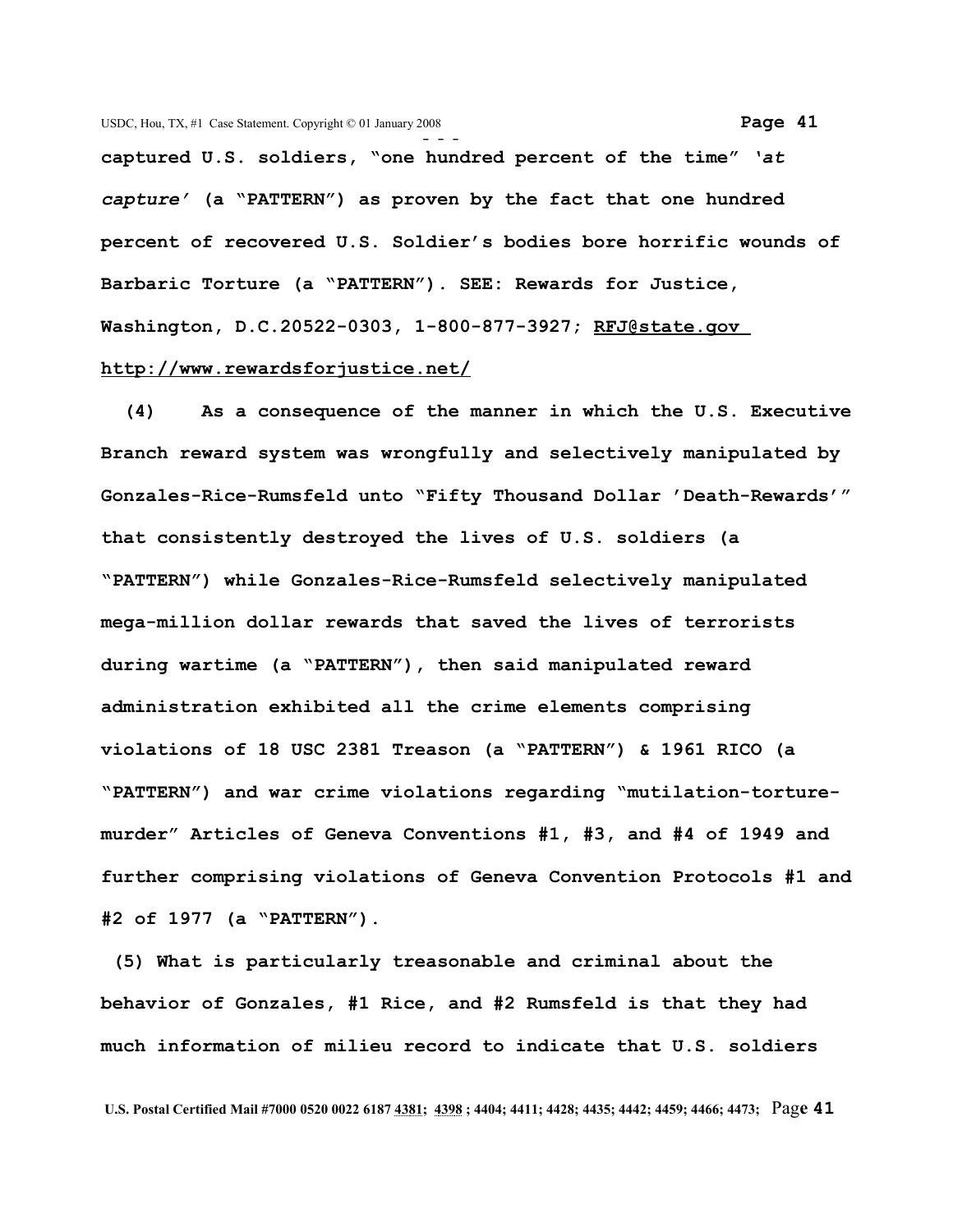**captured U.S. soldiers, "one hundred percent of the time" *'at capture'* (a "PATTERN") as proven by the fact that one hundred percent of recovered U.S. Soldier's bodies bore horrific wounds of Barbaric Torture (a "PATTERN"). SEE: Rewards for Justice, Washington, D.C.20522-0303, 1-800-877-3927; RFJ@state.gov http://www.rewardsforjustice.net/**

**(4) As a consequence of the manner in which the U.S. Executive Branch reward system was wrongfully and selectively manipulated by Gonzales-Rice-Rumsfeld unto "Fifty Thousand Dollar 'Death-Rewards'" that consistently destroyed the lives of U.S. soldiers (a "PATTERN") while Gonzales-Rice-Rumsfeld selectively manipulated mega-million dollar rewards that saved the lives of terrorists during wartime (a "PATTERN"), then said manipulated reward administration exhibited all the crime elements comprising violations of 18 USC 2381 Treason (a "PATTERN") & 1961 RICO (a "PATTERN") and war crime violations regarding "mutilation-torture-murder" Articles of Geneva Conventions #1, #3, and #4 of 1949 and further comprising violations of Geneva Convention Protocols #1 and #2 of 1977 (a "PATTERN").**

**(5) What is particularly treasonable and criminal about the behavior of Gonzales, #1 Rice, and #2 Rumsfeld is that they had much information of milieu record to indicate that U.S. soldiers**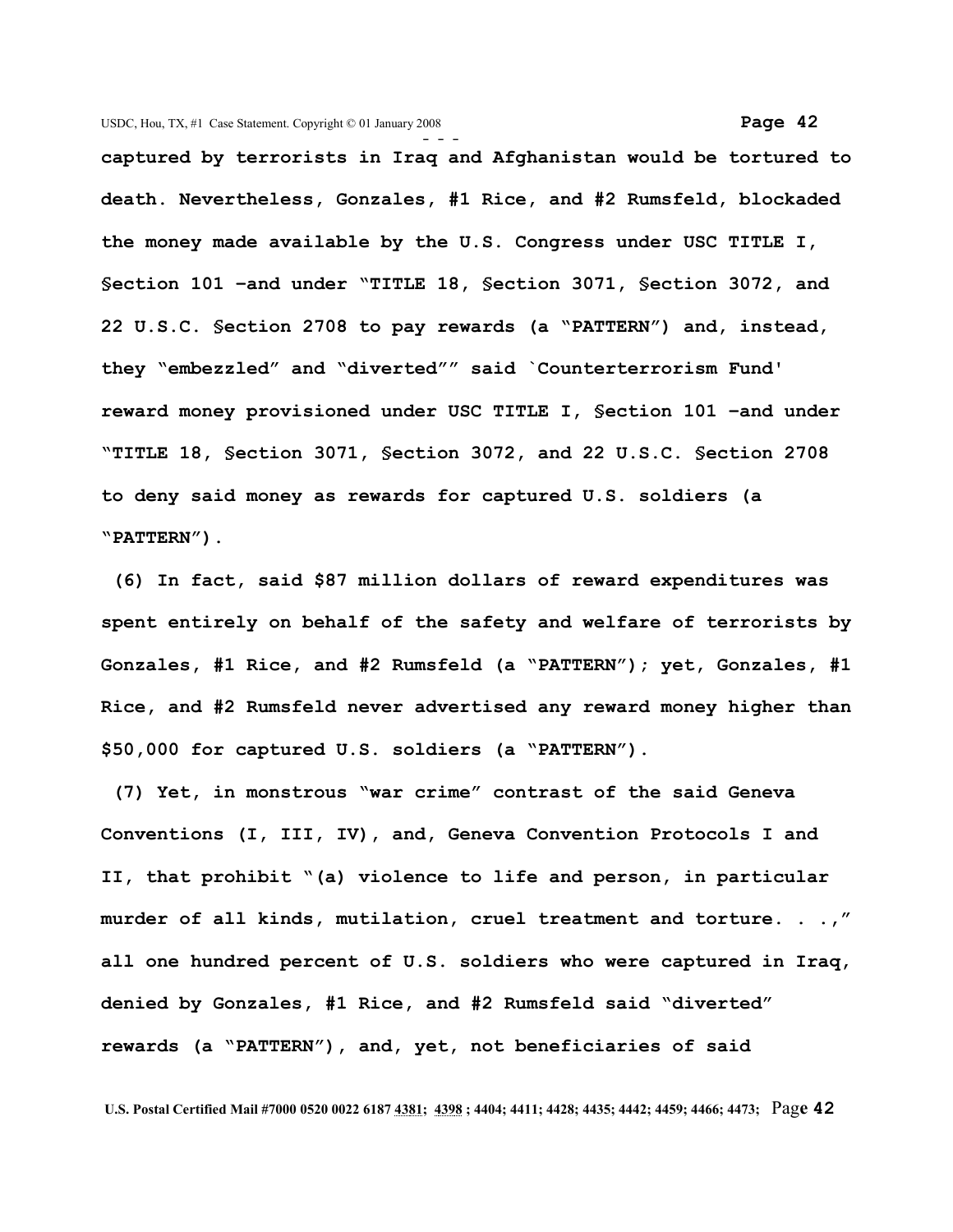**captured by terrorists in Iraq and Afghanistan would be tortured to death. Nevertheless, Gonzales, #1 Rice, and #2 Rumsfeld, blockaded the money made available by the U.S. Congress under USC TITLE I, §ection 101 –and under "TITLE 18, §ection 3071, §ection 3072, and 22 U.S.C. §ection 2708 to pay rewards (a "PATTERN") and, instead, they "embezzled" and "diverted"" said `Counterterrorism Fund' reward money provisioned under USC TITLE I, §ection 101 –and under "TITLE 18, §ection 3071, §ection 3072, and 22 U.S.C. §ection 2708 to deny said money as rewards for captured U.S. soldiers (a "PATTERN").**

**(6) In fact, said $87 million dollars of reward expenditures was spent entirely on behalf of the safety and welfare of terrorists by Gonzales, #1 Rice, and #2 Rumsfeld (a "PATTERN"); yet, Gonzales, #1 Rice, and #2 Rumsfeld never advertised any reward money higher than $50,000 for captured U.S. soldiers (a "PATTERN").**

**(7) Yet, in monstrous "war crime" contrast of the said Geneva Conventions (I, III, IV), and, Geneva Convention Protocols I and II, that prohibit "(a) violence to life and person, in particular murder of all kinds, mutilation, cruel treatment and torture. . .," all one hundred percent of U.S. soldiers who were captured in Iraq, denied by Gonzales, #1 Rice, and #2 Rumsfeld said "diverted" rewards (a "PATTERN"), and, yet, not beneficiaries of said**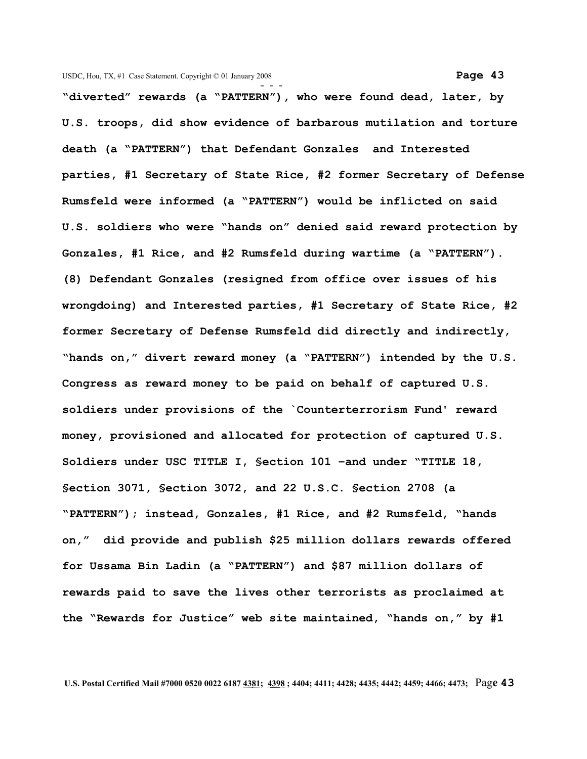**"diverted" rewards (a "PATTERN"), who were found dead, later, by U.S. troops, did show evidence of barbarous mutilation and torture death (a "PATTERN") that Defendant Gonzales and Interested parties, #1 Secretary of State Rice, #2 former Secretary of Defense Rumsfeld were informed (a "PATTERN") would be inflicted on said U.S. soldiers who were "hands on" denied said reward protection by Gonzales, #1 Rice, and #2 Rumsfeld during wartime (a "PATTERN").**

**(8) Defendant Gonzales (resigned from office over issues of his wrongdoing) and Interested parties, #1 Secretary of State Rice, #2 former Secretary of Defense Rumsfeld did directly and indirectly, "hands on," divert reward money (a "PATTERN") intended by the U.S. Congress as reward money to be paid on behalf of captured U.S. soldiers under provisions of the `Counterterrorism Fund' reward money, provisioned and allocated for protection of captured U.S. Soldiers under USC TITLE I, §ection 101 –and under "TITLE 18, §ection 3071, §ection 3072, and 22 U.S.C. §ection 2708 (a "PATTERN"); instead, Gonzales, #1 Rice, and #2 Rumsfeld, "hands on," did provide and publish $25 million dollars rewards offered for Ussama Bin Ladin (a "PATTERN") and $87 million dollars of rewards paid to save the lives other terrorists as proclaimed at the "Rewards for Justice" web site maintained, "hands on," by #1**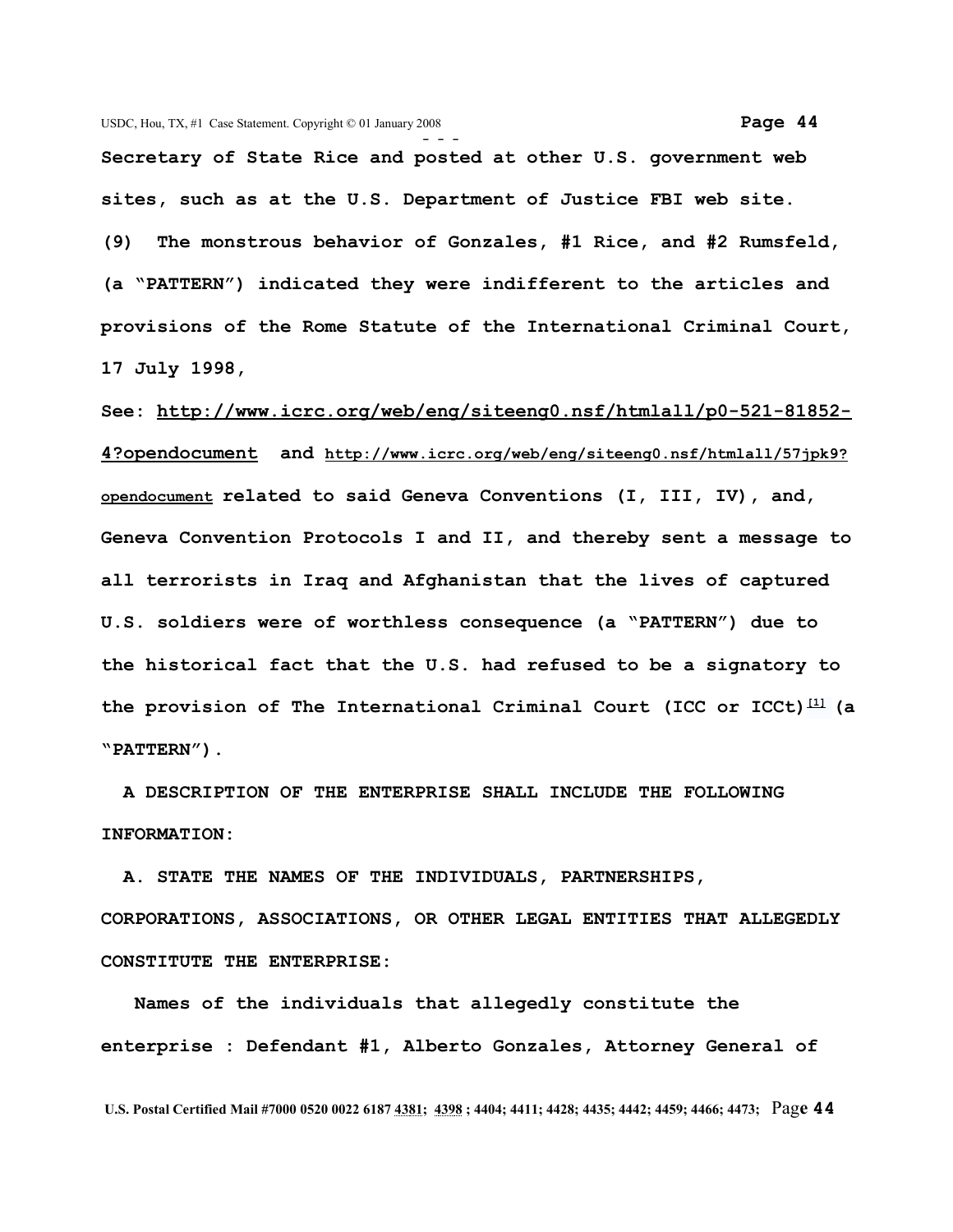**Secretary of State Rice and posted at other U.S. government web sites, such as at the U.S. Department of Justice FBI web site.**

**(9) The monstrous behavior of Gonzales, #1 Rice, and #2 Rumsfeld, (a "PATTERN") indicated they were indifferent to the articles and provisions of the Rome Statute of the International Criminal Court, 17 July 1998,**

**See: http://www.icrc.org/web/eng/siteeng0.nsf/htmlall/p0-521-81852-4?opendocument and http://www.icrc.org/web/eng/siteeng0.nsf/htmlall/57jpk9?opendocument related to said Geneva Conventions (I, III, IV), and, Geneva Convention Protocols I and II, and thereby sent a message to all terrorists in Iraq and Afghanistan that the lives of captured U.S. soldiers were of worthless consequence (a "PATTERN") due to the historical fact that the U.S. had refused to be a signatory to the provision of The International Criminal Court (ICC or ICCt)[1] (a "PATTERN").**

**A DESCRIPTION OF THE ENTERPRISE SHALL INCLUDE THE FOLLOWING INFORMATION:**

**A. STATE THE NAMES OF THE INDIVIDUALS, PARTNERSHIPS, CORPORATIONS, ASSOCIATIONS, OR OTHER LEGAL ENTITIES THAT ALLEGEDLY CONSTITUTE THE ENTERPRISE:**

**Names of the individuals that allegedly constitute the enterprise : Defendant #1, Alberto Gonzales, Attorney General of**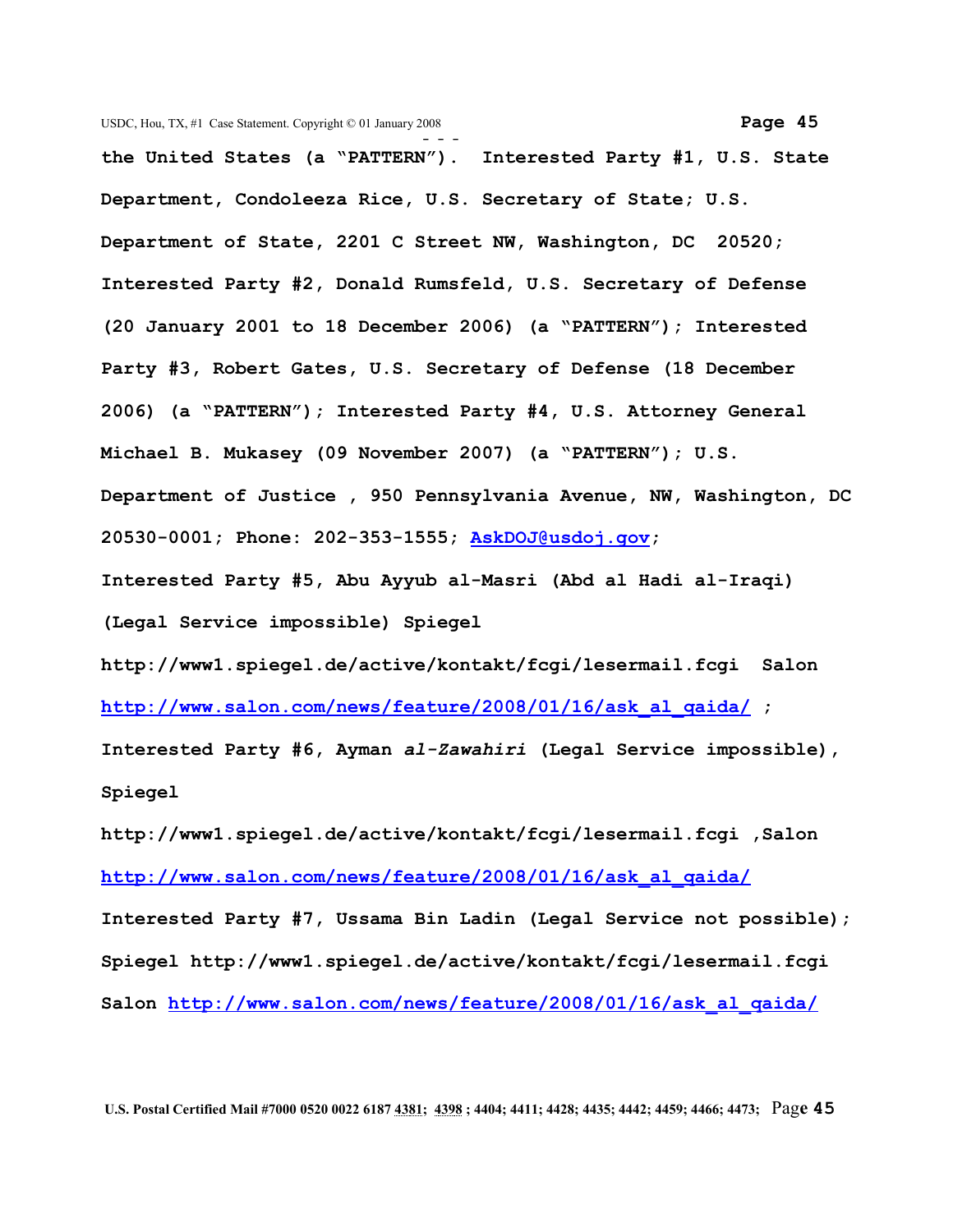**the United States (a "PATTERN"). Interested Party #1, U.S. State Department, Condoleeza Rice, U.S. Secretary of State; U.S. Department of State, 2201 C Street NW, Washington, DC 20520; Interested Party #2, Donald Rumsfeld, U.S. Secretary of Defense (20 January 2001 to 18 December 2006) (a "PATTERN"); Interested Party #3, Robert Gates, U.S. Secretary of Defense (18 December 2006) (a "PATTERN"); Interested Party #4, U.S. Attorney General Michael B. Mukasey (09 November 2007) (a "PATTERN"); U.S. Department of Justice , 950 Pennsylvania Avenue, NW, Washington, DC 20530-0001; Phone: 202-353-1555; AskDOJ@usdoj.gov;**

**Interested Party #5, Abu Ayyub al-Masri (Abd al Hadi al-Iraqi) (Legal Service impossible) Spiegel http://www1.spiegel.de/active/kontakt/fcgi/lesermail.fcgi Salon http://www.salon.com/news/feature/2008/01/16/ask_al_qaida/ ;**

**Interested Party #6, Ayman *al-Zawahiri* (Legal Service impossible), Spiegel http://www1.spiegel.de/active/kontakt/fcgi/lesermail.fcgi ,Salon http://www.salon.com/news/feature/2008/01/16/ask_al_qaida/**

**Interested Party #7, Ussama Bin Ladin (Legal Service not possible); Spiegel http://www1.spiegel.de/active/kontakt/fcgi/lesermail.fcgi Salon http://www.salon.com/news/feature/2008/01/16/ask_al_qaida/**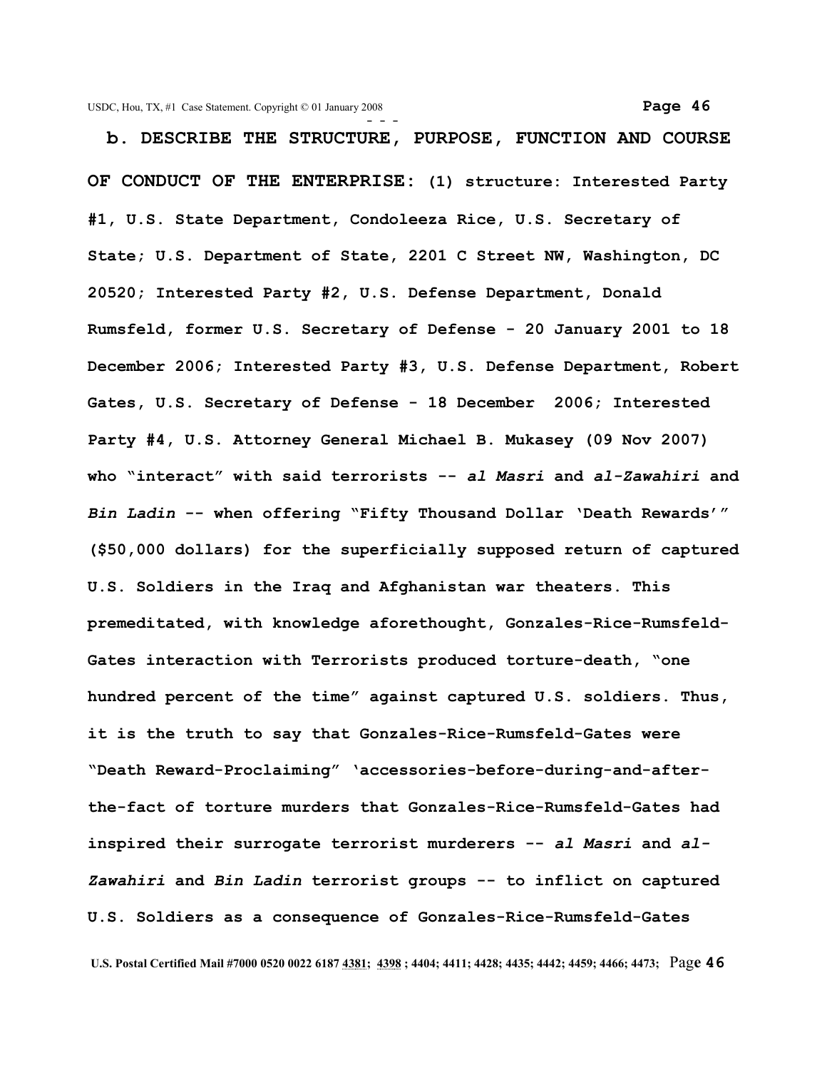**b. DESCRIBE THE STRUCTURE, PURPOSE, FUNCTION AND COURSE OF CONDUCT OF THE ENTERPRISE: (1) structure: Interested Party #1, U.S. State Department, Condoleeza Rice, U.S. Secretary of State; U.S. Department of State, 2201 C Street NW, Washington, DC 20520; Interested Party #2, U.S. Defense Department, Donald Rumsfeld, former U.S. Secretary of Defense - 20 January 2001 to 18 December 2006; Interested Party #3, U.S. Defense Department, Robert Gates, U.S. Secretary of Defense - 18 December 2006; Interested Party #4, U.S. Attorney General Michael B. Mukasey (09 Nov 2007) who "interact" with said terrorists -- *al Masri* and *al-Zawahiri* and *Bin Ladin* -- when offering "Fifty Thousand Dollar 'Death Rewards'" ($50,000 dollars) for the superficially supposed return of captured U.S. Soldiers in the Iraq and Afghanistan war theaters. This premeditated, with knowledge aforethought, Gonzales-Rice-Rumsfeld-Gates interaction with Terrorists produced torture-death, "one hundred percent of the time" against captured U.S. soldiers. Thus, it is the truth to say that Gonzales-Rice-Rumsfeld-Gates were "Death Reward-Proclaiming" 'accessories-before-during-and-after-the-fact of torture murders that Gonzales-Rice-Rumsfeld-Gates had inspired their surrogate terrorist murderers -- *al Masri* and *al-Zawahiri* and *Bin Ladin* terrorist groups -- to inflict on captured U.S. Soldiers as a consequence of Gonzales-Rice-Rumsfeld-Gates**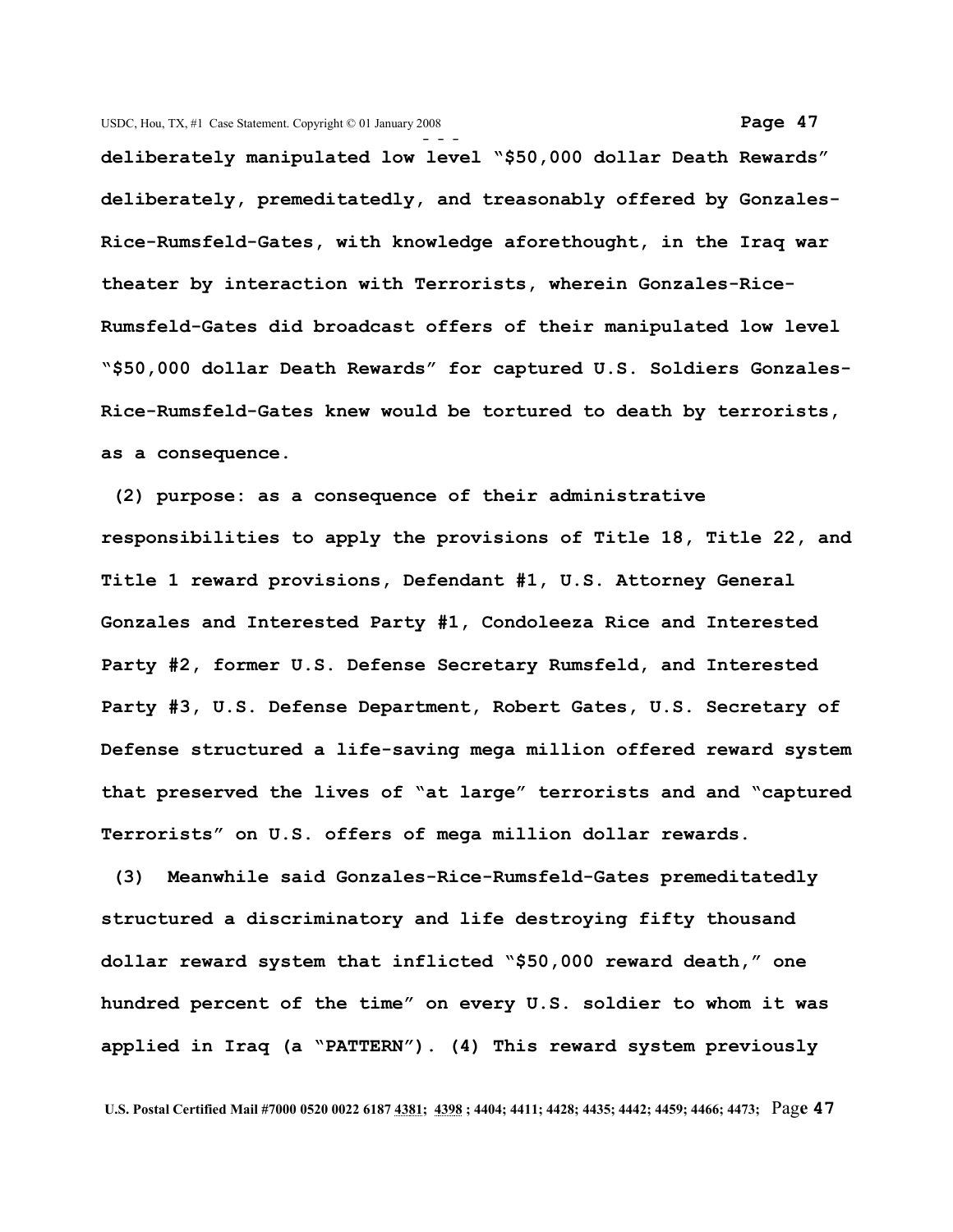**deliberately manipulated low level "$50,000 dollar Death Rewards" deliberately, premeditatedly, and treasonably offered by Gonzales-Rice-Rumsfeld-Gates, with knowledge aforethought, in the Iraq war theater by interaction with Terrorists, wherein Gonzales-Rice-Rumsfeld-Gates did broadcast offers of their manipulated low level "$50,000 dollar Death Rewards" for captured U.S. Soldiers Gonzales-Rice-Rumsfeld-Gates knew would be tortured to death by terrorists, as a consequence.**

**(2) purpose: as a consequence of their administrative responsibilities to apply the provisions of Title 18, Title 22, and Title 1 reward provisions, Defendant #1, U.S. Attorney General Gonzales and Interested Party #1, Condoleeza Rice and Interested Party #2, former U.S. Defense Secretary Rumsfeld, and Interested Party #3, U.S. Defense Department, Robert Gates, U.S. Secretary of Defense structured a life-saving mega million offered reward system that preserved the lives of "at large" terrorists and and "captured Terrorists" on U.S. offers of mega million dollar rewards.**

**(3) Meanwhile said Gonzales-Rice-Rumsfeld-Gates premeditatedly structured a discriminatory and life destroying fifty thousand dollar reward system that inflicted "$50,000 reward death," one hundred percent of the time" on every U.S. soldier to whom it was applied in Iraq (a "PATTERN"). (4) This reward system previously**

**U.S. Postal Certified Mail #7000 0520 0022 6187 4381; 4398 ; 4404; 4411; 4428; 4435; 4442; 4459; 4466; 4473;**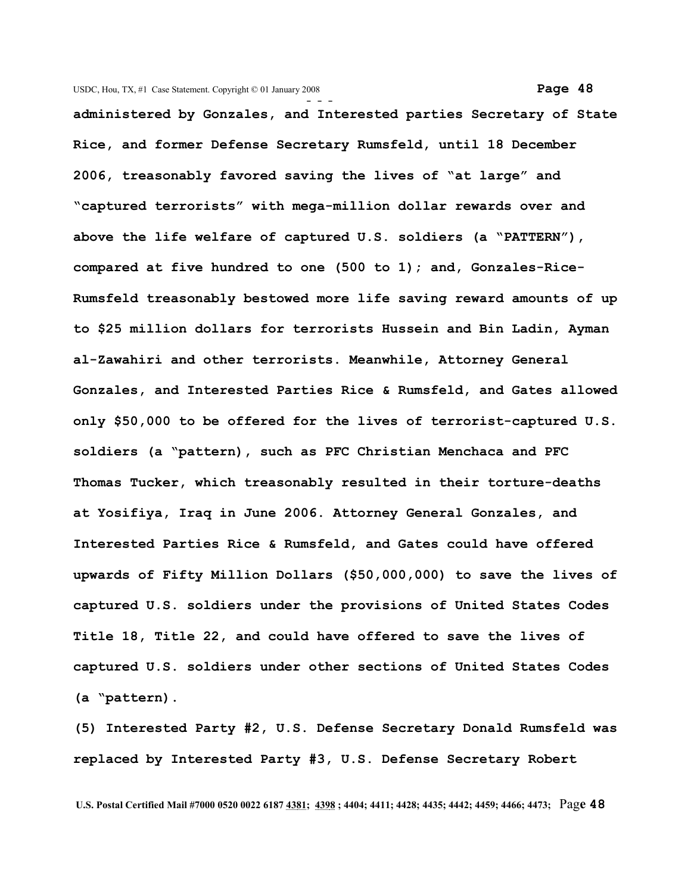**administered by Gonzales, and Interested parties Secretary of State Rice, and former Defense Secretary Rumsfeld, until 18 December 2006, treasonably favored saving the lives of "at large" and "captured terrorists" with mega-million dollar rewards over and above the life welfare of captured U.S. soldiers (a "PATTERN"), compared at five hundred to one (500 to 1); and, Gonzales-Rice-Rumsfeld treasonably bestowed more life saving reward amounts of up to $25 million dollars for terrorists Hussein and Bin Ladin, Ayman al-Zawahiri and other terrorists. Meanwhile, Attorney General Gonzales, and Interested Parties Rice & Rumsfeld, and Gates allowed only $50,000 to be offered for the lives of terrorist-captured U.S. soldiers (a "pattern), such as PFC Christian Menchaca and PFC Thomas Tucker, which treasonably resulted in their torture-deaths at Yosifiya, Iraq in June 2006. Attorney General Gonzales, and Interested Parties Rice & Rumsfeld, and Gates could have offered upwards of Fifty Million Dollars ($50,000,000) to save the lives of captured U.S. soldiers under the provisions of United States Codes Title 18, Title 22, and could have offered to save the lives of captured U.S. soldiers under other sections of United States Codes (a "pattern).**

**(5) Interested Party #2, U.S. Defense Secretary Donald Rumsfeld was replaced by Interested Party #3, U.S. Defense Secretary Robert**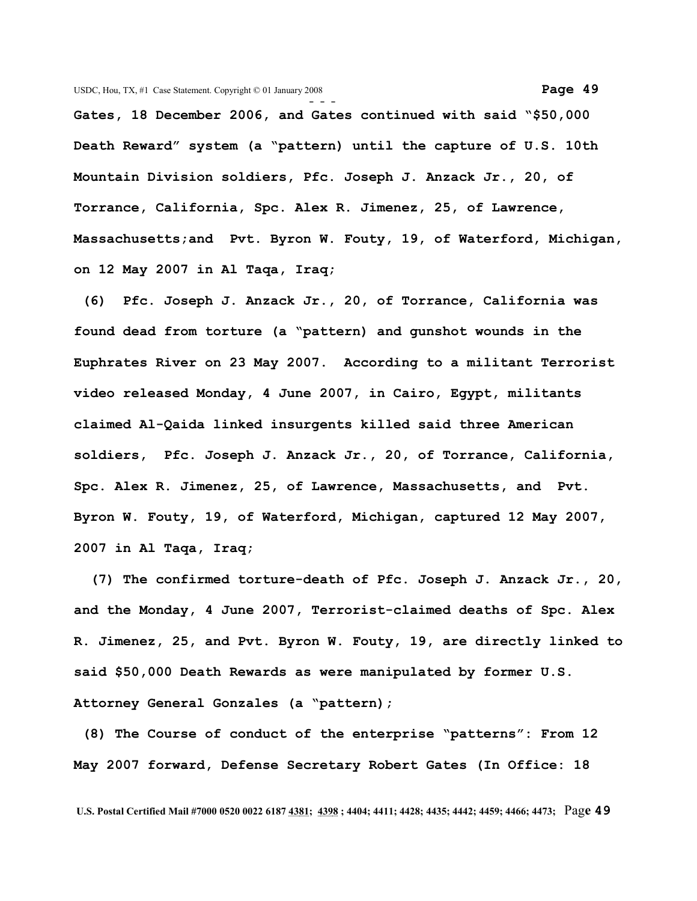**Gates, 18 December 2006, and Gates continued with said "$50,000 Death Reward" system (a "pattern) until the capture of U.S. 10th Mountain Division soldiers, Pfc. Joseph J. Anzack Jr., 20, of Torrance, California, Spc. Alex R. Jimenez, 25, of Lawrence, Massachusetts;and Pvt. Byron W. Fouty, 19, of Waterford, Michigan, on 12 May 2007 in Al Taqa, Iraq;**

**(6) Pfc. Joseph J. Anzack Jr., 20, of Torrance, California was found dead from torture (a "pattern) and gunshot wounds in the Euphrates River on 23 May 2007. According to a militant Terrorist video released Monday, 4 June 2007, in Cairo, Egypt, militants claimed Al-Qaida linked insurgents killed said three American soldiers, Pfc. Joseph J. Anzack Jr., 20, of Torrance, California, Spc. Alex R. Jimenez, 25, of Lawrence, Massachusetts, and Pvt. Byron W. Fouty, 19, of Waterford, Michigan, captured 12 May 2007, 2007 in Al Taqa, Iraq;**

**(7) The confirmed torture-death of Pfc. Joseph J. Anzack Jr., 20, and the Monday, 4 June 2007, Terrorist-claimed deaths of Spc. Alex R. Jimenez, 25, and Pvt. Byron W. Fouty, 19, are directly linked to said $50,000 Death Rewards as were manipulated by former U.S. Attorney General Gonzales (a "pattern);**

**(8) The Course of conduct of the enterprise "patterns": From 12 May 2007 forward, Defense Secretary Robert Gates (In Office: 18**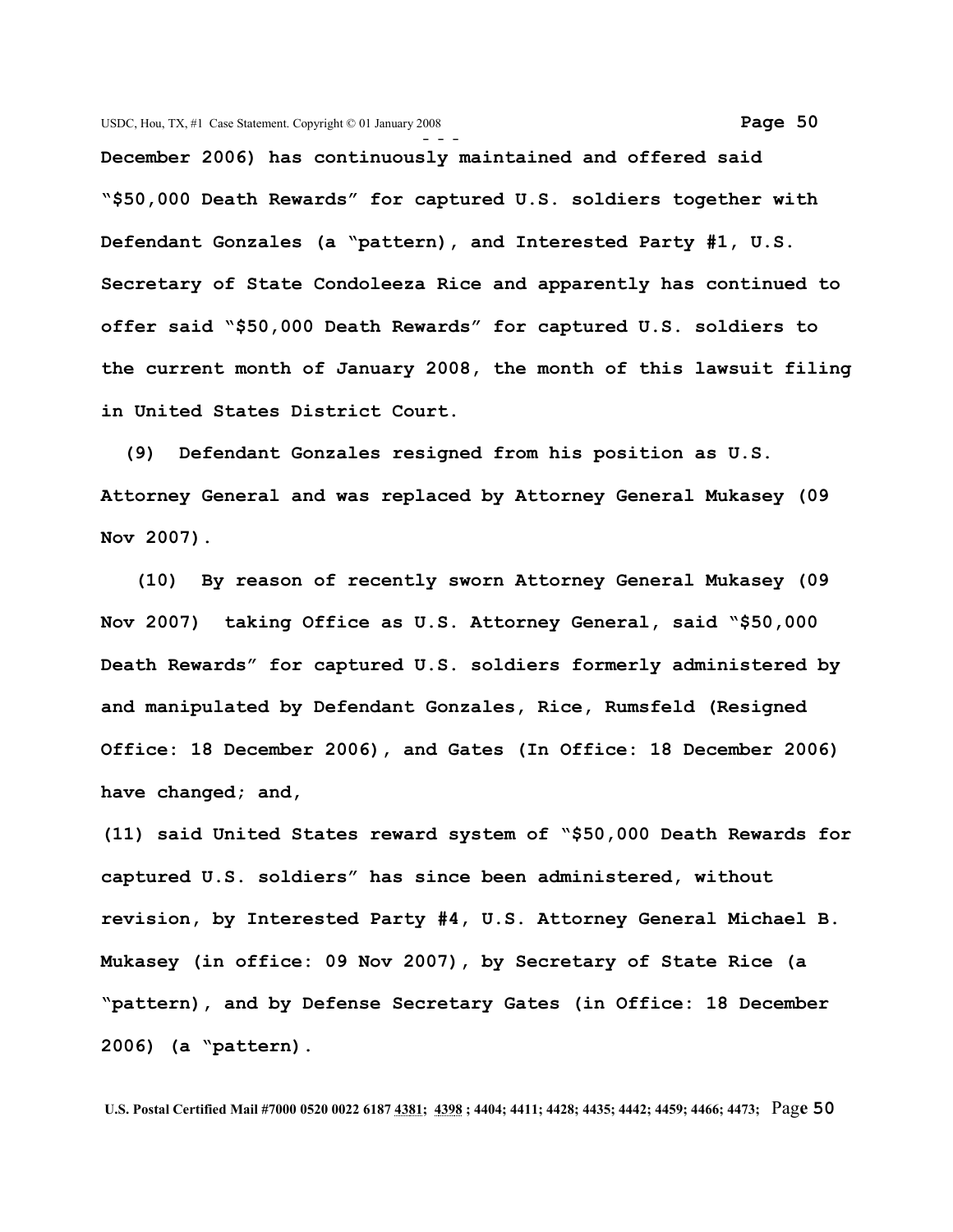**December 2006) has continuously maintained and offered said "$50,000 Death Rewards" for captured U.S. soldiers together with Defendant Gonzales (a "pattern), and Interested Party #1, U.S. Secretary of State Condoleeza Rice and apparently has continued to offer said "$50,000 Death Rewards" for captured U.S. soldiers to the current month of January 2008, the month of this lawsuit filing in United States District Court.**

**(9) Defendant Gonzales resigned from his position as U.S. Attorney General and was replaced by Attorney General Mukasey (09 Nov 2007).**

**(10) By reason of recently sworn Attorney General Mukasey (09 Nov 2007) taking Office as U.S. Attorney General, said "$50,000 Death Rewards" for captured U.S. soldiers formerly administered by and manipulated by Defendant Gonzales, Rice, Rumsfeld (Resigned Office: 18 December 2006), and Gates (In Office: 18 December 2006) have changed; and,**

**(11) said United States reward system of "$50,000 Death Rewards for captured U.S. soldiers" has since been administered, without revision, by Interested Party #4, U.S. Attorney General Michael B. Mukasey (in office: 09 Nov 2007), by Secretary of State Rice (a "pattern), and by Defense Secretary Gates (in Office: 18 December 2006) (a "pattern).**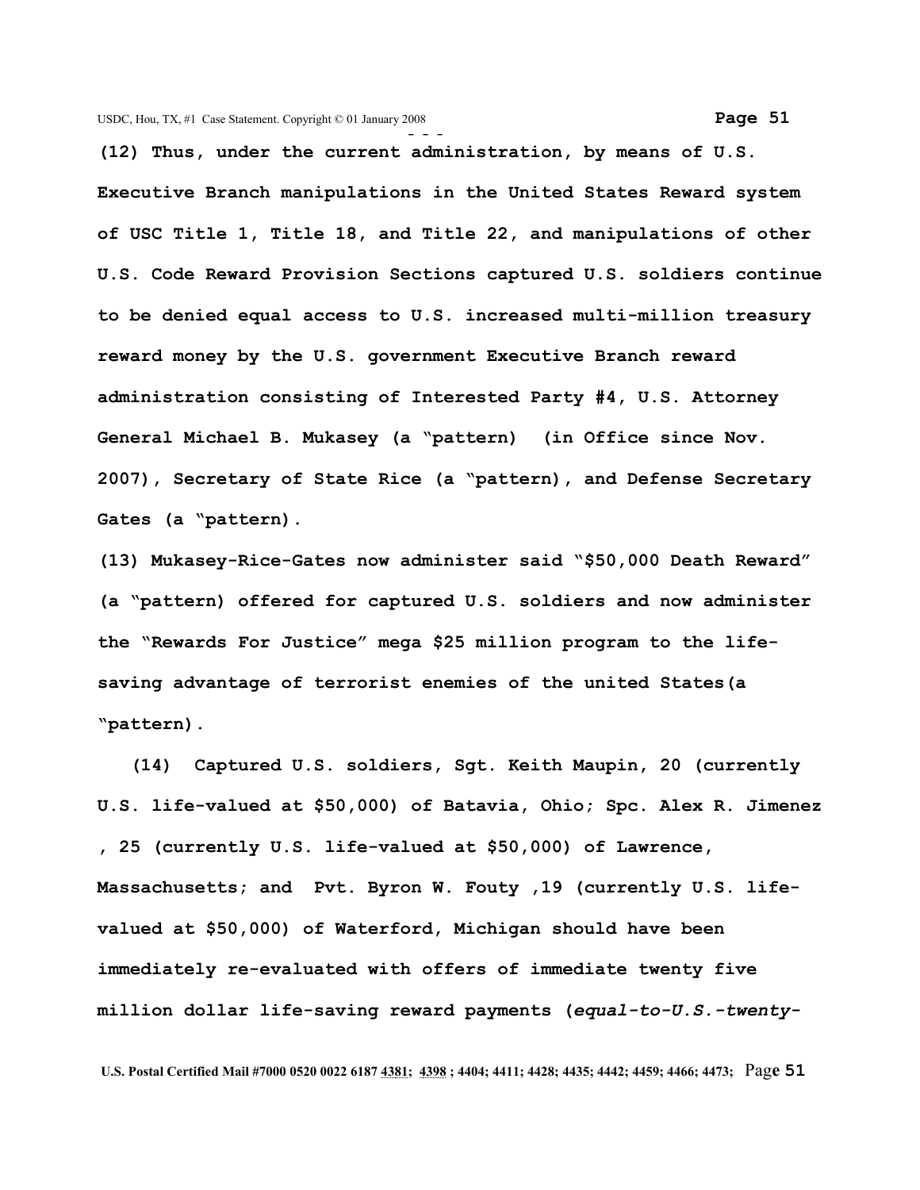**(12) Thus, under the current administration, by means of U.S. Executive Branch manipulations in the United States Reward system of USC Title 1, Title 18, and Title 22, and manipulations of other U.S. Code Reward Provision Sections captured U.S. soldiers continue to be denied equal access to U.S. increased multi-million treasury reward money by the U.S. government Executive Branch reward administration consisting of Interested Party #4, U.S. Attorney General Michael B. Mukasey (a "pattern) (in Office since Nov. 2007), Secretary of State Rice (a "pattern), and Defense Secretary Gates (a "pattern).**

**(13) Mukasey-Rice-Gates now administer said "$50,000 Death Reward" (a "pattern) offered for captured U.S. soldiers and now administer the "Rewards For Justice" mega $25 million program to the life-saving advantage of terrorist enemies of the united States(a "pattern).**

**(14) Captured U.S. soldiers, Sgt. Keith Maupin, 20 (currently U.S. life-valued at $50,000) of Batavia, Ohio; Spc. Alex R. Jimenez , 25 (currently U.S. life-valued at $50,000) of Lawrence, Massachusetts; and Pvt. Byron W. Fouty ,19 (currently U.S. life-valued at $50,000) of Waterford, Michigan should have been immediately re-evaluated with offers of immediate twenty five million dollar life-saving reward payments (*equal-to-U.S.-twenty-***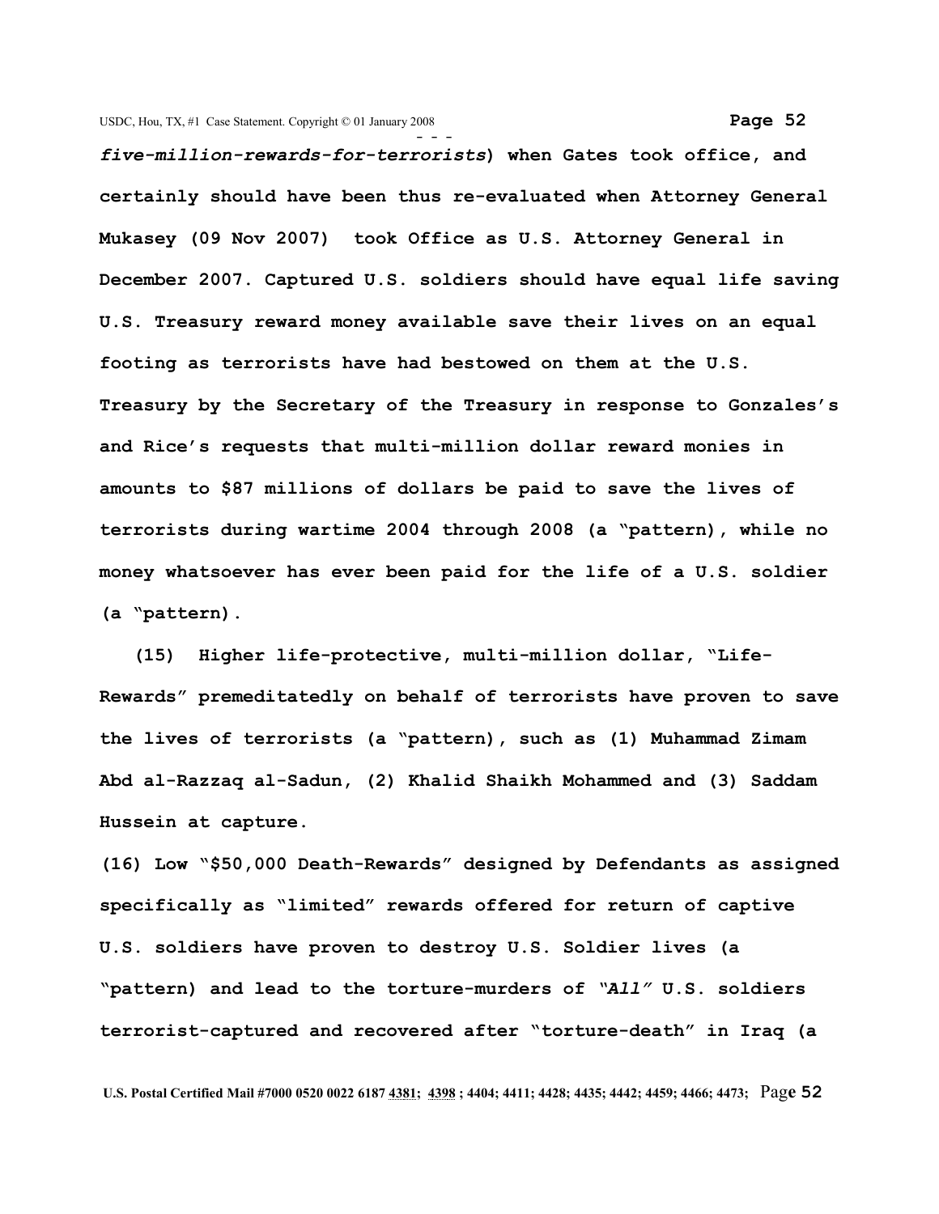***five-million-rewards-for-terrorists*) when Gates took office, and certainly should have been thus re-evaluated when Attorney General Mukasey (09 Nov 2007) took Office as U.S. Attorney General in December 2007. Captured U.S. soldiers should have equal life saving U.S. Treasury reward money available save their lives on an equal footing as terrorists have had bestowed on them at the U.S. Treasury by the Secretary of the Treasury in response to Gonzales's and Rice's requests that multi-million dollar reward monies in amounts to $87 millions of dollars be paid to save the lives of terrorists during wartime 2004 through 2008 (a "pattern), while no money whatsoever has ever been paid for the life of a U.S. soldier (a "pattern).**

**(15) Higher life-protective, multi-million dollar, "Life-Rewards" premeditatedly on behalf of terrorists have proven to save the lives of terrorists (a "pattern), such as (1) Muhammad Zimam Abd al-Razzaq al-Sadun, (2) Khalid Shaikh Mohammed and (3) Saddam Hussein at capture.**

**(16) Low "$50,000 Death-Rewards" designed by Defendants as assigned specifically as "limited" rewards offered for return of captive U.S. soldiers have proven to destroy U.S. Soldier lives (a "pattern) and lead to the torture-murders of *"All"* U.S. soldiers terrorist-captured and recovered after "torture-death" in Iraq (a**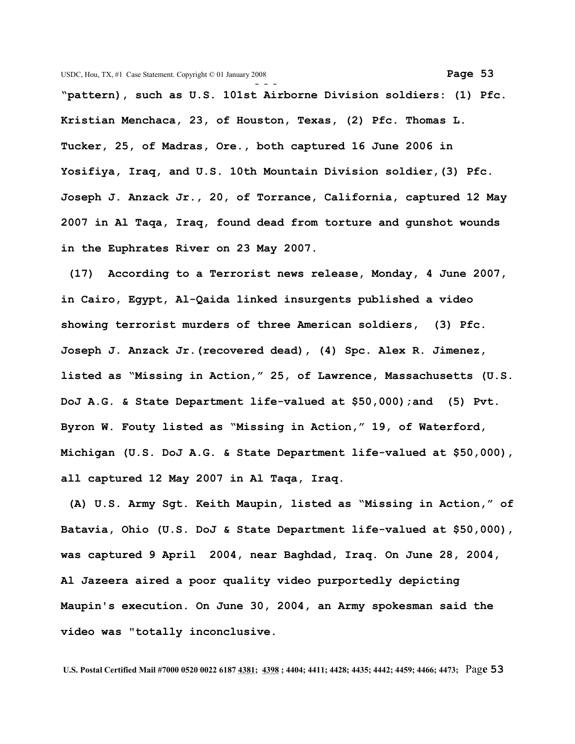**"pattern), such as U.S. 101st Airborne Division soldiers: (1) Pfc. Kristian Menchaca, 23, of Houston, Texas, (2) Pfc. Thomas L. Tucker, 25, of Madras, Ore., both captured 16 June 2006 in Yosifiya, Iraq, and U.S. 10th Mountain Division soldier,(3) Pfc. Joseph J. Anzack Jr., 20, of Torrance, California, captured 12 May 2007 in Al Taqa, Iraq, found dead from torture and gunshot wounds in the Euphrates River on 23 May 2007.**

**(17) According to a Terrorist news release, Monday, 4 June 2007, in Cairo, Egypt, Al-Qaida linked insurgents published a video showing terrorist murders of three American soldiers, (3) Pfc. Joseph J. Anzack Jr.(recovered dead), (4) Spc. Alex R. Jimenez, listed as "Missing in Action," 25, of Lawrence, Massachusetts (U.S. DoJ A.G. & State Department life-valued at $50,000);and (5) Pvt. Byron W. Fouty listed as "Missing in Action," 19, of Waterford, Michigan (U.S. DoJ A.G. & State Department life-valued at $50,000), all captured 12 May 2007 in Al Taqa, Iraq.**

**(A) U.S. Army Sgt. Keith Maupin, listed as "Missing in Action," of Batavia, Ohio (U.S. DoJ & State Department life-valued at $50,000), was captured 9 April 2004, near Baghdad, Iraq. On June 28, 2004, Al Jazeera aired a poor quality video purportedly depicting Maupin's execution. On June 30, 2004, an Army spokesman said the video was "totally inconclusive.**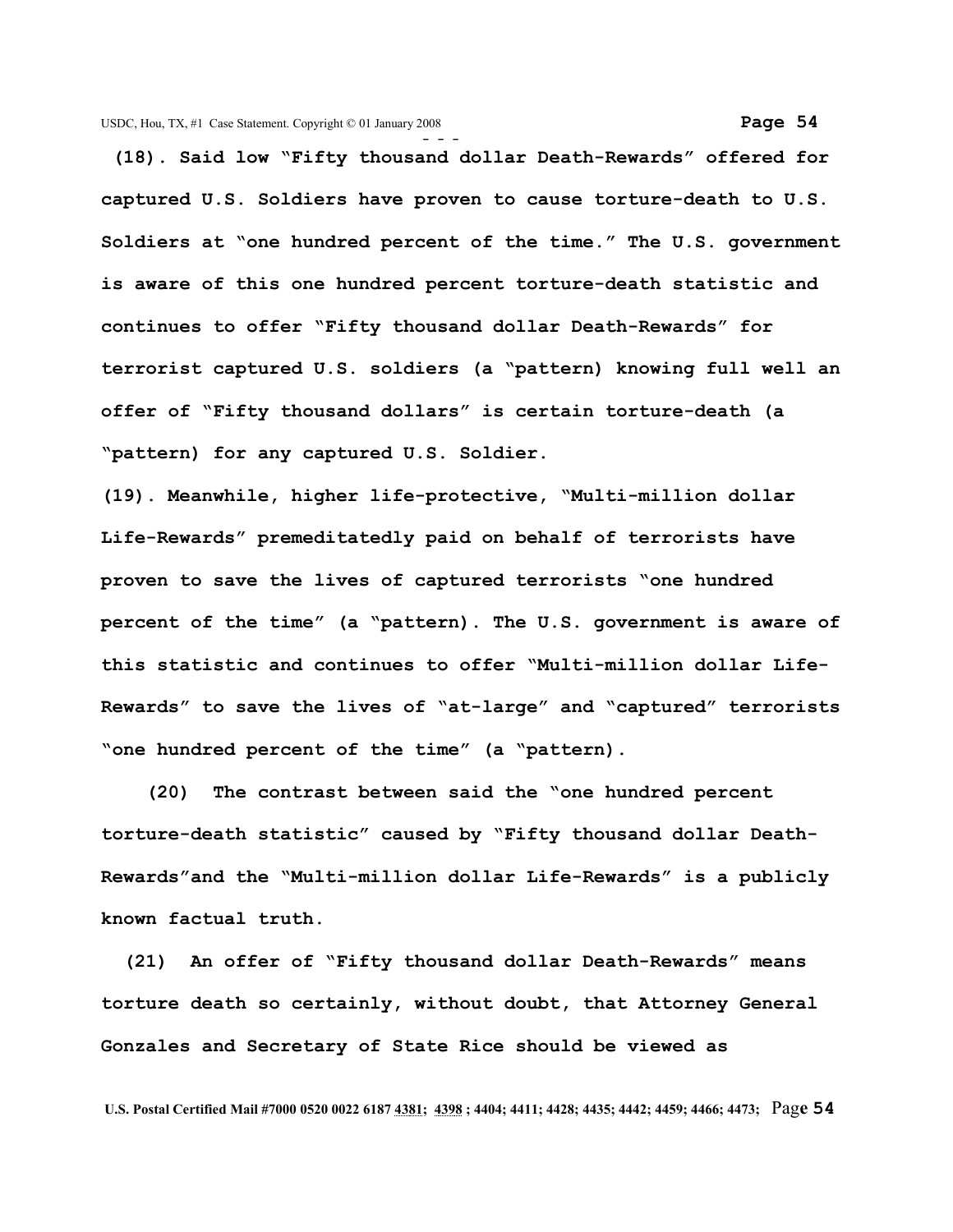**(18). Said low "Fifty thousand dollar Death-Rewards" offered for captured U.S. Soldiers have proven to cause torture-death to U.S. Soldiers at "one hundred percent of the time." The U.S. government is aware of this one hundred percent torture-death statistic and continues to offer "Fifty thousand dollar Death-Rewards" for terrorist captured U.S. soldiers (a "pattern) knowing full well an offer of "Fifty thousand dollars" is certain torture-death (a "pattern) for any captured U.S. Soldier.**

**(19). Meanwhile, higher life-protective, "Multi-million dollar Life-Rewards" premeditatedly paid on behalf of terrorists have proven to save the lives of captured terrorists "one hundred percent of the time" (a "pattern). The U.S. government is aware of this statistic and continues to offer "Multi-million dollar Life-Rewards" to save the lives of "at-large" and "captured" terrorists "one hundred percent of the time" (a "pattern).**

**(20) The contrast between said the "one hundred percent torture-death statistic" caused by "Fifty thousand dollar Death-Rewards"and the "Multi-million dollar Life-Rewards" is a publicly known factual truth.**

**(21) An offer of "Fifty thousand dollar Death-Rewards" means torture death so certainly, without doubt, that Attorney General Gonzales and Secretary of State Rice should be viewed as**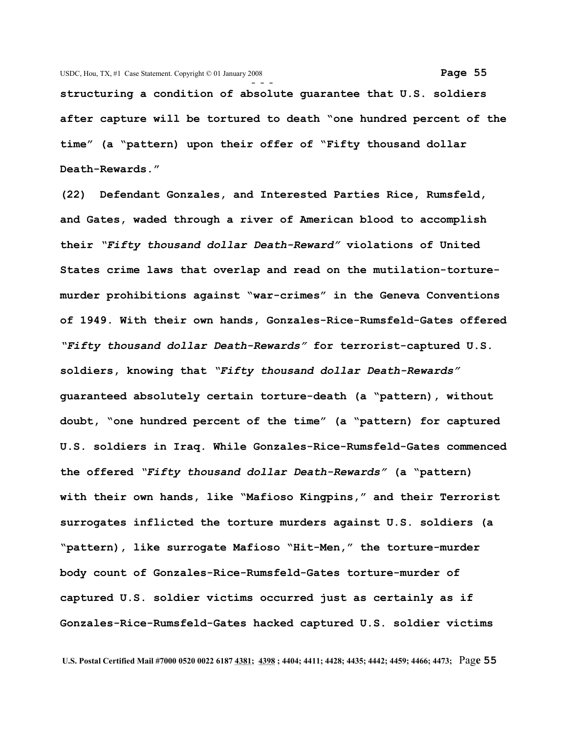**structuring a condition of absolute guarantee that U.S. soldiers after capture will be tortured to death "one hundred percent of the time" (a "pattern) upon their offer of "Fifty thousand dollar Death-Rewards."**

**(22) Defendant Gonzales, and Interested Parties Rice, Rumsfeld, and Gates, waded through a river of American blood to accomplish their *"Fifty thousand dollar Death-Reward"* violations of United States crime laws that overlap and read on the mutilation-torture-murder prohibitions against "war-crimes" in the Geneva Conventions of 1949. With their own hands, Gonzales-Rice-Rumsfeld-Gates offered *"Fifty thousand dollar Death-Rewards"* for terrorist-captured U.S. soldiers, knowing that *"Fifty thousand dollar Death-Rewards"* guaranteed absolutely certain torture-death (a "pattern), without doubt, "one hundred percent of the time" (a "pattern) for captured U.S. soldiers in Iraq. While Gonzales-Rice-Rumsfeld-Gates commenced the offered *"Fifty thousand dollar Death-Rewards"* (a "pattern) with their own hands, like "Mafioso Kingpins," and their Terrorist surrogates inflicted the torture murders against U.S. soldiers (a "pattern), like surrogate Mafioso "Hit-Men," the torture-murder body count of Gonzales-Rice-Rumsfeld-Gates torture-murder of captured U.S. soldier victims occurred just as certainly as if Gonzales-Rice-Rumsfeld-Gates hacked captured U.S. soldier victims**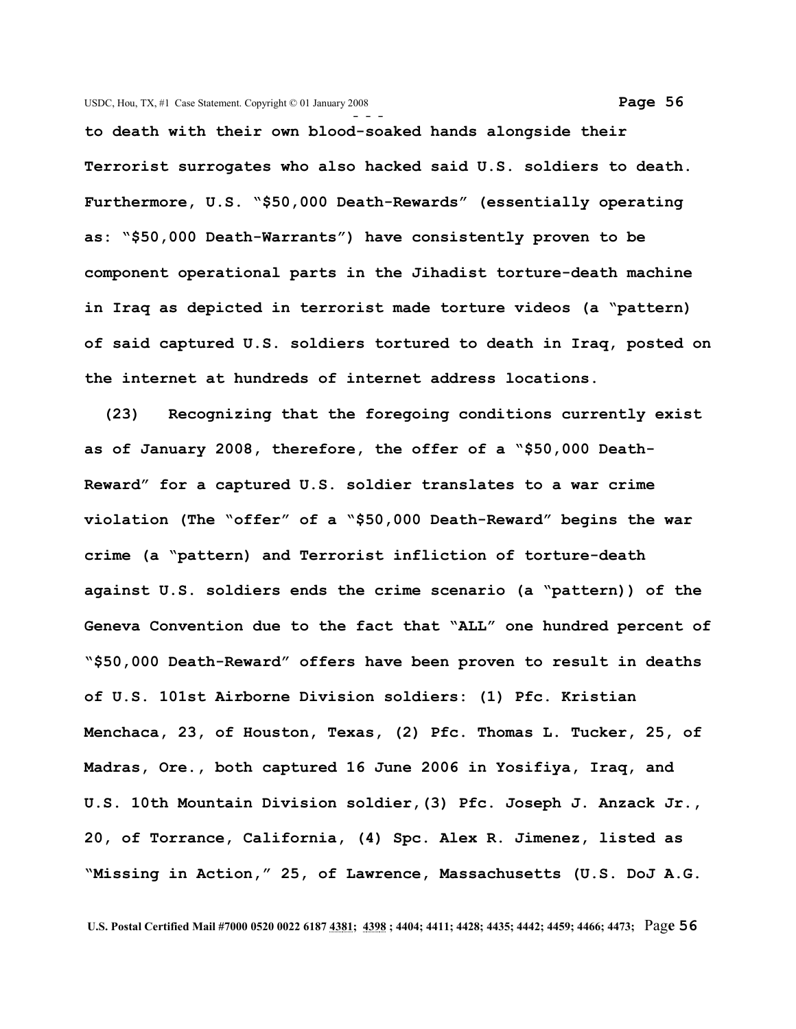**to death with their own blood-soaked hands alongside their Terrorist surrogates who also hacked said U.S. soldiers to death. Furthermore, U.S. "$50,000 Death-Rewards" (essentially operating as: "$50,000 Death-Warrants") have consistently proven to be component operational parts in the Jihadist torture-death machine in Iraq as depicted in terrorist made torture videos (a "pattern) of said captured U.S. soldiers tortured to death in Iraq, posted on the internet at hundreds of internet address locations.**

**(23) Recognizing that the foregoing conditions currently exist as of January 2008, therefore, the offer of a "$50,000 Death-Reward" for a captured U.S. soldier translates to a war crime violation (The "offer" of a "$50,000 Death-Reward" begins the war crime (a "pattern) and Terrorist infliction of torture-death against U.S. soldiers ends the crime scenario (a "pattern)) of the Geneva Convention due to the fact that "ALL" one hundred percent of "$50,000 Death-Reward" offers have been proven to result in deaths of U.S. 101st Airborne Division soldiers: (1) Pfc. Kristian Menchaca, 23, of Houston, Texas, (2) Pfc. Thomas L. Tucker, 25, of Madras, Ore., both captured 16 June 2006 in Yosifiya, Iraq, and U.S. 10th Mountain Division soldier,(3) Pfc. Joseph J. Anzack Jr., 20, of Torrance, California, (4) Spc. Alex R. Jimenez, listed as "Missing in Action," 25, of Lawrence, Massachusetts (U.S. DoJ A.G.**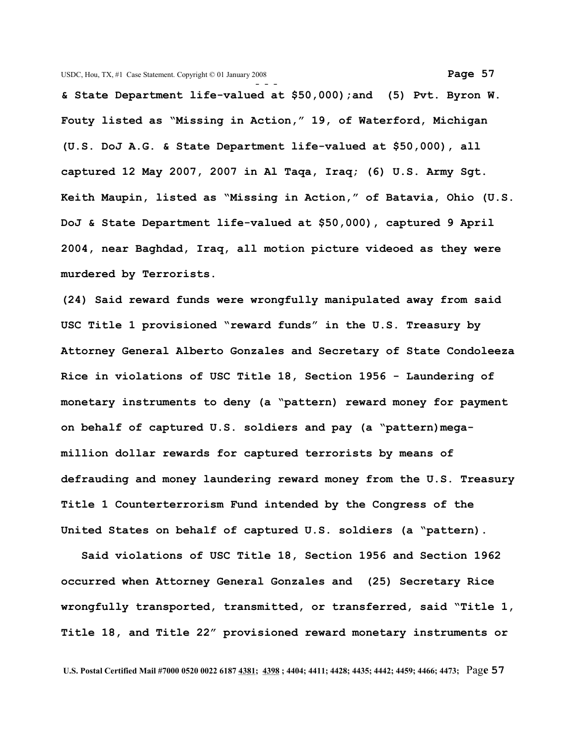& State Department life-valued at $50,000);and  (5) Pvt. Byron W. Fouty listed as "Missing in Action," 19, of Waterford, Michigan (U.S. DoJ A.G. & State Department life-valued at $50,000), all captured 12 May 2007, 2007 in Al Taqa, Iraq; (6) U.S. Army Sgt. Keith Maupin, listed as "Missing in Action," of Batavia, Ohio (U.S. DoJ & State Department life-valued at $50,000), captured 9 April 2004, near Baghdad, Iraq, all motion picture videoed as they were murdered by Terrorists.

(24) Said reward funds were wrongfully manipulated away from said USC Title 1 provisioned "reward funds" in the U.S. Treasury by Attorney General Alberto Gonzales and Secretary of State Condoleeza Rice in violations of USC Title 18, Section 1956 - Laundering of monetary instruments to deny (a "pattern) reward money for payment on behalf of captured U.S. soldiers and pay (a "pattern)mega-million dollar rewards for captured terrorists by means of defrauding and money laundering reward money from the U.S. Treasury Title 1 Counterterrorism Fund intended by the Congress of the United States on behalf of captured U.S. soldiers (a "pattern).

Said violations of USC Title 18, Section 1956 and Section 1962 occurred when Attorney General Gonzales and  (25) Secretary Rice wrongfully transported, transmitted, or transferred, said "Title 1, Title 18, and Title 22" provisioned reward monetary instruments or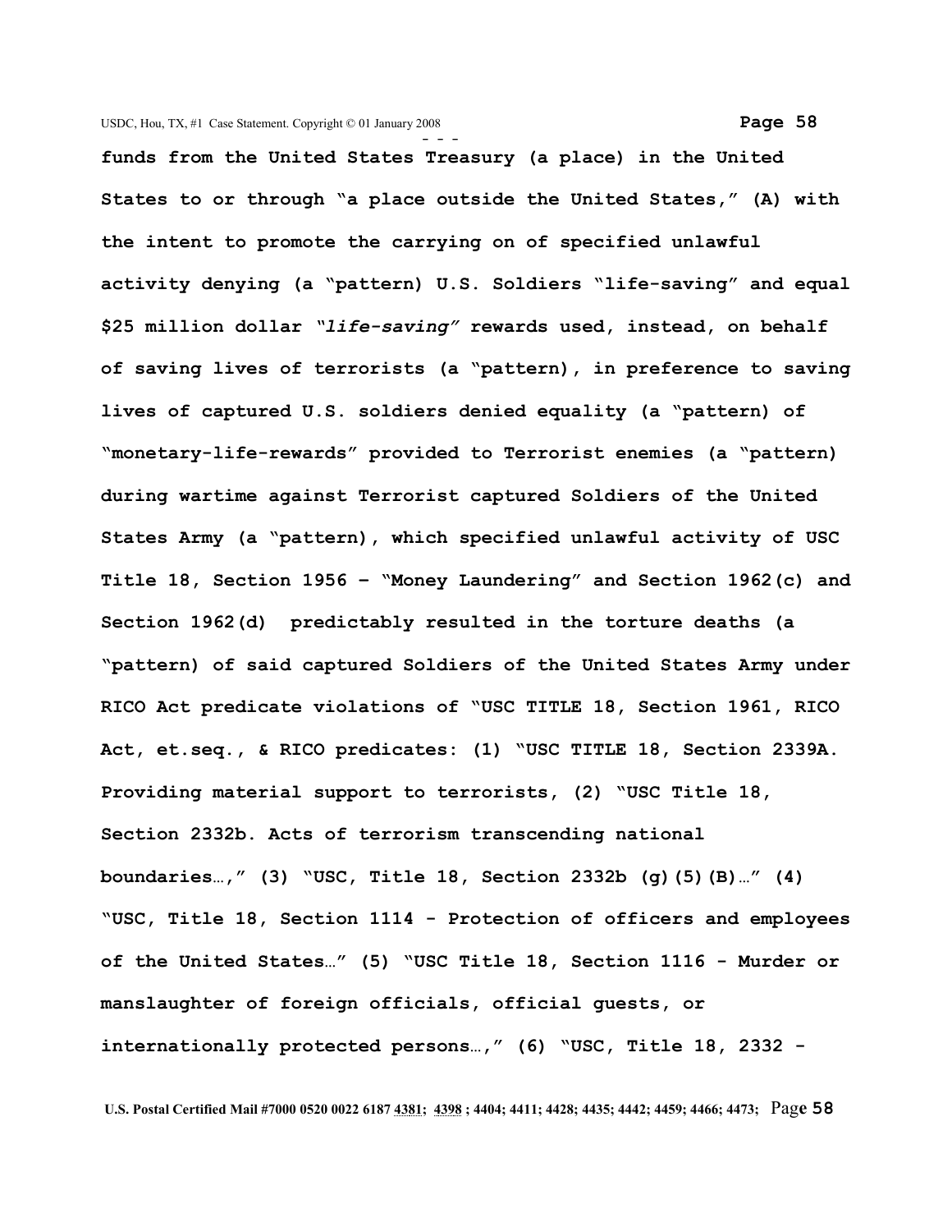**funds from the United States Treasury (a place) in the United States to or through "a place outside the United States," (A) with the intent to promote the carrying on of specified unlawful activity denying (a "pattern) U.S. Soldiers "life-saving" and equal $25 million dollar *"life-saving"* rewards used, instead, on behalf of saving lives of terrorists (a "pattern), in preference to saving lives of captured U.S. soldiers denied equality (a "pattern) of "monetary-life-rewards" provided to Terrorist enemies (a "pattern) during wartime against Terrorist captured Soldiers of the United States Army (a "pattern), which specified unlawful activity of USC Title 18, Section 1956 – "Money Laundering" and Section 1962(c) and Section 1962(d) predictably resulted in the torture deaths (a "pattern) of said captured Soldiers of the United States Army under RICO Act predicate violations of "USC TITLE 18, Section 1961, RICO Act, et.seq., & RICO predicates: (1) "USC TITLE 18, Section 2339A. Providing material support to terrorists, (2) "USC Title 18, Section 2332b. Acts of terrorism transcending national boundaries…," (3) "USC, Title 18, Section 2332b (g)(5)(B)…" (4) "USC, Title 18, Section 1114 - Protection of officers and employees of the United States…" (5) "USC Title 18, Section 1116 - Murder or manslaughter of foreign officials, official guests, or internationally protected persons…," (6) "USC, Title 18, 2332 -**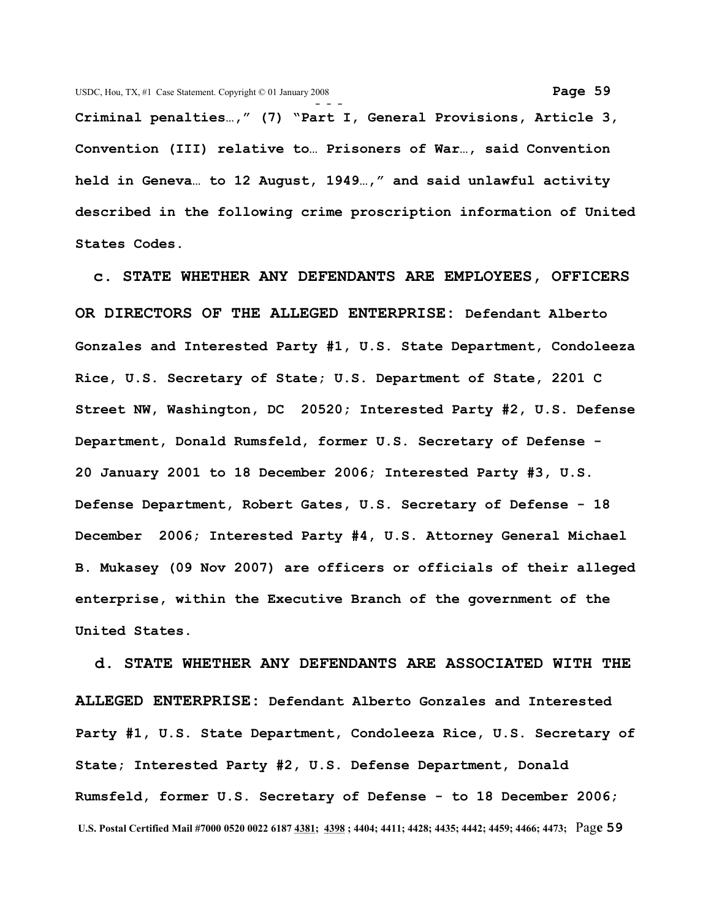**Criminal penalties…," (7) "Part I, General Provisions, Article 3, Convention (III) relative to… Prisoners of War…, said Convention held in Geneva… to 12 August, 1949…," and said unlawful activity described in the following crime proscription information of United States Codes.**

**c. STATE WHETHER ANY DEFENDANTS ARE EMPLOYEES, OFFICERS OR DIRECTORS OF THE ALLEGED ENTERPRISE: Defendant Alberto Gonzales and Interested Party #1, U.S. State Department, Condoleeza Rice, U.S. Secretary of State; U.S. Department of State, 2201 C Street NW, Washington, DC 20520; Interested Party #2, U.S. Defense Department, Donald Rumsfeld, former U.S. Secretary of Defense - 20 January 2001 to 18 December 2006; Interested Party #3, U.S. Defense Department, Robert Gates, U.S. Secretary of Defense - 18 December 2006; Interested Party #4, U.S. Attorney General Michael B. Mukasey (09 Nov 2007) are officers or officials of their alleged enterprise, within the Executive Branch of the government of the United States.**

**d. STATE WHETHER ANY DEFENDANTS ARE ASSOCIATED WITH THE ALLEGED ENTERPRISE: Defendant Alberto Gonzales and Interested Party #1, U.S. State Department, Condoleeza Rice, U.S. Secretary of State; Interested Party #2, U.S. Defense Department, Donald Rumsfeld, former U.S. Secretary of Defense - to 18 December 2006;**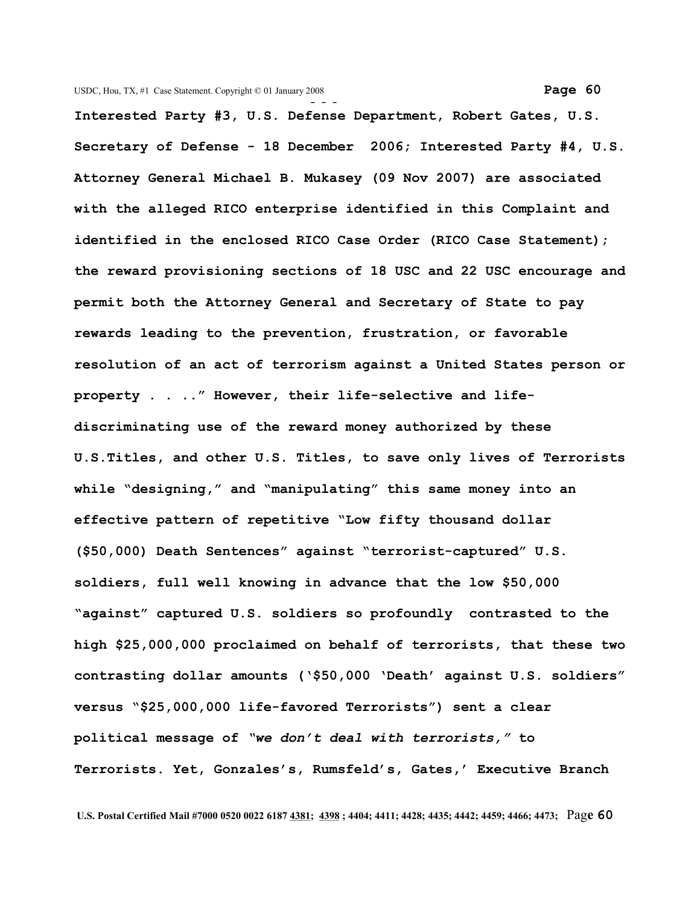**Interested Party #3, U.S. Defense Department, Robert Gates, U.S. Secretary of Defense - 18 December 2006; Interested Party #4, U.S. Attorney General Michael B. Mukasey (09 Nov 2007) are associated with the alleged RICO enterprise identified in this Complaint and identified in the enclosed RICO Case Order (RICO Case Statement); the reward provisioning sections of 18 USC and 22 USC encourage and permit both the Attorney General and Secretary of State to pay rewards leading to the prevention, frustration, or favorable resolution of an act of terrorism against a United States person or property . . ..” However, their life-selective and life-discriminating use of the reward money authorized by these U.S.Titles, and other U.S. Titles, to save only lives of Terrorists while “designing,” and “manipulating” this same money into an effective pattern of repetitive “Low fifty thousand dollar ($50,000) Death Sentences” against “terrorist-captured” U.S. soldiers, full well knowing in advance that the low $50,000 “against” captured U.S. soldiers so profoundly contrasted to the high $25,000,000 proclaimed on behalf of terrorists, that these two contrasting dollar amounts (‘$50,000 ‘Death’ against U.S. soldiers” versus “$25,000,000 life-favored Terrorists”) sent a clear political message of *“we don’t deal with terrorists,”* to Terrorists. Yet, Gonzales’s, Rumsfeld’s, Gates,’ Executive Branch**

**U.S. Postal Certified Mail #7000 0520 0022 6187 4381; 4398 ; 4404; 4411; 4428; 4435; 4442; 4459; 4466; 4473;**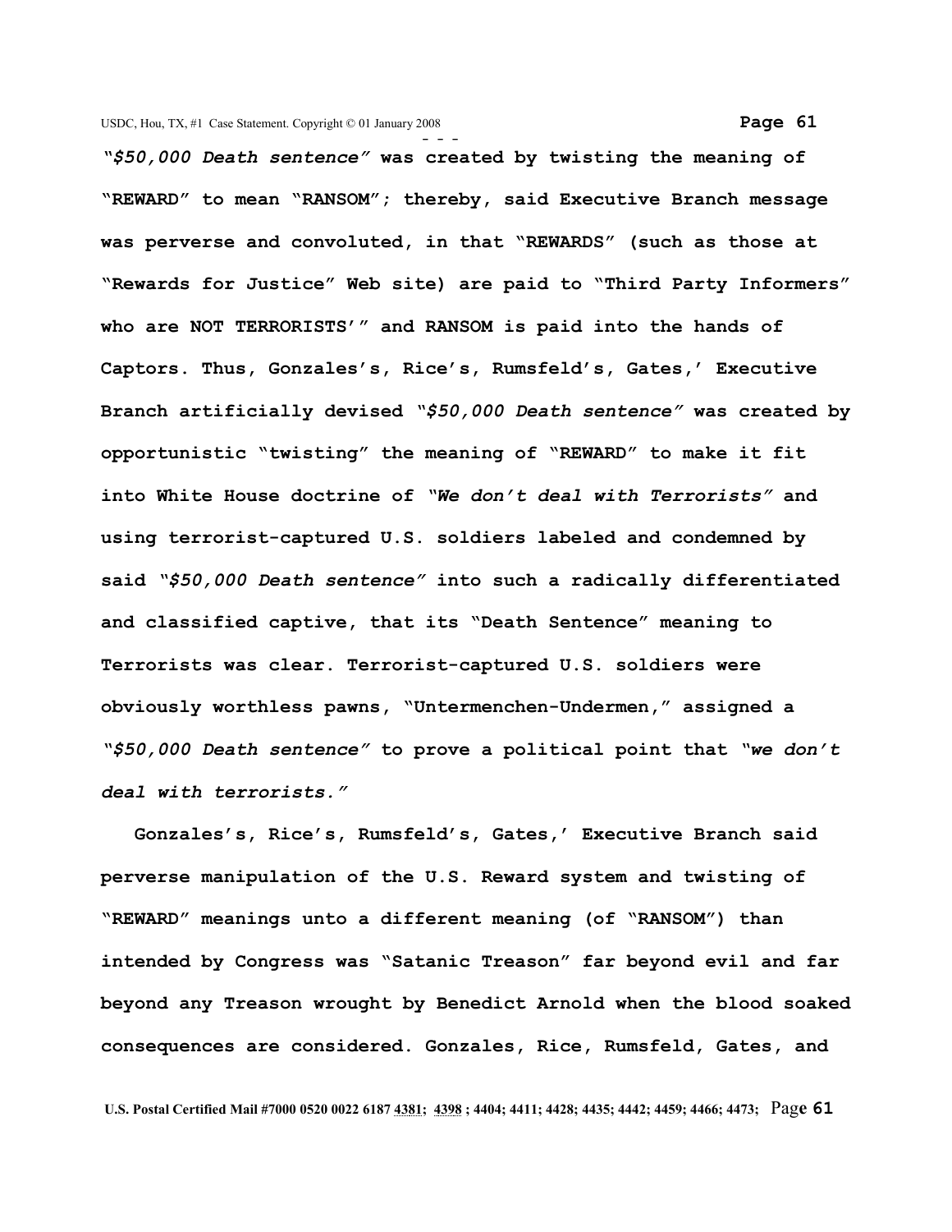***"$50,000 Death sentence"* was created by twisting the meaning of "REWARD" to mean "RANSOM"; thereby, said Executive Branch message was perverse and convoluted, in that "REWARDS" (such as those at "Rewards for Justice" Web site) are paid to "Third Party Informers" who are NOT TERRORISTS'" and RANSOM is paid into the hands of Captors. Thus, Gonzales's, Rice's, Rumsfeld's, Gates,' Executive Branch artificially devised *"$50,000 Death sentence"* was created by opportunistic "twisting" the meaning of "REWARD" to make it fit into White House doctrine of *"We don't deal with Terrorists"* and using terrorist-captured U.S. soldiers labeled and condemned by said *"$50,000 Death sentence"* into such a radically differentiated and classified captive, that its "Death Sentence" meaning to Terrorists was clear. Terrorist-captured U.S. soldiers were obviously worthless pawns, "Untermenchen-Undermen," assigned a *"$50,000 Death sentence"* to prove a political point that *"we don't deal with terrorists."***

**Gonzales's, Rice's, Rumsfeld's, Gates,' Executive Branch said perverse manipulation of the U.S. Reward system and twisting of "REWARD" meanings unto a different meaning (of "RANSOM") than intended by Congress was "Satanic Treason" far beyond evil and far beyond any Treason wrought by Benedict Arnold when the blood soaked consequences are considered. Gonzales, Rice, Rumsfeld, Gates, and**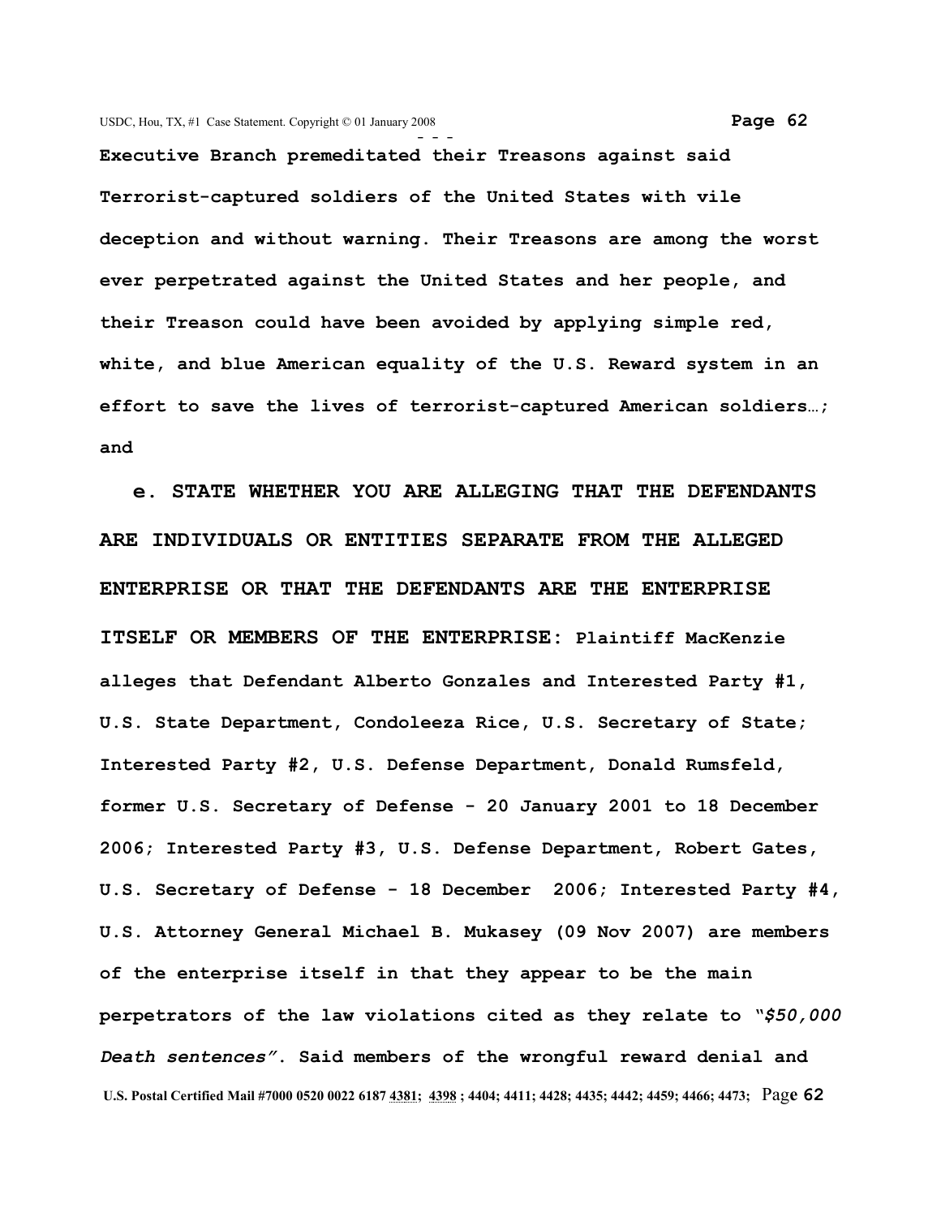**Executive Branch premeditated their Treasons against said Terrorist-captured soldiers of the United States with vile deception and without warning. Their Treasons are among the worst ever perpetrated against the United States and her people, and their Treason could have been avoided by applying simple red, white, and blue American equality of the U.S. Reward system in an effort to save the lives of terrorist-captured American soldiers…; and**

**e. STATE WHETHER YOU ARE ALLEGING THAT THE DEFENDANTS ARE INDIVIDUALS OR ENTITIES SEPARATE FROM THE ALLEGED ENTERPRISE OR THAT THE DEFENDANTS ARE THE ENTERPRISE ITSELF OR MEMBERS OF THE ENTERPRISE: Plaintiff MacKenzie alleges that Defendant Alberto Gonzales and Interested Party #1, U.S. State Department, Condoleeza Rice, U.S. Secretary of State; Interested Party #2, U.S. Defense Department, Donald Rumsfeld, former U.S. Secretary of Defense - 20 January 2001 to 18 December 2006; Interested Party #3, U.S. Defense Department, Robert Gates, U.S. Secretary of Defense - 18 December 2006; Interested Party #4, U.S. Attorney General Michael B. Mukasey (09 Nov 2007) are members of the enterprise itself in that they appear to be the main perpetrators of the law violations cited as they relate to "*$50,000 Death sentences*". Said members of the wrongful reward denial and**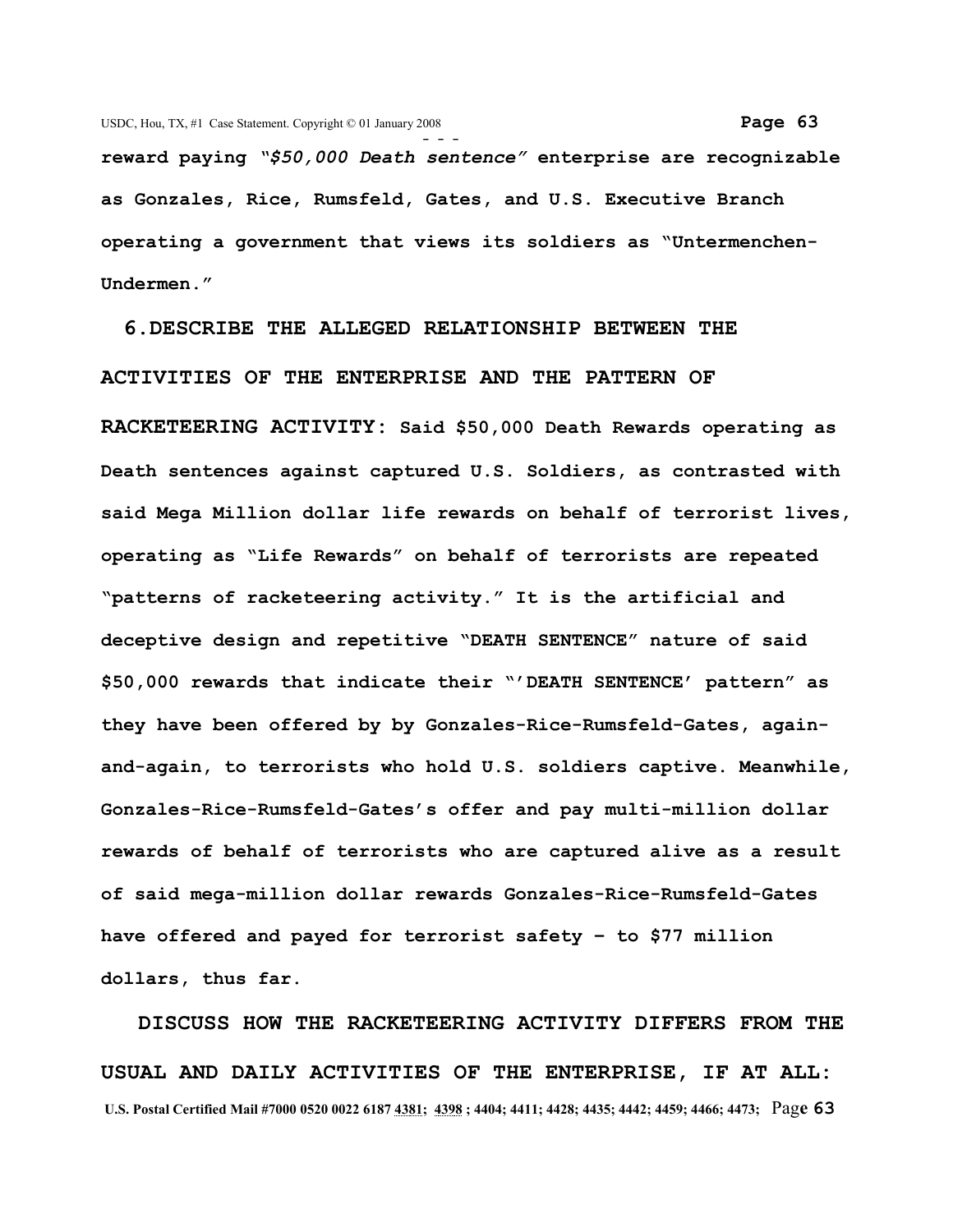**reward paying *"$50,000 Death sentence"* enterprise are recognizable as Gonzales, Rice, Rumsfeld, Gates, and U.S. Executive Branch operating a government that views its soldiers as "Untermenchen-Undermen."**

**6.DESCRIBE THE ALLEGED RELATIONSHIP BETWEEN THE ACTIVITIES OF THE ENTERPRISE AND THE PATTERN OF RACKETEERING ACTIVITY: Said $50,000 Death Rewards operating as Death sentences against captured U.S. Soldiers, as contrasted with said Mega Million dollar life rewards on behalf of terrorist lives, operating as "Life Rewards" on behalf of terrorists are repeated "patterns of racketeering activity." It is the artificial and deceptive design and repetitive "DEATH SENTENCE" nature of said $50,000 rewards that indicate their "'DEATH SENTENCE' pattern" as they have been offered by by Gonzales-Rice-Rumsfeld-Gates, again-and-again, to terrorists who hold U.S. soldiers captive. Meanwhile, Gonzales-Rice-Rumsfeld-Gates's offer and pay multi-million dollar rewards of behalf of terrorists who are captured alive as a result of said mega-million dollar rewards Gonzales-Rice-Rumsfeld-Gates have offered and payed for terrorist safety – to $77 million dollars, thus far.**

**DISCUSS HOW THE RACKETEERING ACTIVITY DIFFERS FROM THE USUAL AND DAILY ACTIVITIES OF THE ENTERPRISE, IF AT ALL:**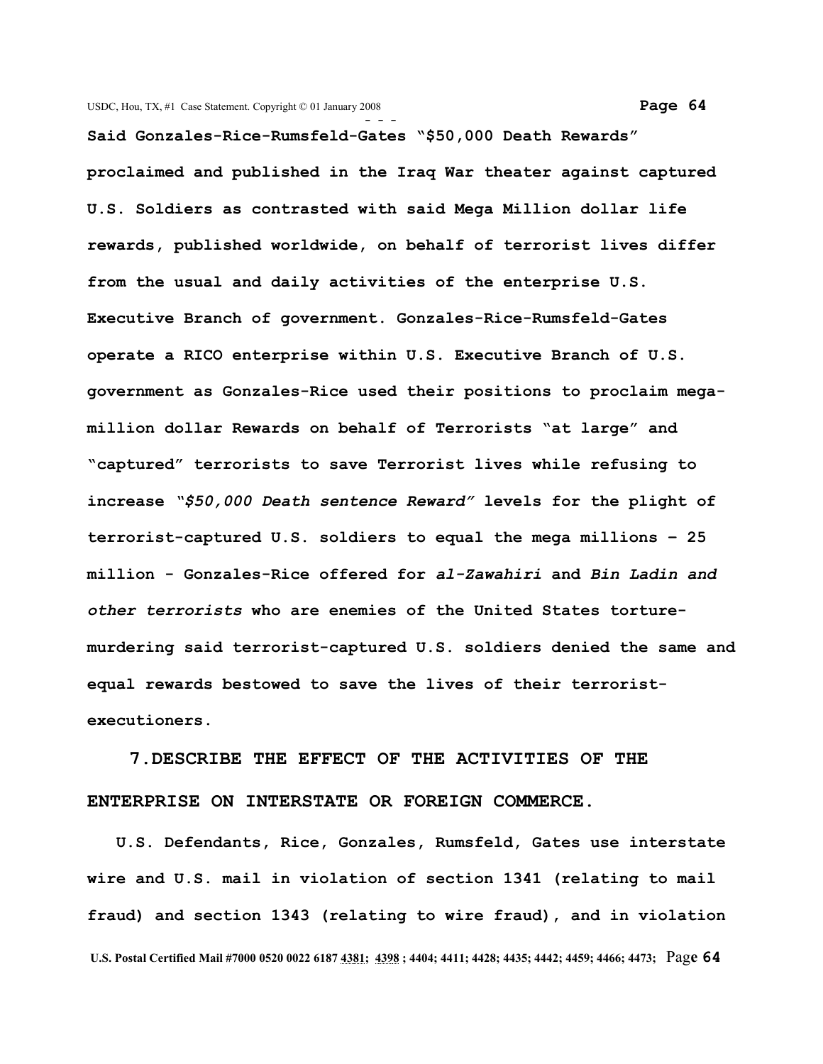**Said Gonzales-Rice-Rumsfeld-Gates "$50,000 Death Rewards" proclaimed and published in the Iraq War theater against captured U.S. Soldiers as contrasted with said Mega Million dollar life rewards, published worldwide, on behalf of terrorist lives differ from the usual and daily activities of the enterprise U.S. Executive Branch of government. Gonzales-Rice-Rumsfeld-Gates operate a RICO enterprise within U.S. Executive Branch of U.S. government as Gonzales-Rice used their positions to proclaim mega-million dollar Rewards on behalf of Terrorists "at large" and "captured" terrorists to save Terrorist lives while refusing to increase *"$50,000 Death sentence Reward"* levels for the plight of terrorist-captured U.S. soldiers to equal the mega millions – 25 million - Gonzales-Rice offered for *al-Zawahiri* and *Bin Ladin and other terrorists* who are enemies of the United States torture-murdering said terrorist-captured U.S. soldiers denied the same and equal rewards bestowed to save the lives of their terrorist-executioners.**

## 7. DESCRIBE THE EFFECT OF THE ACTIVITIES OF THE ENTERPRISE ON INTERSTATE OR FOREIGN COMMERCE.

**U.S. Defendants, Rice, Gonzales, Rumsfeld, Gates use interstate wire and U.S. mail in violation of section 1341 (relating to mail fraud) and section 1343 (relating to wire fraud), and in violation**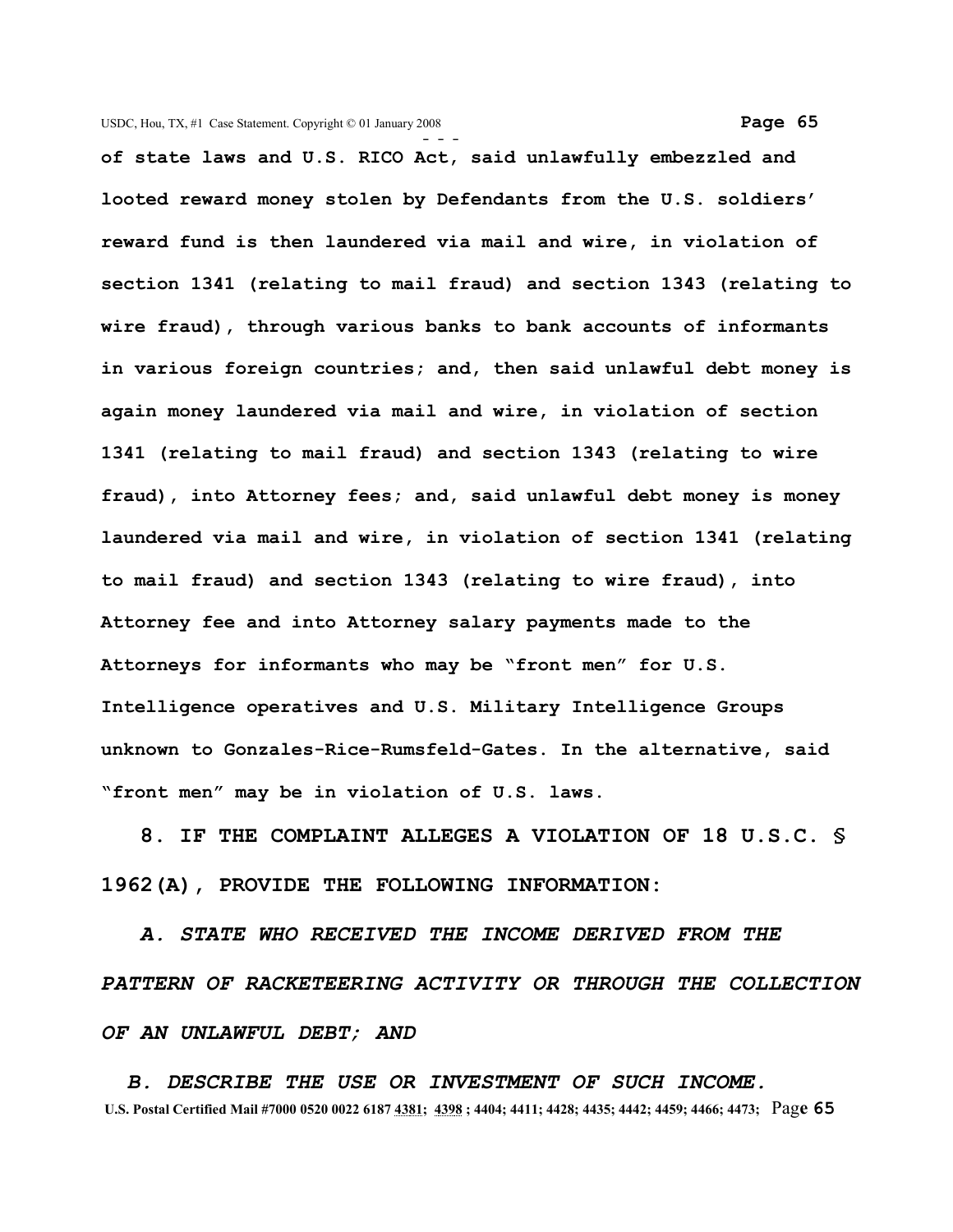**of state laws and U.S. RICO Act, said unlawfully embezzled and looted reward money stolen by Defendants from the U.S. soldiers' reward fund is then laundered via mail and wire, in violation of section 1341 (relating to mail fraud) and section 1343 (relating to wire fraud), through various banks to bank accounts of informants in various foreign countries; and, then said unlawful debt money is again money laundered via mail and wire, in violation of section 1341 (relating to mail fraud) and section 1343 (relating to wire fraud), into Attorney fees; and, said unlawful debt money is money laundered via mail and wire, in violation of section 1341 (relating to mail fraud) and section 1343 (relating to wire fraud), into Attorney fee and into Attorney salary payments made to the Attorneys for informants who may be "front men" for U.S. Intelligence operatives and U.S. Military Intelligence Groups unknown to Gonzales-Rice-Rumsfeld-Gates. In the alternative, said "front men" may be in violation of U.S. laws.**

**8. IF THE COMPLAINT ALLEGES A VIOLATION OF 18 U.S.C. § 1962(A), PROVIDE THE FOLLOWING INFORMATION:**

***A. STATE WHO RECEIVED THE INCOME DERIVED FROM THE PATTERN OF RACKETEERING ACTIVITY OR THROUGH THE COLLECTION OF AN UNLAWFUL DEBT; AND***

***B. DESCRIBE THE USE OR INVESTMENT OF SUCH INCOME.***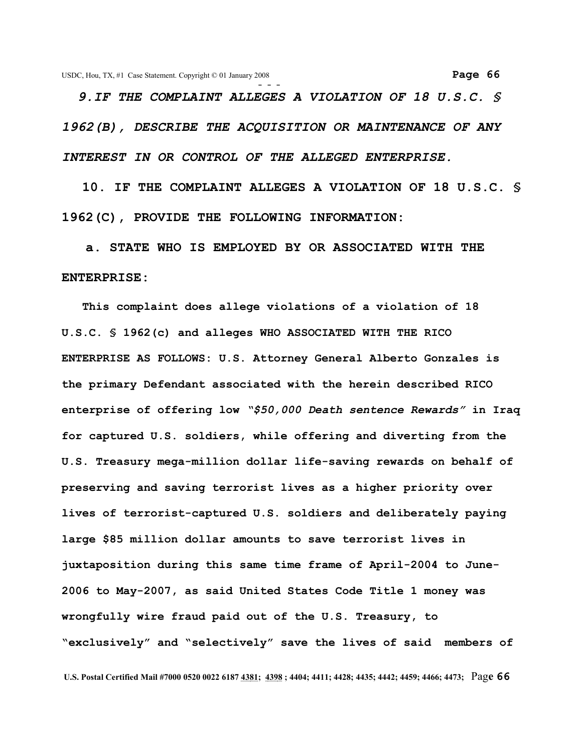***9. IF THE COMPLAINT ALLEGES A VIOLATION OF 18 U.S.C. § 1962(B), DESCRIBE THE ACQUISITION OR MAINTENANCE OF ANY INTEREST IN OR CONTROL OF THE ALLEGED ENTERPRISE.***

**10. IF THE COMPLAINT ALLEGES A VIOLATION OF 18 U.S.C. § 1962(C), PROVIDE THE FOLLOWING INFORMATION:**

**a. STATE WHO IS EMPLOYED BY OR ASSOCIATED WITH THE ENTERPRISE:**

**This complaint does allege violations of a violation of 18 U.S.C. § 1962(c) and alleges WHO ASSOCIATED WITH THE RICO ENTERPRISE AS FOLLOWS: U.S. Attorney General Alberto Gonzales is the primary Defendant associated with the herein described RICO enterprise of offering low *"$50,000 Death sentence Rewards"* in Iraq for captured U.S. soldiers, while offering and diverting from the U.S. Treasury mega-million dollar life-saving rewards on behalf of preserving and saving terrorist lives as a higher priority over lives of terrorist-captured U.S. soldiers and deliberately paying large $85 million dollar amounts to save terrorist lives in juxtaposition during this same time frame of April-2004 to June-2006 to May-2007, as said United States Code Title 1 money was wrongfully wire fraud paid out of the U.S. Treasury, to "exclusively" and "selectively" save the lives of said members of**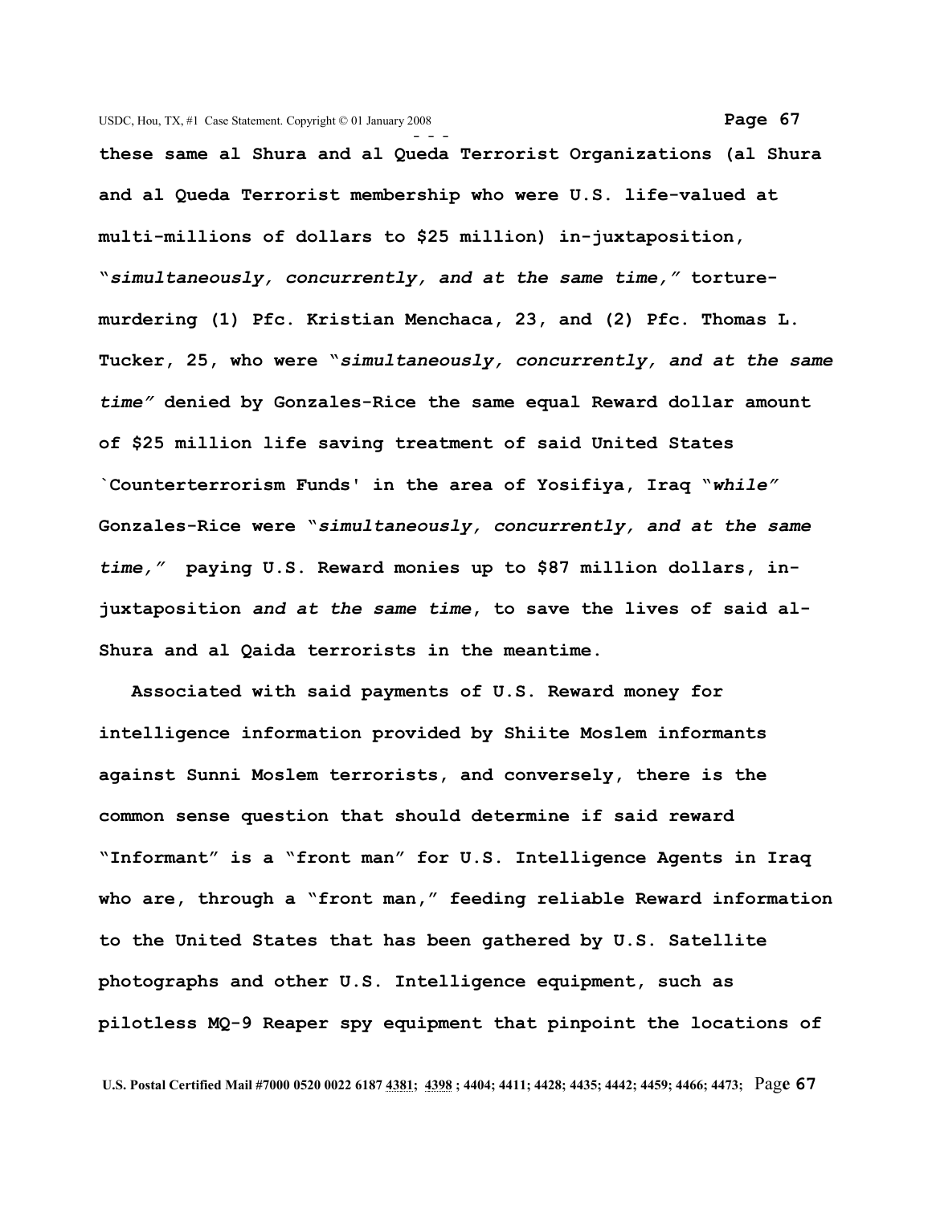**these same al Shura and al Queda Terrorist Organizations (al Shura and al Queda Terrorist membership who were U.S. life-valued at multi-millions of dollars to $25 million) in-juxtaposition, "*simultaneously, concurrently, and at the same time,*" torture-murdering (1) Pfc. Kristian Menchaca, 23, and (2) Pfc. Thomas L. Tucker, 25, who were "*simultaneously, concurrently, and at the same time*" denied by Gonzales-Rice the same equal Reward dollar amount of $25 million life saving treatment of said United States `Counterterrorism Funds' in the area of Yosifiya, Iraq "*while*" Gonzales-Rice were "*simultaneously, concurrently, and at the same time,*" paying U.S. Reward monies up to $87 million dollars, in-juxtaposition *and at the same time*, to save the lives of said al-Shura and al Qaida terrorists in the meantime.**

**Associated with said payments of U.S. Reward money for intelligence information provided by Shiite Moslem informants against Sunni Moslem terrorists, and conversely, there is the common sense question that should determine if said reward "Informant" is a "front man" for U.S. Intelligence Agents in Iraq who are, through a "front man," feeding reliable Reward information to the United States that has been gathered by U.S. Satellite photographs and other U.S. Intelligence equipment, such as pilotless MQ-9 Reaper spy equipment that pinpoint the locations of**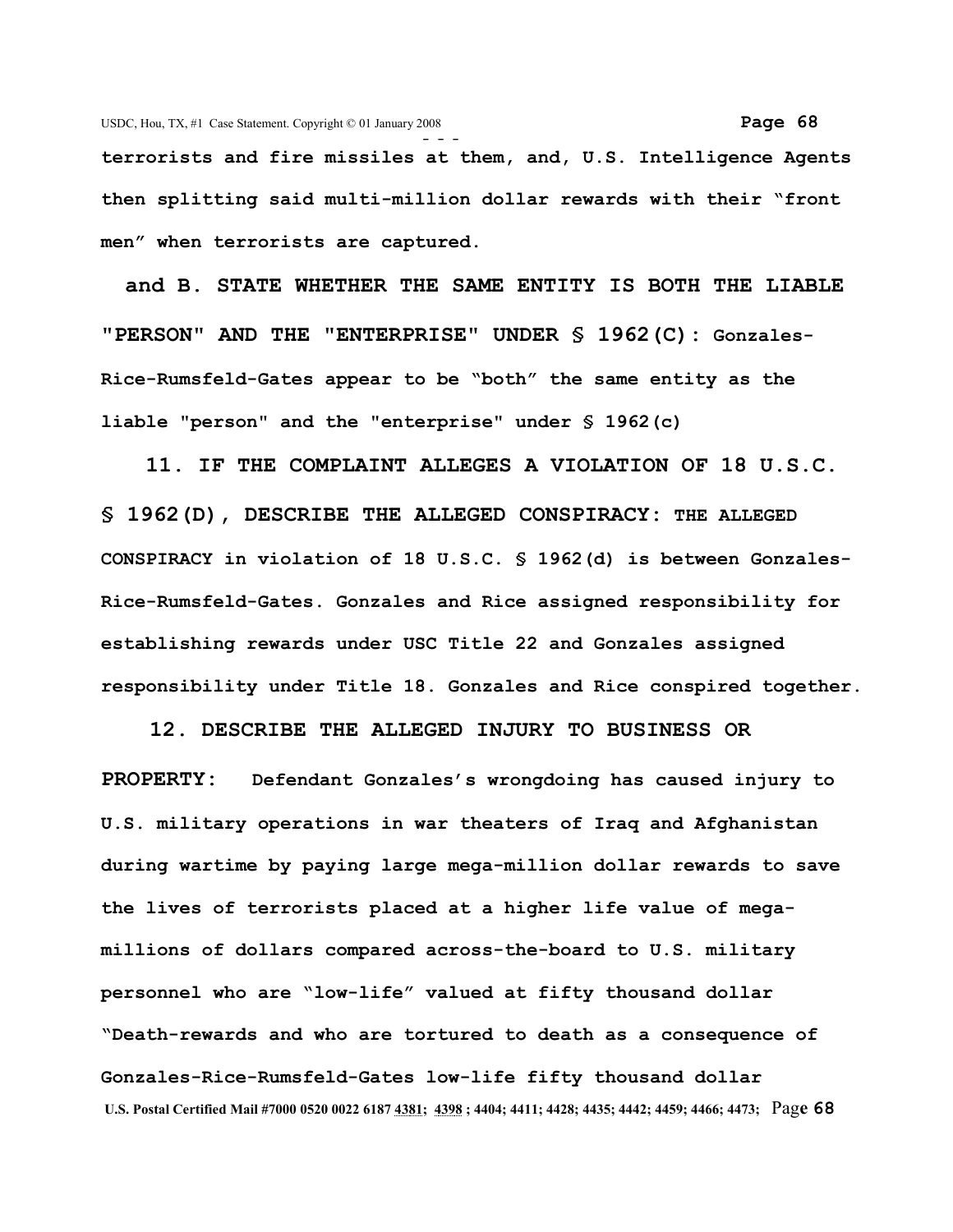**terrorists and fire missiles at them, and, U.S. Intelligence Agents then splitting said multi-million dollar rewards with their "front men" when terrorists are captured.**

**and B. STATE WHETHER THE SAME ENTITY IS BOTH THE LIABLE "PERSON" AND THE "ENTERPRISE" UNDER § 1962(C): Gonzales-Rice-Rumsfeld-Gates appear to be "both" the same entity as the liable "person" and the "enterprise" under § 1962(c)**

**11. IF THE COMPLAINT ALLEGES A VIOLATION OF 18 U.S.C. § 1962(D), DESCRIBE THE ALLEGED CONSPIRACY: THE ALLEGED CONSPIRACY in violation of 18 U.S.C. § 1962(d) is between Gonzales-Rice-Rumsfeld-Gates. Gonzales and Rice assigned responsibility for establishing rewards under USC Title 22 and Gonzales assigned responsibility under Title 18. Gonzales and Rice conspired together.**

**12. DESCRIBE THE ALLEGED INJURY TO BUSINESS OR PROPERTY: Defendant Gonzales's wrongdoing has caused injury to U.S. military operations in war theaters of Iraq and Afghanistan during wartime by paying large mega-million dollar rewards to save the lives of terrorists placed at a higher life value of mega-millions of dollars compared across-the-board to U.S. military personnel who are "low-life" valued at fifty thousand dollar "Death-rewards and who are tortured to death as a consequence of Gonzales-Rice-Rumsfeld-Gates low-life fifty thousand dollar**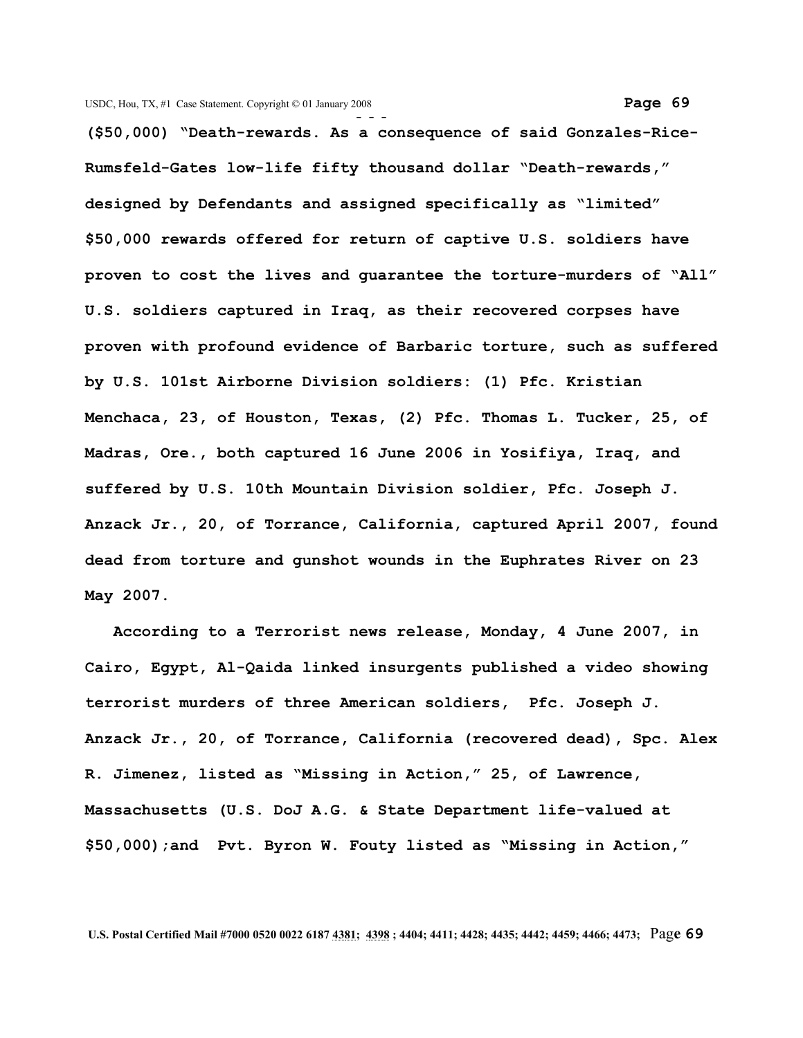**($50,000) "Death-rewards. As a consequence of said Gonzales-Rice-Rumsfeld-Gates low-life fifty thousand dollar "Death-rewards," designed by Defendants and assigned specifically as "limited" $50,000 rewards offered for return of captive U.S. soldiers have proven to cost the lives and guarantee the torture-murders of "All" U.S. soldiers captured in Iraq, as their recovered corpses have proven with profound evidence of Barbaric torture, such as suffered by U.S. 101st Airborne Division soldiers: (1) Pfc. Kristian Menchaca, 23, of Houston, Texas, (2) Pfc. Thomas L. Tucker, 25, of Madras, Ore., both captured 16 June 2006 in Yosifiya, Iraq, and suffered by U.S. 10th Mountain Division soldier, Pfc. Joseph J. Anzack Jr., 20, of Torrance, California, captured April 2007, found dead from torture and gunshot wounds in the Euphrates River on 23 May 2007.**

**According to a Terrorist news release, Monday, 4 June 2007, in Cairo, Egypt, Al-Qaida linked insurgents published a video showing terrorist murders of three American soldiers, Pfc. Joseph J. Anzack Jr., 20, of Torrance, California (recovered dead), Spc. Alex R. Jimenez, listed as "Missing in Action," 25, of Lawrence, Massachusetts (U.S. DoJ A.G. & State Department life-valued at $50,000);and Pvt. Byron W. Fouty listed as "Missing in Action,"**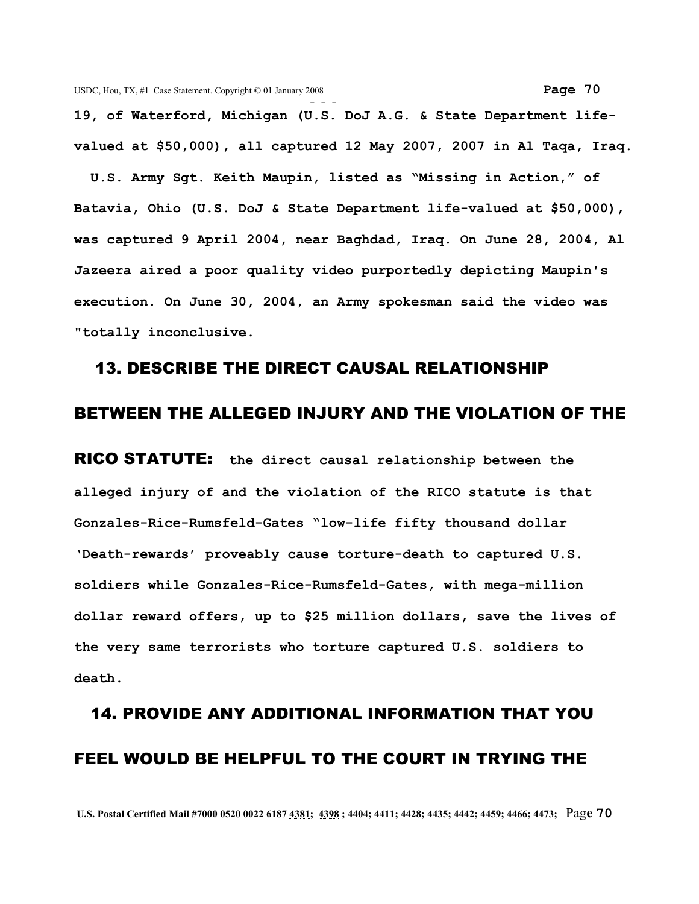**19, of Waterford, Michigan (U.S. DoJ A.G. & State Department life-valued at $50,000), all captured 12 May 2007, 2007 in Al Taqa, Iraq.**

**U.S. Army Sgt. Keith Maupin, listed as "Missing in Action," of Batavia, Ohio (U.S. DoJ & State Department life-valued at $50,000), was captured 9 April 2004, near Baghdad, Iraq. On June 28, 2004, Al Jazeera aired a poor quality video purportedly depicting Maupin's execution. On June 30, 2004, an Army spokesman said the video was "totally inconclusive.**

## 13. DESCRIBE THE DIRECT CAUSAL RELATIONSHIP BETWEEN THE ALLEGED INJURY AND THE VIOLATION OF THE RICO STATUTE:

**the direct causal relationship between the alleged injury of and the violation of the RICO statute is that Gonzales-Rice-Rumsfeld-Gates "low-life fifty thousand dollar 'Death-rewards' proveably cause torture-death to captured U.S. soldiers while Gonzales-Rice-Rumsfeld-Gates, with mega-million dollar reward offers, up to $25 million dollars, save the lives of the very same terrorists who torture captured U.S. soldiers to death.**

## 14. PROVIDE ANY ADDITIONAL INFORMATION THAT YOU FEEL WOULD BE HELPFUL TO THE COURT IN TRYING THE

U.S. Postal Certified Mail #7000 0520 0022 6187 4381; 4398 ; 4404; 4411; 4428; 4435; 4442; 4459; 4466; 4473;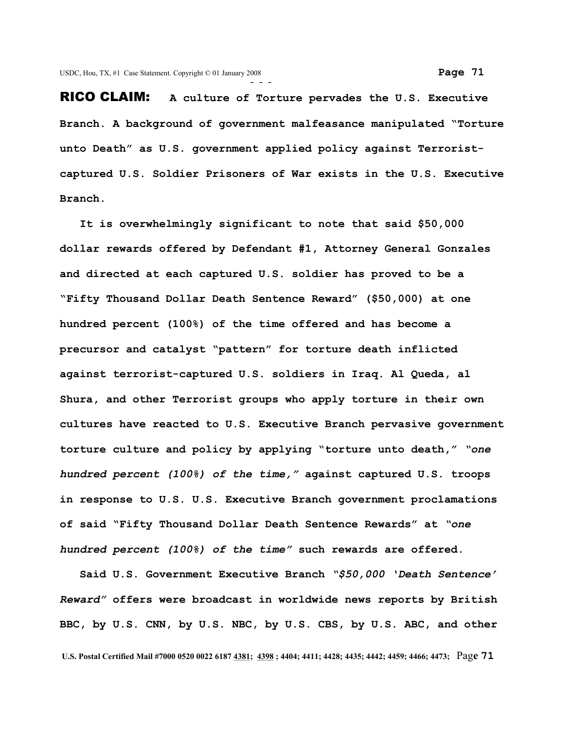**RICO CLAIM: A culture of Torture pervades the U.S. Executive Branch. A background of government malfeasance manipulated "Torture unto Death" as U.S. government applied policy against Terrorist-captured U.S. Soldier Prisoners of War exists in the U.S. Executive Branch.**

**It is overwhelmingly significant to note that said $50,000 dollar rewards offered by Defendant #1, Attorney General Gonzales and directed at each captured U.S. soldier has proved to be a "Fifty Thousand Dollar Death Sentence Reward" ($50,000) at one hundred percent (100%) of the time offered and has become a precursor and catalyst "pattern" for torture death inflicted against terrorist-captured U.S. soldiers in Iraq. Al Queda, al Shura, and other Terrorist groups who apply torture in their own cultures have reacted to U.S. Executive Branch pervasive government torture culture and policy by applying "torture unto death," *"one hundred percent (100%) of the time,"* against captured U.S. troops in response to U.S. U.S. Executive Branch government proclamations of said "Fifty Thousand Dollar Death Sentence Rewards" at *"one hundred percent (100%) of the time"* such rewards are offered.**

**Said U.S. Government Executive Branch *"$50,000 'Death Sentence' Reward"* offers were broadcast in worldwide news reports by British BBC, by U.S. CNN, by U.S. NBC, by U.S. CBS, by U.S. ABC, and other**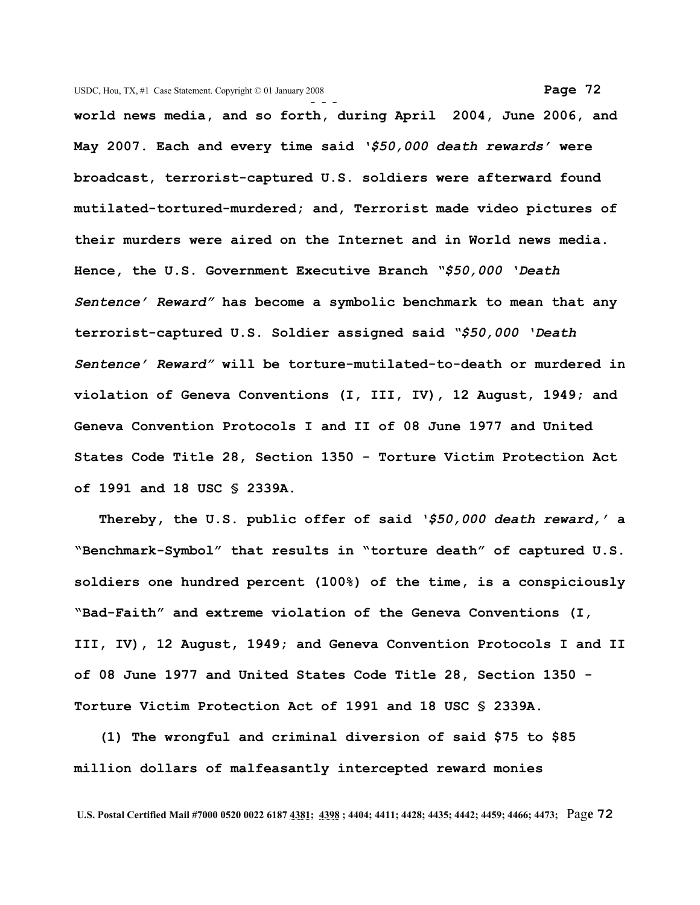**world news media, and so forth, during April 2004, June 2006, and May 2007. Each and every time said '*$50,000 death rewards*' were broadcast, terrorist-captured U.S. soldiers were afterward found mutilated-tortured-murdered; and, Terrorist made video pictures of their murders were aired on the Internet and in World news media. Hence, the U.S. Government Executive Branch "*$50,000 'Death Sentence' Reward*" has become a symbolic benchmark to mean that any terrorist-captured U.S. Soldier assigned said "*$50,000 'Death Sentence' Reward*" will be torture-mutilated-to-death or murdered in violation of Geneva Conventions (I, III, IV), 12 August, 1949; and Geneva Convention Protocols I and II of 08 June 1977 and United States Code Title 28, Section 1350 - Torture Victim Protection Act of 1991 and 18 USC § 2339A.**

**Thereby, the U.S. public offer of said '*$50,000 death reward,*' a "Benchmark-Symbol" that results in "torture death" of captured U.S. soldiers one hundred percent (100%) of the time, is a conspiciously "Bad-Faith" and extreme violation of the Geneva Conventions (I, III, IV), 12 August, 1949; and Geneva Convention Protocols I and II of 08 June 1977 and United States Code Title 28, Section 1350 - Torture Victim Protection Act of 1991 and 18 USC § 2339A.**

**(1) The wrongful and criminal diversion of said $75 to $85 million dollars of malfeasantly intercepted reward monies**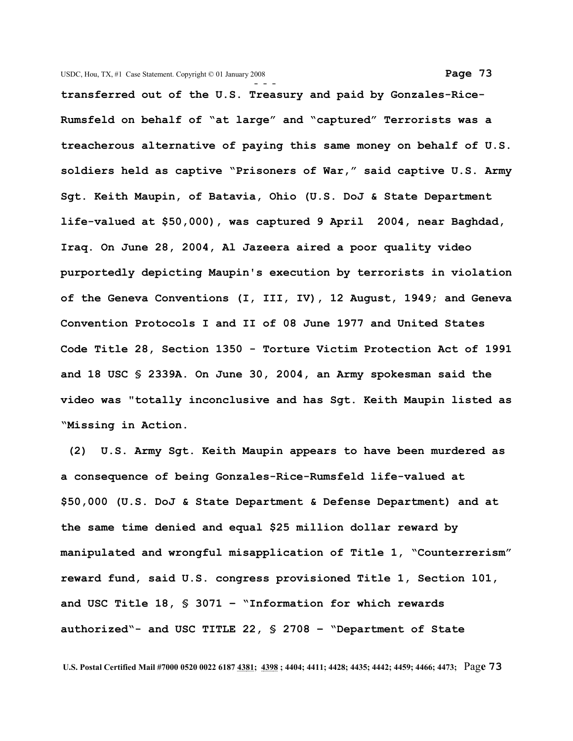**transferred out of the U.S. Treasury and paid by Gonzales-Rice-Rumsfeld on behalf of "at large" and "captured" Terrorists was a treacherous alternative of paying this same money on behalf of U.S. soldiers held as captive "Prisoners of War," said captive U.S. Army Sgt. Keith Maupin, of Batavia, Ohio (U.S. DoJ & State Department life-valued at $50,000), was captured 9 April 2004, near Baghdad, Iraq. On June 28, 2004, Al Jazeera aired a poor quality video purportedly depicting Maupin's execution by terrorists in violation of the Geneva Conventions (I, III, IV), 12 August, 1949; and Geneva Convention Protocols I and II of 08 June 1977 and United States Code Title 28, Section 1350 - Torture Victim Protection Act of 1991 and 18 USC § 2339A. On June 30, 2004, an Army spokesman said the video was "totally inconclusive and has Sgt. Keith Maupin listed as "Missing in Action.**

**(2) U.S. Army Sgt. Keith Maupin appears to have been murdered as a consequence of being Gonzales-Rice-Rumsfeld life-valued at $50,000 (U.S. DoJ & State Department & Defense Department) and at the same time denied and equal $25 million dollar reward by manipulated and wrongful misapplication of Title 1, "Counterrerism" reward fund, said U.S. congress provisioned Title 1, Section 101, and USC Title 18, § 3071 – "Information for which rewards authorized"- and USC TITLE 22, § 2708 – "Department of State**

U.S. Postal Certified Mail #7000 0520 0022 6187 4381; 4398 ; 4404; 4411; 4428; 4435; 4442; 4459; 4466; 4473;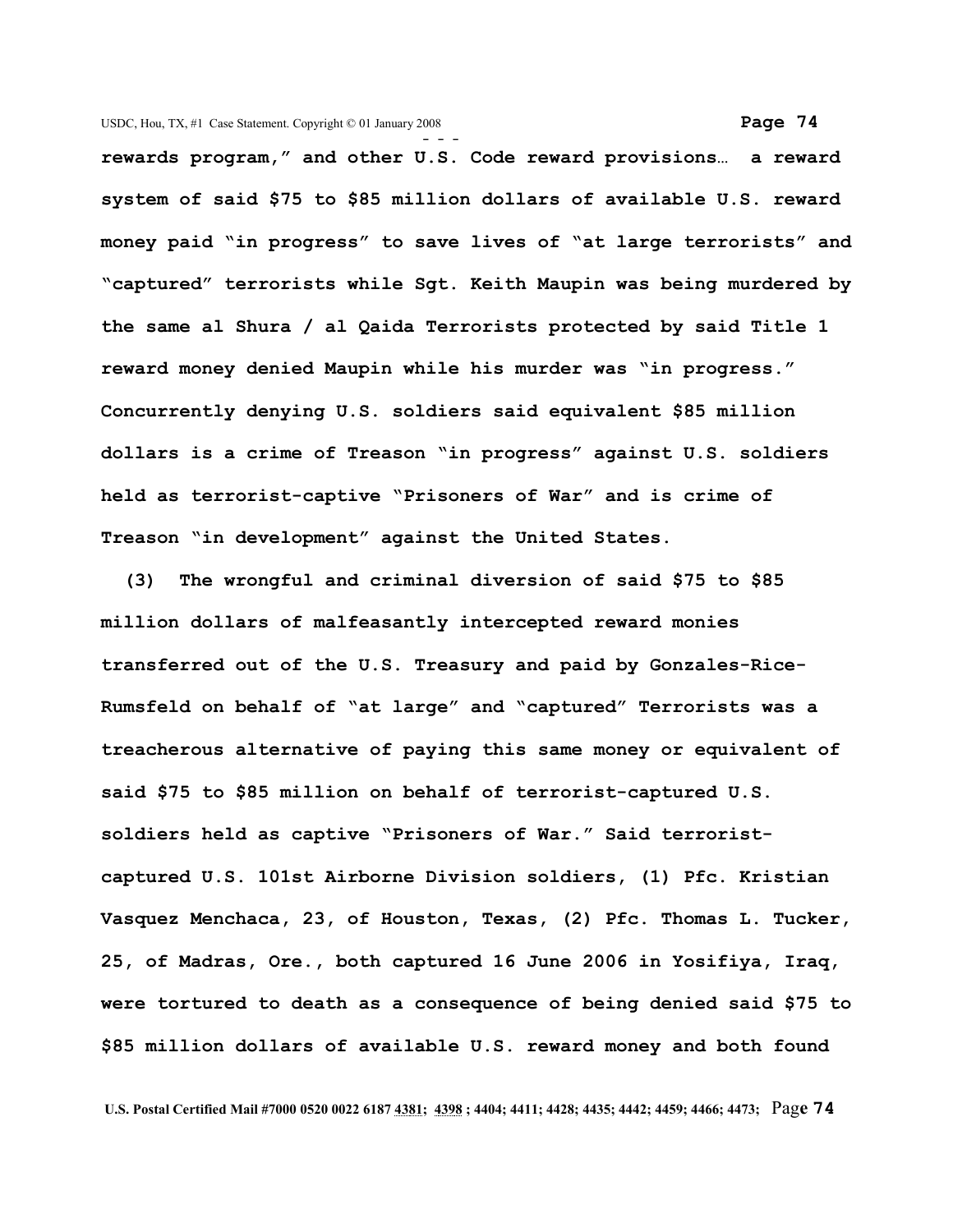**rewards program," and other U.S. Code reward provisions… a reward system of said $75 to $85 million dollars of available U.S. reward money paid "in progress" to save lives of "at large terrorists" and "captured" terrorists while Sgt. Keith Maupin was being murdered by the same al Shura / al Qaida Terrorists protected by said Title 1 reward money denied Maupin while his murder was "in progress." Concurrently denying U.S. soldiers said equivalent $85 million dollars is a crime of Treason "in progress" against U.S. soldiers held as terrorist-captive "Prisoners of War" and is crime of Treason "in development" against the United States.**

**(3) The wrongful and criminal diversion of said $75 to $85 million dollars of malfeasantly intercepted reward monies transferred out of the U.S. Treasury and paid by Gonzales-Rice-Rumsfeld on behalf of "at large" and "captured" Terrorists was a treacherous alternative of paying this same money or equivalent of said $75 to $85 million on behalf of terrorist-captured U.S. soldiers held as captive "Prisoners of War." Said terrorist-captured U.S. 101st Airborne Division soldiers, (1) Pfc. Kristian Vasquez Menchaca, 23, of Houston, Texas, (2) Pfc. Thomas L. Tucker, 25, of Madras, Ore., both captured 16 June 2006 in Yosifiya, Iraq, were tortured to death as a consequence of being denied said $75 to $85 million dollars of available U.S. reward money and both found**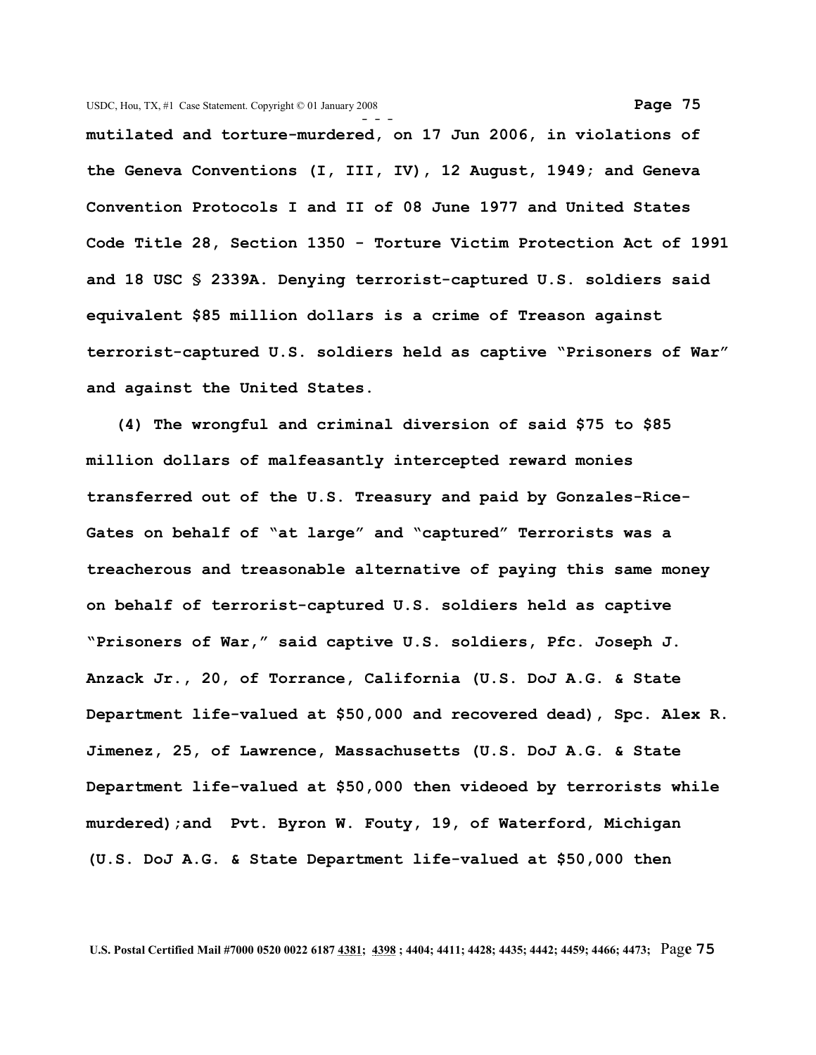**mutilated and torture-murdered, on 17 Jun 2006, in violations of the Geneva Conventions (I, III, IV), 12 August, 1949; and Geneva Convention Protocols I and II of 08 June 1977 and United States Code Title 28, Section 1350 - Torture Victim Protection Act of 1991 and 18 USC § 2339A. Denying terrorist-captured U.S. soldiers said equivalent $85 million dollars is a crime of Treason against terrorist-captured U.S. soldiers held as captive "Prisoners of War" and against the United States.**

**(4) The wrongful and criminal diversion of said $75 to $85 million dollars of malfeasantly intercepted reward monies transferred out of the U.S. Treasury and paid by Gonzales-Rice-Gates on behalf of "at large" and "captured" Terrorists was a treacherous and treasonable alternative of paying this same money on behalf of terrorist-captured U.S. soldiers held as captive "Prisoners of War," said captive U.S. soldiers, Pfc. Joseph J. Anzack Jr., 20, of Torrance, California (U.S. DoJ A.G. & State Department life-valued at $50,000 and recovered dead), Spc. Alex R. Jimenez, 25, of Lawrence, Massachusetts (U.S. DoJ A.G. & State Department life-valued at $50,000 then videoed by terrorists while murdered);and Pvt. Byron W. Fouty, 19, of Waterford, Michigan (U.S. DoJ A.G. & State Department life-valued at $50,000 then**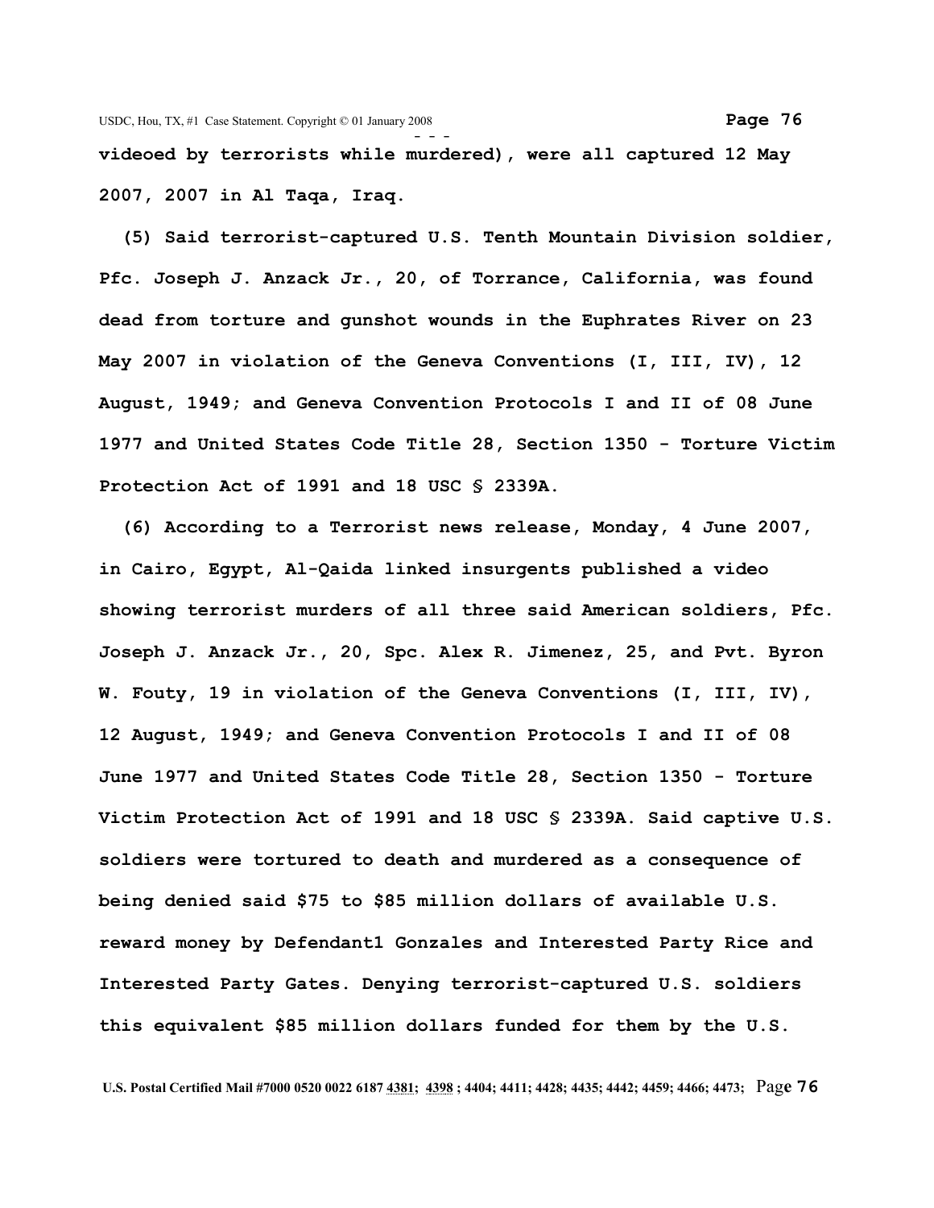**videoed by terrorists while murdered), were all captured 12 May 2007, 2007 in Al Taqa, Iraq.**

**(5) Said terrorist-captured U.S. Tenth Mountain Division soldier, Pfc. Joseph J. Anzack Jr., 20, of Torrance, California, was found dead from torture and gunshot wounds in the Euphrates River on 23 May 2007 in violation of the Geneva Conventions (I, III, IV), 12 August, 1949; and Geneva Convention Protocols I and II of 08 June 1977 and United States Code Title 28, Section 1350 - Torture Victim Protection Act of 1991 and 18 USC § 2339A.**

**(6) According to a Terrorist news release, Monday, 4 June 2007, in Cairo, Egypt, Al-Qaida linked insurgents published a video showing terrorist murders of all three said American soldiers, Pfc. Joseph J. Anzack Jr., 20, Spc. Alex R. Jimenez, 25, and Pvt. Byron W. Fouty, 19 in violation of the Geneva Conventions (I, III, IV), 12 August, 1949; and Geneva Convention Protocols I and II of 08 June 1977 and United States Code Title 28, Section 1350 - Torture Victim Protection Act of 1991 and 18 USC § 2339A. Said captive U.S. soldiers were tortured to death and murdered as a consequence of being denied said $75 to $85 million dollars of available U.S. reward money by Defendant1 Gonzales and Interested Party Rice and Interested Party Gates. Denying terrorist-captured U.S. soldiers this equivalent $85 million dollars funded for them by the U.S.**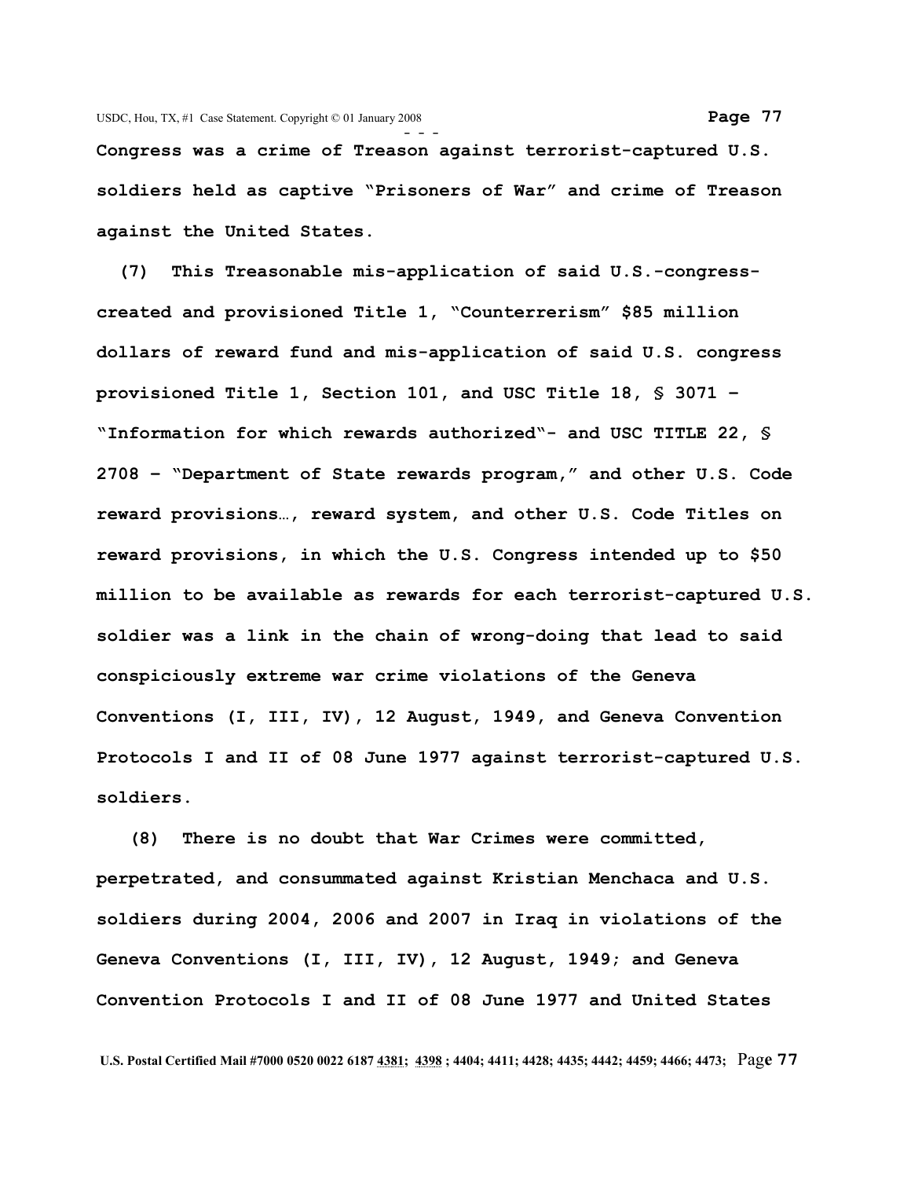**Congress was a crime of Treason against terrorist-captured U.S. soldiers held as captive "Prisoners of War" and crime of Treason against the United States.**

**(7) This Treasonable mis-application of said U.S.-congress-created and provisioned Title 1, "Counterrerism" $85 million dollars of reward fund and mis-application of said U.S. congress provisioned Title 1, Section 101, and USC Title 18, § 3071 – "Information for which rewards authorized"- and USC TITLE 22, § 2708 – "Department of State rewards program," and other U.S. Code reward provisions…, reward system, and other U.S. Code Titles on reward provisions, in which the U.S. Congress intended up to $50 million to be available as rewards for each terrorist-captured U.S. soldier was a link in the chain of wrong-doing that lead to said conspiciously extreme war crime violations of the Geneva Conventions (I, III, IV), 12 August, 1949, and Geneva Convention Protocols I and II of 08 June 1977 against terrorist-captured U.S. soldiers.**

**(8) There is no doubt that War Crimes were committed, perpetrated, and consummated against Kristian Menchaca and U.S. soldiers during 2004, 2006 and 2007 in Iraq in violations of the Geneva Conventions (I, III, IV), 12 August, 1949; and Geneva Convention Protocols I and II of 08 June 1977 and United States**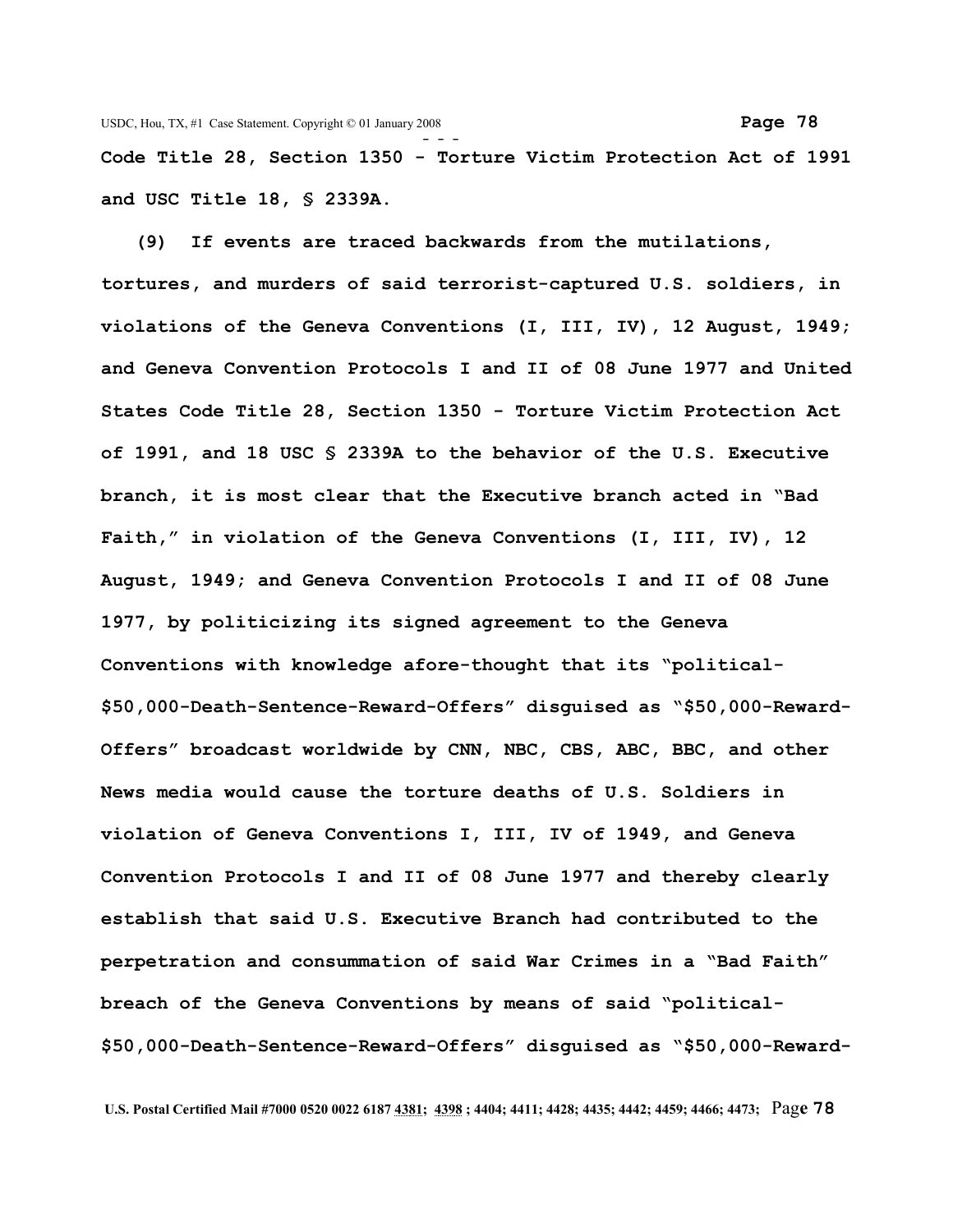**Code Title 28, Section 1350 - Torture Victim Protection Act of 1991 and USC Title 18, § 2339A.**

**(9) If events are traced backwards from the mutilations, tortures, and murders of said terrorist-captured U.S. soldiers, in violations of the Geneva Conventions (I, III, IV), 12 August, 1949; and Geneva Convention Protocols I and II of 08 June 1977 and United States Code Title 28, Section 1350 - Torture Victim Protection Act of 1991, and 18 USC § 2339A to the behavior of the U.S. Executive branch, it is most clear that the Executive branch acted in "Bad Faith," in violation of the Geneva Conventions (I, III, IV), 12 August, 1949; and Geneva Convention Protocols I and II of 08 June 1977, by politicizing its signed agreement to the Geneva Conventions with knowledge afore-thought that its "political-$50,000-Death-Sentence-Reward-Offers" disguised as "$50,000-Reward-Offers" broadcast worldwide by CNN, NBC, CBS, ABC, BBC, and other News media would cause the torture deaths of U.S. Soldiers in violation of Geneva Conventions I, III, IV of 1949, and Geneva Convention Protocols I and II of 08 June 1977 and thereby clearly establish that said U.S. Executive Branch had contributed to the perpetration and consummation of said War Crimes in a "Bad Faith" breach of the Geneva Conventions by means of said "political-$50,000-Death-Sentence-Reward-Offers" disguised as "$50,000-Reward-**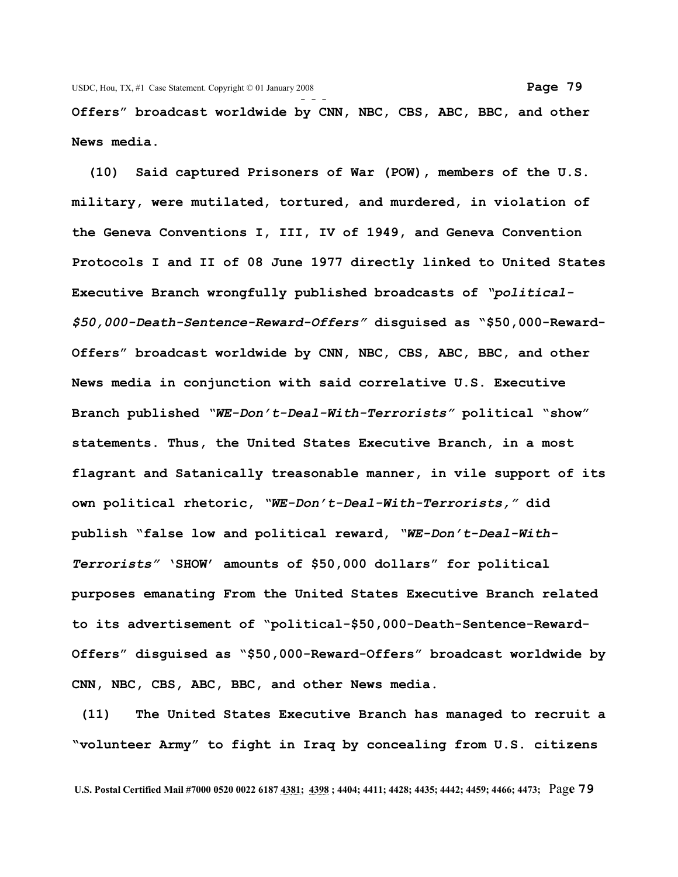**Offers" broadcast worldwide by CNN, NBC, CBS, ABC, BBC, and other News media.**

**(10) Said captured Prisoners of War (POW), members of the U.S. military, were mutilated, tortured, and murdered, in violation of the Geneva Conventions I, III, IV of 1949, and Geneva Convention Protocols I and II of 08 June 1977 directly linked to United States Executive Branch wrongfully published broadcasts of *"political-$50,000-Death-Sentence-Reward-Offers"* disguised as "$50,000-Reward-Offers" broadcast worldwide by CNN, NBC, CBS, ABC, BBC, and other News media in conjunction with said correlative U.S. Executive Branch published *"WE-Don't-Deal-With-Terrorists"* political "show" statements. Thus, the United States Executive Branch, in a most flagrant and Satanically treasonable manner, in vile support of its own political rhetoric, *"WE-Don't-Deal-With-Terrorists,"* did publish "false low and political reward, *"WE-Don't-Deal-With-Terrorists"* 'SHOW' amounts of $50,000 dollars" for political purposes emanating From the United States Executive Branch related to its advertisement of "political-$50,000-Death-Sentence-Reward-Offers" disguised as "$50,000-Reward-Offers" broadcast worldwide by CNN, NBC, CBS, ABC, BBC, and other News media.**

**(11) The United States Executive Branch has managed to recruit a "volunteer Army" to fight in Iraq by concealing from U.S. citizens**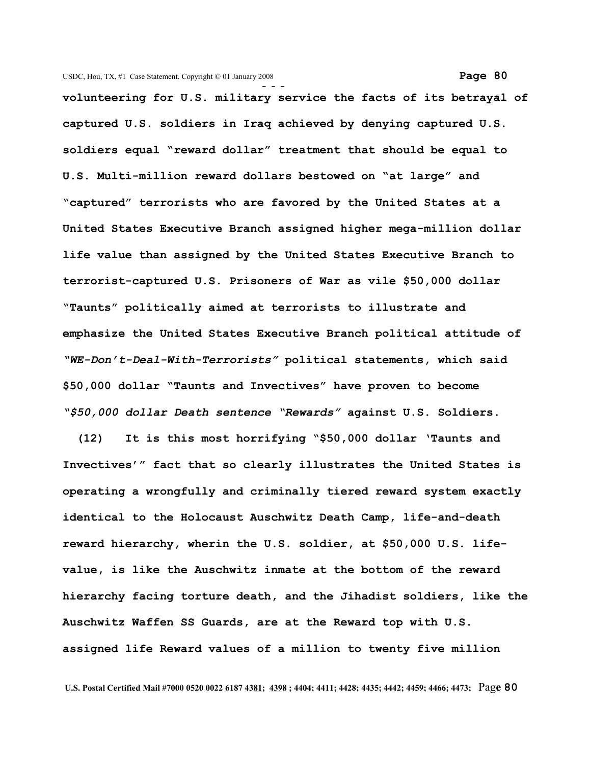**volunteering for U.S. military service the facts of its betrayal of captured U.S. soldiers in Iraq achieved by denying captured U.S. soldiers equal "reward dollar" treatment that should be equal to U.S. Multi-million reward dollars bestowed on "at large" and "captured" terrorists who are favored by the United States at a United States Executive Branch assigned higher mega-million dollar life value than assigned by the United States Executive Branch to terrorist-captured U.S. Prisoners of War as vile $50,000 dollar "Taunts" politically aimed at terrorists to illustrate and emphasize the United States Executive Branch political attitude of *"WE-Don't-Deal-With-Terrorists"* political statements, which said $50,000 dollar "Taunts and Invectives" have proven to become *"$50,000 dollar Death sentence "Rewards"* against U.S. Soldiers.**

**(12) It is this most horrifying "$50,000 dollar 'Taunts and Invectives'" fact that so clearly illustrates the United States is operating a wrongfully and criminally tiered reward system exactly identical to the Holocaust Auschwitz Death Camp, life-and-death reward hierarchy, wherin the U.S. soldier, at $50,000 U.S. life-value, is like the Auschwitz inmate at the bottom of the reward hierarchy facing torture death, and the Jihadist soldiers, like the Auschwitz Waffen SS Guards, are at the Reward top with U.S. assigned life Reward values of a million to twenty five million**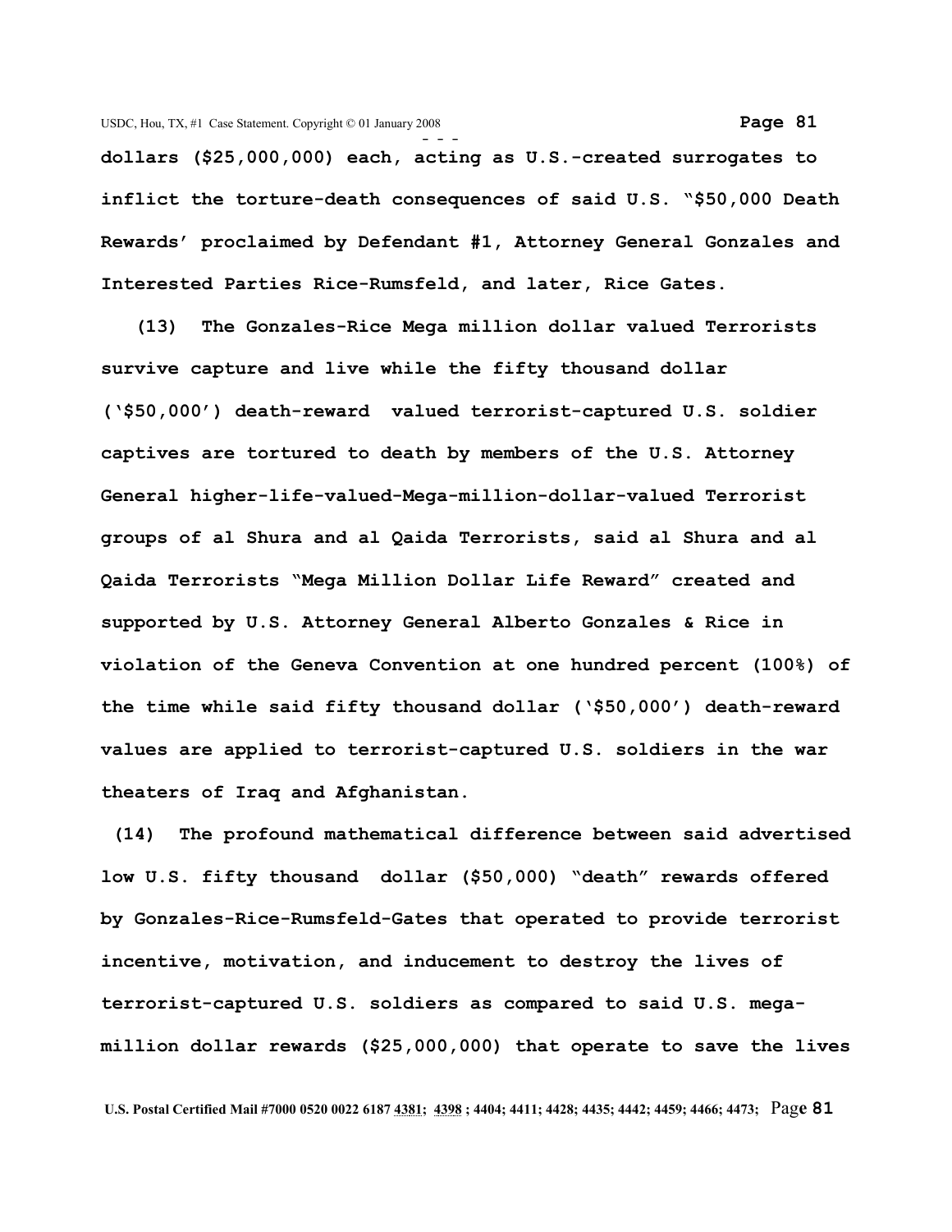**dollars ($25,000,000) each, acting as U.S.-created surrogates to inflict the torture-death consequences of said U.S. "$50,000 Death Rewards' proclaimed by Defendant #1, Attorney General Gonzales and Interested Parties Rice-Rumsfeld, and later, Rice Gates.**

**(13) The Gonzales-Rice Mega million dollar valued Terrorists survive capture and live while the fifty thousand dollar ('$50,000') death-reward valued terrorist-captured U.S. soldier captives are tortured to death by members of the U.S. Attorney General higher-life-valued-Mega-million-dollar-valued Terrorist groups of al Shura and al Qaida Terrorists, said al Shura and al Qaida Terrorists "Mega Million Dollar Life Reward" created and supported by U.S. Attorney General Alberto Gonzales & Rice in violation of the Geneva Convention at one hundred percent (100%) of the time while said fifty thousand dollar ('$50,000') death-reward values are applied to terrorist-captured U.S. soldiers in the war theaters of Iraq and Afghanistan.**

**(14) The profound mathematical difference between said advertised low U.S. fifty thousand dollar ($50,000) "death" rewards offered by Gonzales-Rice-Rumsfeld-Gates that operated to provide terrorist incentive, motivation, and inducement to destroy the lives of terrorist-captured U.S. soldiers as compared to said U.S. mega-million dollar rewards ($25,000,000) that operate to save the lives**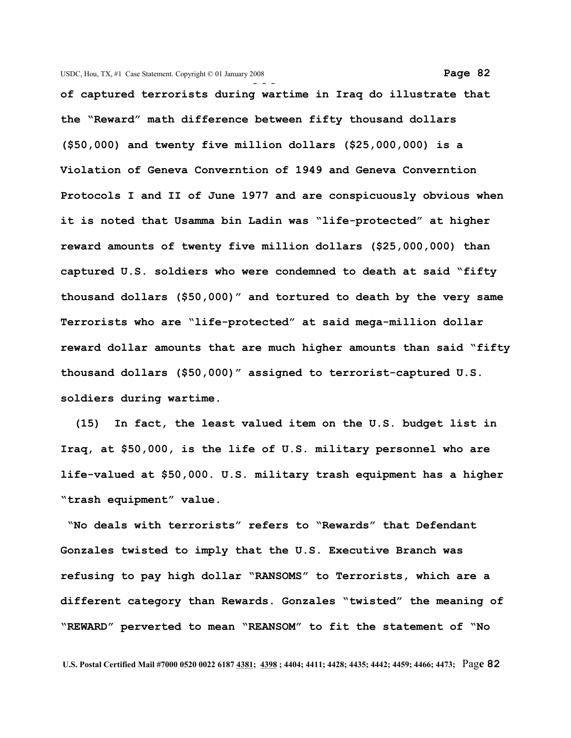**of captured terrorists during wartime in Iraq do illustrate that the "Reward" math difference between fifty thousand dollars ($50,000) and twenty five million dollars ($25,000,000) is a Violation of Geneva Converntion of 1949 and Geneva Converntion Protocols I and II of June 1977 and are conspicuously obvious when it is noted that Usamma bin Ladin was "life-protected" at higher reward amounts of twenty five million dollars ($25,000,000) than captured U.S. soldiers who were condemned to death at said "fifty thousand dollars ($50,000)" and tortured to death by the very same Terrorists who are "life-protected" at said mega-million dollar reward dollar amounts that are much higher amounts than said "fifty thousand dollars ($50,000)" assigned to terrorist-captured U.S. soldiers during wartime.**

**(15) In fact, the least valued item on the U.S. budget list in Iraq, at $50,000, is the life of U.S. military personnel who are life-valued at $50,000. U.S. military trash equipment has a higher "trash equipment" value.**

**"No deals with terrorists" refers to "Rewards" that Defendant Gonzales twisted to imply that the U.S. Executive Branch was refusing to pay high dollar "RANSOMS" to Terrorists, which are a different category than Rewards. Gonzales "twisted" the meaning of "REWARD" perverted to mean "REANSOM" to fit the statement of "No**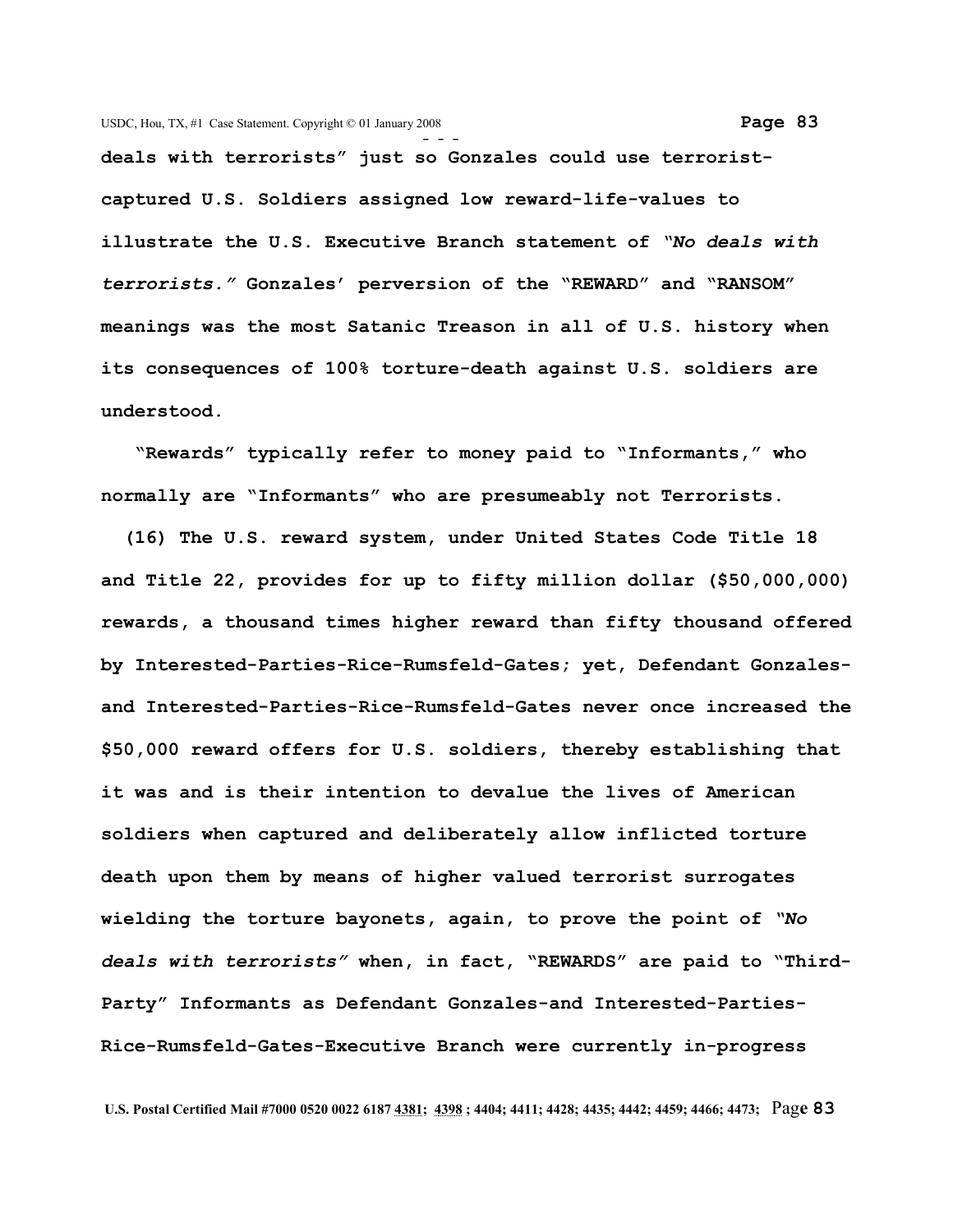**deals with terrorists" just so Gonzales could use terrorist-captured U.S. Soldiers assigned low reward-life-values to illustrate the U.S. Executive Branch statement of *"No deals with terrorists."* Gonzales' perversion of the "REWARD" and "RANSOM" meanings was the most Satanic Treason in all of U.S. history when its consequences of 100% torture-death against U.S. soldiers are understood.**

**"Rewards" typically refer to money paid to "Informants," who normally are "Informants" who are presumeably not Terrorists.**

**(16) The U.S. reward system, under United States Code Title 18 and Title 22, provides for up to fifty million dollar ($50,000,000) rewards, a thousand times higher reward than fifty thousand offered by Interested-Parties-Rice-Rumsfeld-Gates; yet, Defendant Gonzales-and Interested-Parties-Rice-Rumsfeld-Gates never once increased the $50,000 reward offers for U.S. soldiers, thereby establishing that it was and is their intention to devalue the lives of American soldiers when captured and deliberately allow inflicted torture death upon them by means of higher valued terrorist surrogates wielding the torture bayonets, again, to prove the point of *"No deals with terrorists"* when, in fact, "REWARDS" are paid to "Third-Party" Informants as Defendant Gonzales-and Interested-Parties-Rice-Rumsfeld-Gates-Executive Branch were currently in-progress**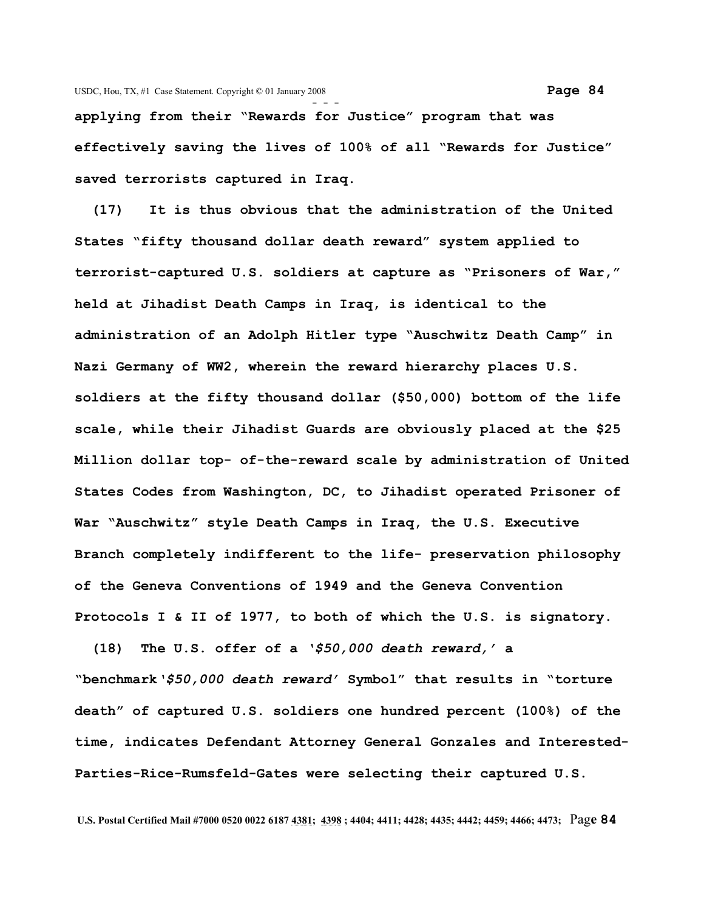**applying from their "Rewards for Justice" program that was effectively saving the lives of 100% of all "Rewards for Justice" saved terrorists captured in Iraq.**

**(17) It is thus obvious that the administration of the United States "fifty thousand dollar death reward" system applied to terrorist-captured U.S. soldiers at capture as "Prisoners of War," held at Jihadist Death Camps in Iraq, is identical to the administration of an Adolph Hitler type "Auschwitz Death Camp" in Nazi Germany of WW2, wherein the reward hierarchy places U.S. soldiers at the fifty thousand dollar ($50,000) bottom of the life scale, while their Jihadist Guards are obviously placed at the $25 Million dollar top- of-the-reward scale by administration of United States Codes from Washington, DC, to Jihadist operated Prisoner of War "Auschwitz" style Death Camps in Iraq, the U.S. Executive Branch completely indifferent to the life- preservation philosophy of the Geneva Conventions of 1949 and the Geneva Convention Protocols I & II of 1977, to both of which the U.S. is signatory.**

**(18) The U.S. offer of a '*$50,000 death reward,*' a "benchmark'*$50,000 death reward*' Symbol" that results in "torture death" of captured U.S. soldiers one hundred percent (100%) of the time, indicates Defendant Attorney General Gonzales and Interested-Parties-Rice-Rumsfeld-Gates were selecting their captured U.S.**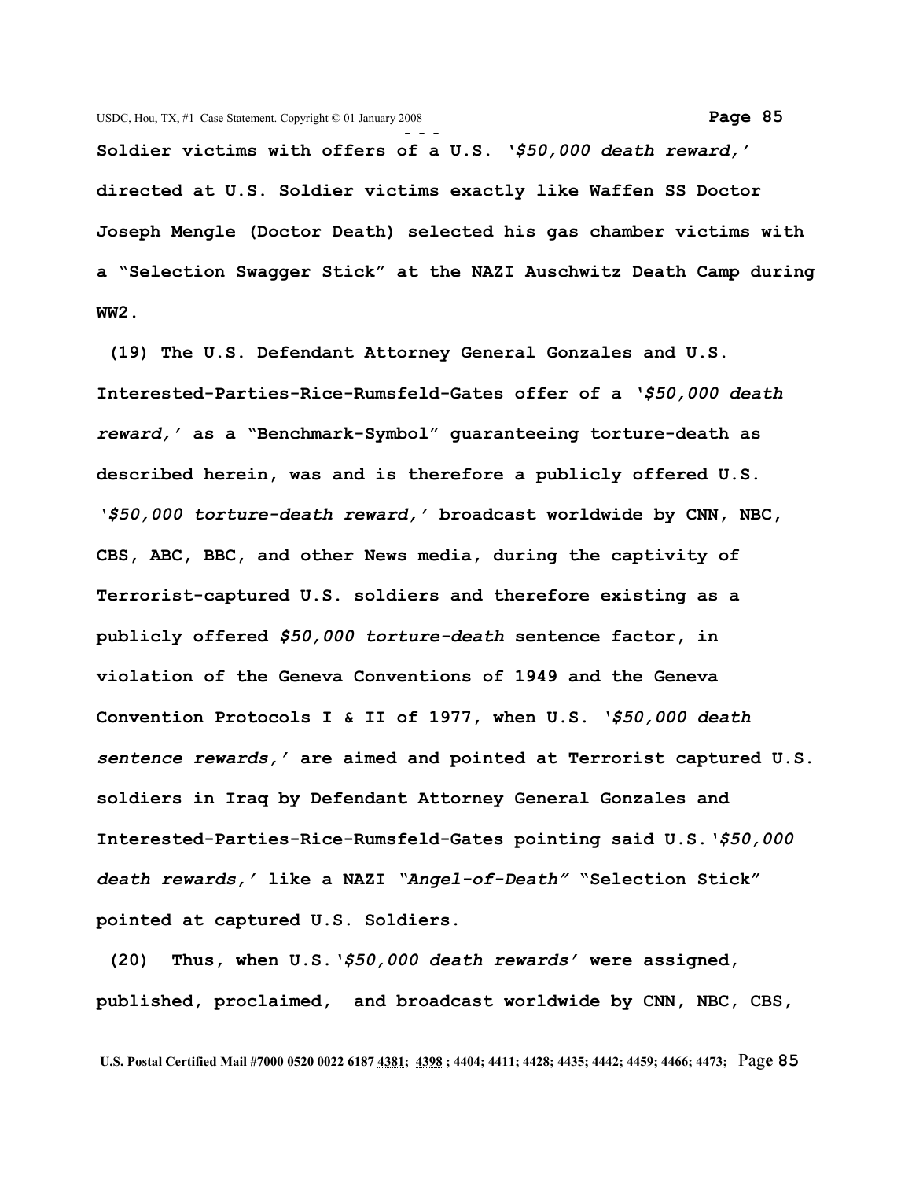**Soldier victims with offers of a U.S. *'$50,000 death reward,'* directed at U.S. Soldier victims exactly like Waffen SS Doctor Joseph Mengle (Doctor Death) selected his gas chamber victims with a "Selection Swagger Stick" at the NAZI Auschwitz Death Camp during WW2.**

**(19) The U.S. Defendant Attorney General Gonzales and U.S. Interested-Parties-Rice-Rumsfeld-Gates offer of a *'$50,000 death reward,'* as a "Benchmark-Symbol" guaranteeing torture-death as described herein, was and is therefore a publicly offered U.S. *'$50,000 torture-death reward,'* broadcast worldwide by CNN, NBC, CBS, ABC, BBC, and other News media, during the captivity of Terrorist-captured U.S. soldiers and therefore existing as a publicly offered *$50,000 torture-death* sentence factor, in violation of the Geneva Conventions of 1949 and the Geneva Convention Protocols I & II of 1977, when U.S. *'$50,000 death sentence rewards,'* are aimed and pointed at Terrorist captured U.S. soldiers in Iraq by Defendant Attorney General Gonzales and Interested-Parties-Rice-Rumsfeld-Gates pointing said U.S.*'$50,000 death rewards,'* like a NAZI *"Angel-of-Death"* "Selection Stick" pointed at captured U.S. Soldiers.**

**(20) Thus, when U.S.*'$50,000 death rewards'* were assigned, published, proclaimed, and broadcast worldwide by CNN, NBC, CBS,**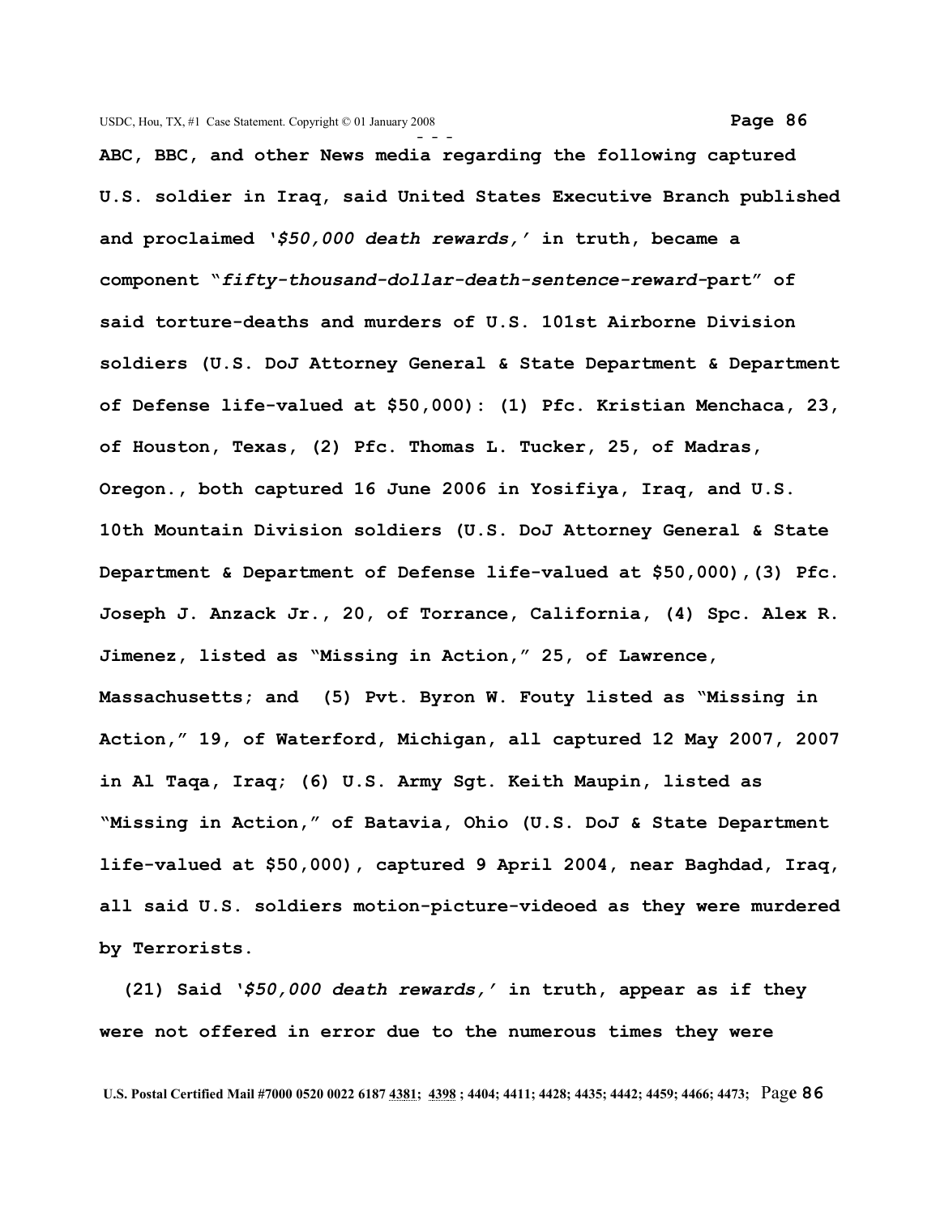**ABC, BBC, and other News media regarding the following captured U.S. soldier in Iraq, said United States Executive Branch published and proclaimed '*$50,000 death rewards,*' in truth, became a component "*fifty-thousand-dollar-death-sentence-reward*-part" of said torture-deaths and murders of U.S. 101st Airborne Division soldiers (U.S. DoJ Attorney General & State Department & Department of Defense life-valued at $50,000): (1) Pfc. Kristian Menchaca, 23, of Houston, Texas, (2) Pfc. Thomas L. Tucker, 25, of Madras, Oregon., both captured 16 June 2006 in Yosifiya, Iraq, and U.S. 10th Mountain Division soldiers (U.S. DoJ Attorney General & State Department & Department of Defense life-valued at $50,000),(3) Pfc. Joseph J. Anzack Jr., 20, of Torrance, California, (4) Spc. Alex R. Jimenez, listed as "Missing in Action," 25, of Lawrence, Massachusetts; and (5) Pvt. Byron W. Fouty listed as "Missing in Action," 19, of Waterford, Michigan, all captured 12 May 2007, 2007 in Al Taqa, Iraq; (6) U.S. Army Sgt. Keith Maupin, listed as "Missing in Action," of Batavia, Ohio (U.S. DoJ & State Department life-valued at $50,000), captured 9 April 2004, near Baghdad, Iraq, all said U.S. soldiers motion-picture-videoed as they were murdered by Terrorists.**

**(21) Said '*$50,000 death rewards,*' in truth, appear as if they were not offered in error due to the numerous times they were**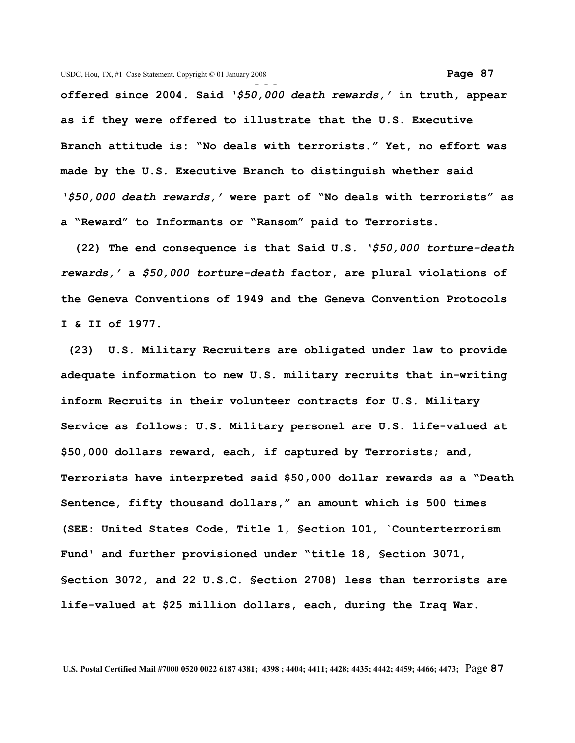**offered since 2004. Said *'$50,000 death rewards,'* in truth, appear as if they were offered to illustrate that the U.S. Executive Branch attitude is: "No deals with terrorists." Yet, no effort was made by the U.S. Executive Branch to distinguish whether said *'$50,000 death rewards,'* were part of "No deals with terrorists" as a "Reward" to Informants or "Ransom" paid to Terrorists.**

**(22) The end consequence is that Said U.S. *'$50,000 torture-death rewards,'* a *$50,000 torture-death* factor, are plural violations of the Geneva Conventions of 1949 and the Geneva Convention Protocols I & II of 1977.**

**(23) U.S. Military Recruiters are obligated under law to provide adequate information to new U.S. military recruits that in-writing inform Recruits in their volunteer contracts for U.S. Military Service as follows: U.S. Military personel are U.S. life-valued at $50,000 dollars reward, each, if captured by Terrorists; and, Terrorists have interpreted said $50,000 dollar rewards as a "Death Sentence, fifty thousand dollars," an amount which is 500 times (SEE: United States Code, Title 1, §ection 101, `Counterterrorism Fund' and further provisioned under "title 18, §ection 3071, §ection 3072, and 22 U.S.C. §ection 2708) less than terrorists are life-valued at $25 million dollars, each, during the Iraq War.**

**U.S. Postal Certified Mail #7000 0520 0022 6187 4381; 4398 ; 4404; 4411; 4428; 4435; 4442; 4459; 4466; 4473;**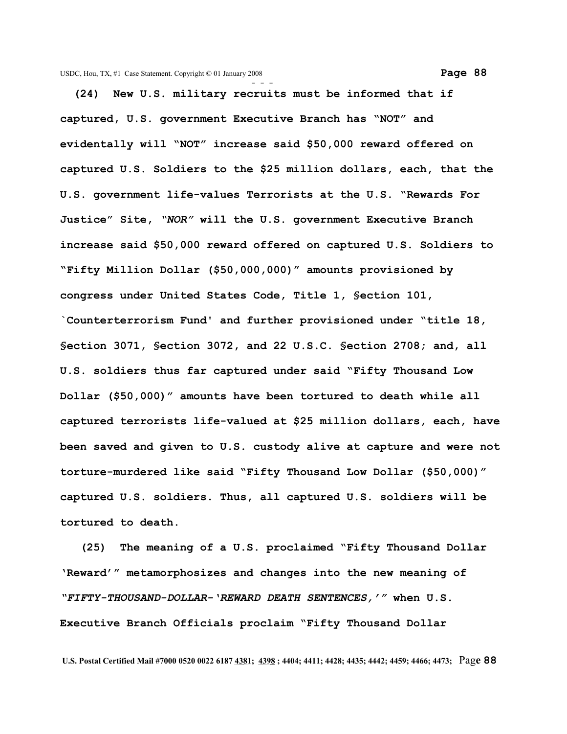**(24) New U.S. military recruits must be informed that if captured, U.S. government Executive Branch has "NOT" and evidentally will "NOT" increase said $50,000 reward offered on captured U.S. Soldiers to the $25 million dollars, each, that the U.S. government life-values Terrorists at the U.S. "Rewards For Justice" Site, *"NOR"* will the U.S. government Executive Branch increase said $50,000 reward offered on captured U.S. Soldiers to "Fifty Million Dollar ($50,000,000)" amounts provisioned by congress under United States Code, Title 1, §ection 101, `Counterterrorism Fund' and further provisioned under "title 18, §ection 3071, §ection 3072, and 22 U.S.C. §ection 2708; and, all U.S. soldiers thus far captured under said "Fifty Thousand Low Dollar ($50,000)" amounts have been tortured to death while all captured terrorists life-valued at $25 million dollars, each, have been saved and given to U.S. custody alive at capture and were not torture-murdered like said "Fifty Thousand Low Dollar ($50,000)" captured U.S. soldiers. Thus, all captured U.S. soldiers will be tortured to death.**

**(25) The meaning of a U.S. proclaimed "Fifty Thousand Dollar 'Reward'" metamorphosizes and changes into the new meaning of *"FIFTY-THOUSAND-DOLLAR-'REWARD DEATH SENTENCES,'"* when U.S. Executive Branch Officials proclaim "Fifty Thousand Dollar**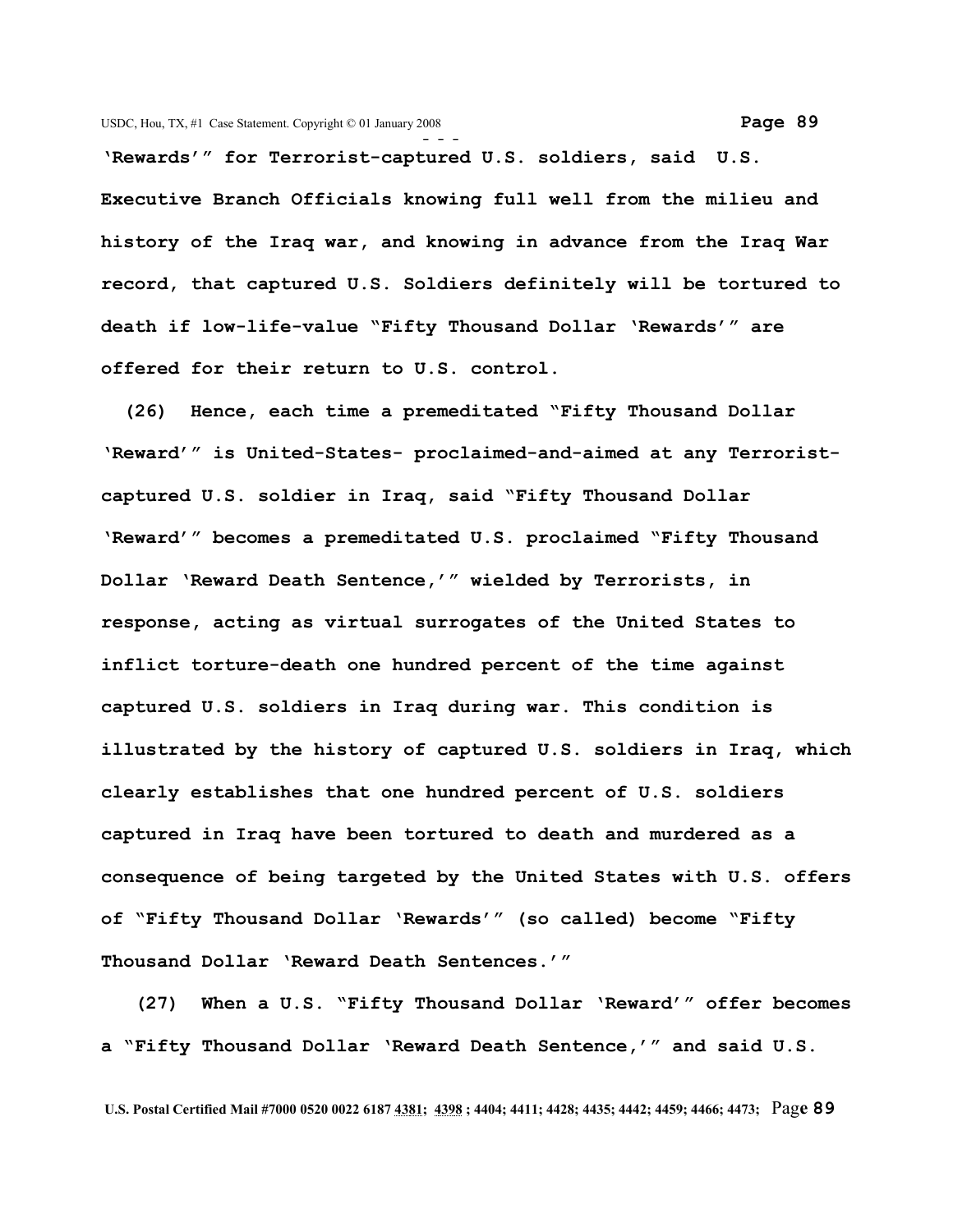**'Rewards'" for Terrorist-captured U.S. soldiers, said U.S. Executive Branch Officials knowing full well from the milieu and history of the Iraq war, and knowing in advance from the Iraq War record, that captured U.S. Soldiers definitely will be tortured to death if low-life-value "Fifty Thousand Dollar 'Rewards'" are offered for their return to U.S. control.**

**(26) Hence, each time a premeditated "Fifty Thousand Dollar 'Reward'" is United-States- proclaimed-and-aimed at any Terrorist-captured U.S. soldier in Iraq, said "Fifty Thousand Dollar 'Reward'" becomes a premeditated U.S. proclaimed "Fifty Thousand Dollar 'Reward Death Sentence,'" wielded by Terrorists, in response, acting as virtual surrogates of the United States to inflict torture-death one hundred percent of the time against captured U.S. soldiers in Iraq during war. This condition is illustrated by the history of captured U.S. soldiers in Iraq, which clearly establishes that one hundred percent of U.S. soldiers captured in Iraq have been tortured to death and murdered as a consequence of being targeted by the United States with U.S. offers of "Fifty Thousand Dollar 'Rewards'" (so called) become "Fifty Thousand Dollar 'Reward Death Sentences.'"**

**(27) When a U.S. "Fifty Thousand Dollar 'Reward'" offer becomes a "Fifty Thousand Dollar 'Reward Death Sentence,'" and said U.S.**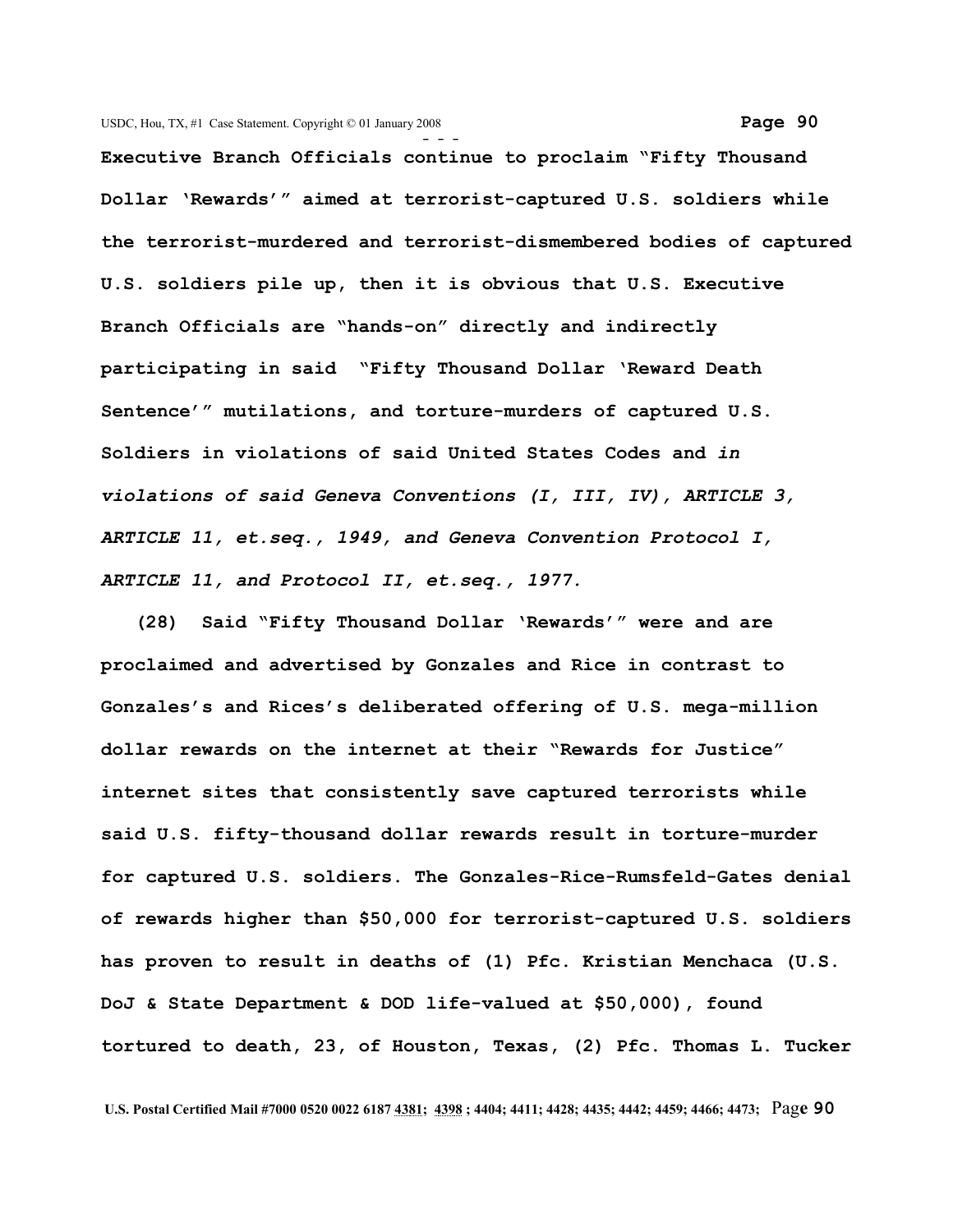**Executive Branch Officials continue to proclaim "Fifty Thousand Dollar 'Rewards'" aimed at terrorist-captured U.S. soldiers while the terrorist-murdered and terrorist-dismembered bodies of captured U.S. soldiers pile up, then it is obvious that U.S. Executive Branch Officials are "hands-on" directly and indirectly participating in said "Fifty Thousand Dollar 'Reward Death Sentence'" mutilations, and torture-murders of captured U.S. Soldiers in violations of said United States Codes and *in violations of said Geneva Conventions (I, III, IV), ARTICLE 3, ARTICLE 11, et.seq., 1949, and Geneva Convention Protocol I, ARTICLE 11, and Protocol II, et.seq., 1977.***

**(28) Said "Fifty Thousand Dollar 'Rewards'" were and are proclaimed and advertised by Gonzales and Rice in contrast to Gonzales's and Rices's deliberated offering of U.S. mega-million dollar rewards on the internet at their "Rewards for Justice" internet sites that consistently save captured terrorists while said U.S. fifty-thousand dollar rewards result in torture-murder for captured U.S. soldiers. The Gonzales-Rice-Rumsfeld-Gates denial of rewards higher than $50,000 for terrorist-captured U.S. soldiers has proven to result in deaths of (1) Pfc. Kristian Menchaca (U.S. DoJ & State Department & DOD life-valued at $50,000), found tortured to death, 23, of Houston, Texas, (2) Pfc. Thomas L. Tucker**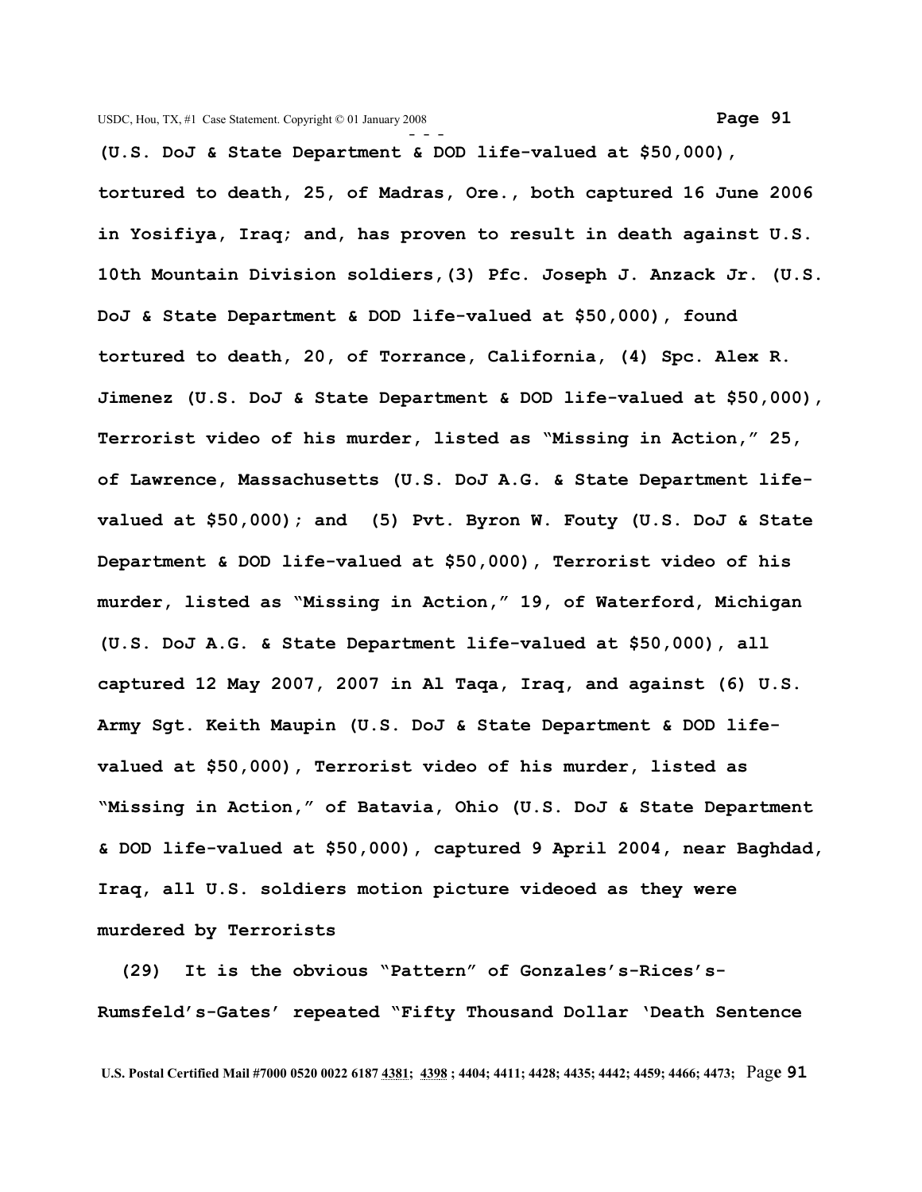**(U.S. DoJ & State Department & DOD life-valued at $50,000), tortured to death, 25, of Madras, Ore., both captured 16 June 2006 in Yosifiya, Iraq; and, has proven to result in death against U.S. 10th Mountain Division soldiers,(3) Pfc. Joseph J. Anzack Jr. (U.S. DoJ & State Department & DOD life-valued at $50,000), found tortured to death, 20, of Torrance, California, (4) Spc. Alex R. Jimenez (U.S. DoJ & State Department & DOD life-valued at $50,000), Terrorist video of his murder, listed as "Missing in Action," 25, of Lawrence, Massachusetts (U.S. DoJ A.G. & State Department life-valued at $50,000); and (5) Pvt. Byron W. Fouty (U.S. DoJ & State Department & DOD life-valued at $50,000), Terrorist video of his murder, listed as "Missing in Action," 19, of Waterford, Michigan (U.S. DoJ A.G. & State Department life-valued at $50,000), all captured 12 May 2007, 2007 in Al Taqa, Iraq, and against (6) U.S. Army Sgt. Keith Maupin (U.S. DoJ & State Department & DOD life-valued at $50,000), Terrorist video of his murder, listed as "Missing in Action," of Batavia, Ohio (U.S. DoJ & State Department & DOD life-valued at $50,000), captured 9 April 2004, near Baghdad, Iraq, all U.S. soldiers motion picture videoed as they were murdered by Terrorists**

**(29) It is the obvious "Pattern" of Gonzales's-Rices's-Rumsfeld's-Gates' repeated "Fifty Thousand Dollar 'Death Sentence**

**U.S. Postal Certified Mail #7000 0520 0022 6187 4381; 4398 ; 4404; 4411; 4428; 4435; 4442; 4459; 4466; 4473;**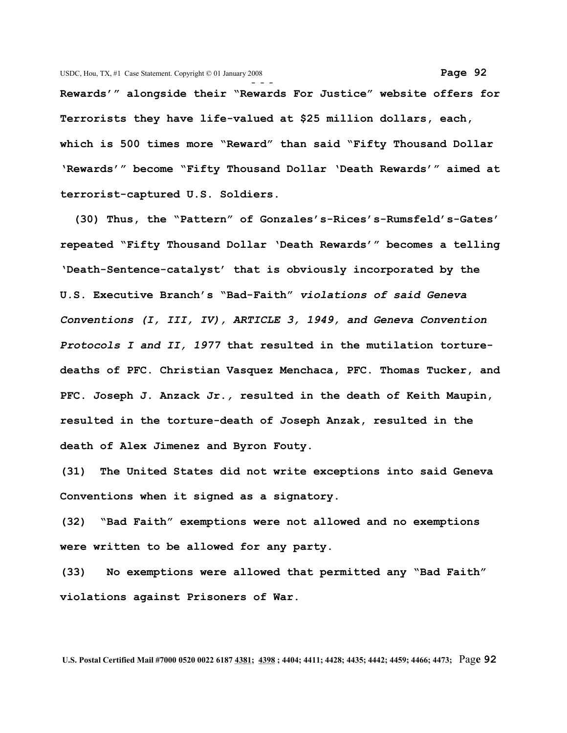**Rewards'" alongside their "Rewards For Justice" website offers for Terrorists they have life-valued at $25 million dollars, each, which is 500 times more "Reward" than said "Fifty Thousand Dollar 'Rewards'" become "Fifty Thousand Dollar 'Death Rewards'" aimed at terrorist-captured U.S. Soldiers.**

**(30) Thus, the "Pattern" of Gonzales's-Rices's-Rumsfeld's-Gates' repeated "Fifty Thousand Dollar 'Death Rewards'" becomes a telling 'Death-Sentence-catalyst' that is obviously incorporated by the U.S. Executive Branch's "Bad-Faith"** ***violations of said Geneva Conventions (I, III, IV), ARTICLE 3, 1949, and Geneva Convention Protocols I and II, 1977*** **that resulted in the mutilation torture-deaths of PFC. Christian Vasquez Menchaca, PFC. Thomas Tucker, and PFC. Joseph J. Anzack Jr., resulted in the death of Keith Maupin, resulted in the torture-death of Joseph Anzak, resulted in the death of Alex Jimenez and Byron Fouty.**

**(31) The United States did not write exceptions into said Geneva Conventions when it signed as a signatory.**

**(32) "Bad Faith" exemptions were not allowed and no exemptions were written to be allowed for any party.**

**(33) No exemptions were allowed that permitted any "Bad Faith" violations against Prisoners of War.**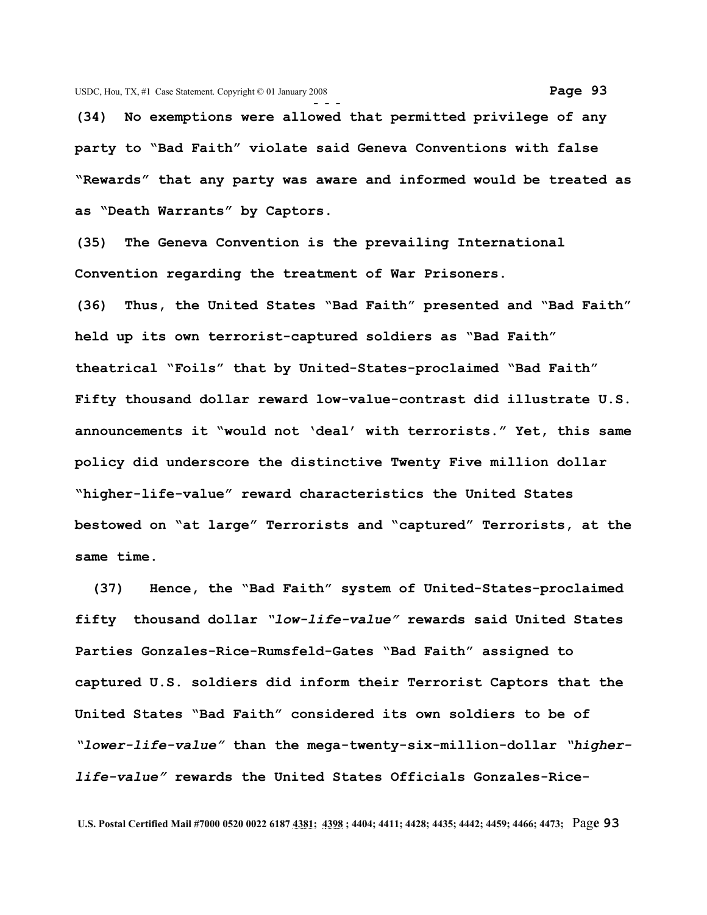**(34) No exemptions were allowed that permitted privilege of any party to "Bad Faith" violate said Geneva Conventions with false "Rewards" that any party was aware and informed would be treated as as "Death Warrants" by Captors.**

**(35) The Geneva Convention is the prevailing International Convention regarding the treatment of War Prisoners.**

**(36) Thus, the United States "Bad Faith" presented and "Bad Faith" held up its own terrorist-captured soldiers as "Bad Faith" theatrical "Foils" that by United-States-proclaimed "Bad Faith" Fifty thousand dollar reward low-value-contrast did illustrate U.S. announcements it "would not 'deal' with terrorists." Yet, this same policy did underscore the distinctive Twenty Five million dollar "higher-life-value" reward characteristics the United States bestowed on "at large" Terrorists and "captured" Terrorists, at the same time.**

**(37) Hence, the "Bad Faith" system of United-States-proclaimed fifty thousand dollar *"low-life-value"* rewards said United States Parties Gonzales-Rice-Rumsfeld-Gates "Bad Faith" assigned to captured U.S. soldiers did inform their Terrorist Captors that the United States "Bad Faith" considered its own soldiers to be of *"lower-life-value"* than the mega-twenty-six-million-dollar *"higher-life-value"* rewards the United States Officials Gonzales-Rice-**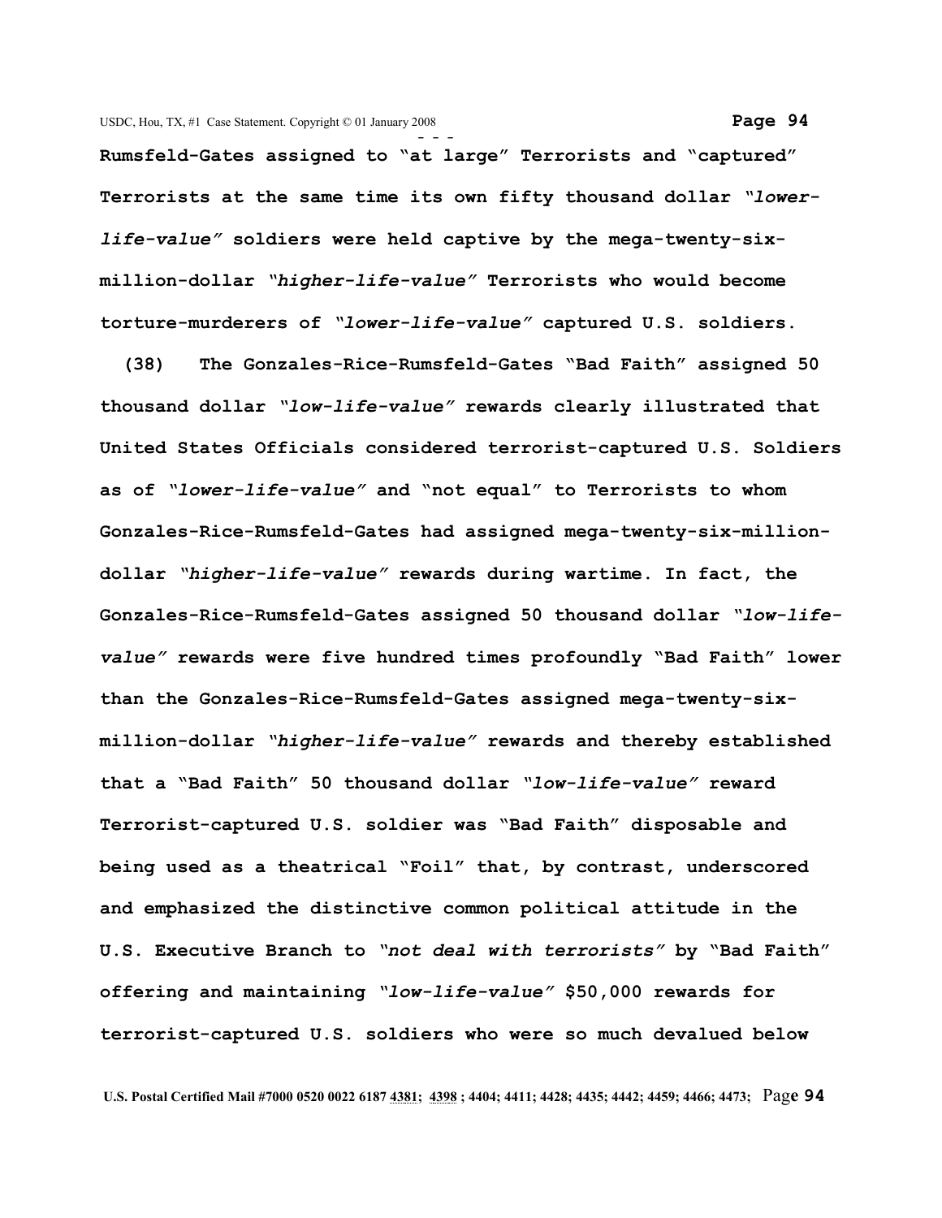**Rumsfeld-Gates assigned to "at large" Terrorists and "captured" Terrorists at the same time its own fifty thousand dollar *"lower-life-value"* soldiers were held captive by the mega-twenty-six-million-dollar *"higher-life-value"* Terrorists who would become torture-murderers of *"lower-life-value"* captured U.S. soldiers.**

**(38) The Gonzales-Rice-Rumsfeld-Gates "Bad Faith" assigned 50 thousand dollar *"low-life-value"* rewards clearly illustrated that United States Officials considered terrorist-captured U.S. Soldiers as of *"lower-life-value"* and "not equal" to Terrorists to whom Gonzales-Rice-Rumsfeld-Gates had assigned mega-twenty-six-million-dollar *"higher-life-value"* rewards during wartime. In fact, the Gonzales-Rice-Rumsfeld-Gates assigned 50 thousand dollar *"low-life-value"* rewards were five hundred times profoundly "Bad Faith" lower than the Gonzales-Rice-Rumsfeld-Gates assigned mega-twenty-six-million-dollar *"higher-life-value"* rewards and thereby established that a "Bad Faith" 50 thousand dollar *"low-life-value"* reward Terrorist-captured U.S. soldier was "Bad Faith" disposable and being used as a theatrical "Foil" that, by contrast, underscored and emphasized the distinctive common political attitude in the U.S. Executive Branch to *"not deal with terrorists"* by "Bad Faith" offering and maintaining *"low-life-value"* $50,000 rewards for terrorist-captured U.S. soldiers who were so much devalued below**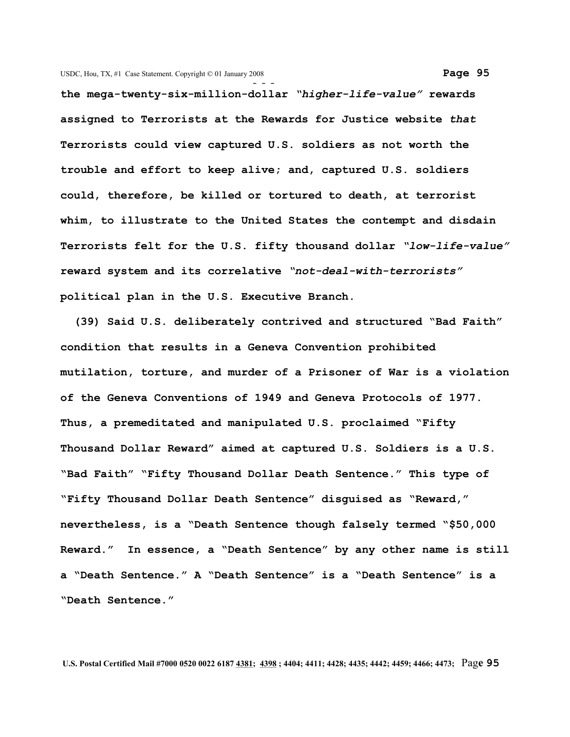**the mega-twenty-six-million-dollar *"higher-life-value"* rewards assigned to Terrorists at the Rewards for Justice website *that* Terrorists could view captured U.S. soldiers as not worth the trouble and effort to keep alive; and, captured U.S. soldiers could, therefore, be killed or tortured to death, at terrorist whim, to illustrate to the United States the contempt and disdain Terrorists felt for the U.S. fifty thousand dollar *"low-life-value"* reward system and its correlative *"not-deal-with-terrorists"* political plan in the U.S. Executive Branch.**

**(39) Said U.S. deliberately contrived and structured "Bad Faith" condition that results in a Geneva Convention prohibited mutilation, torture, and murder of a Prisoner of War is a violation of the Geneva Conventions of 1949 and Geneva Protocols of 1977. Thus, a premeditated and manipulated U.S. proclaimed "Fifty Thousand Dollar Reward" aimed at captured U.S. Soldiers is a U.S. "Bad Faith" "Fifty Thousand Dollar Death Sentence." This type of "Fifty Thousand Dollar Death Sentence" disguised as "Reward," nevertheless, is a "Death Sentence though falsely termed "$50,000 Reward." In essence, a "Death Sentence" by any other name is still a "Death Sentence." A "Death Sentence" is a "Death Sentence" is a "Death Sentence."**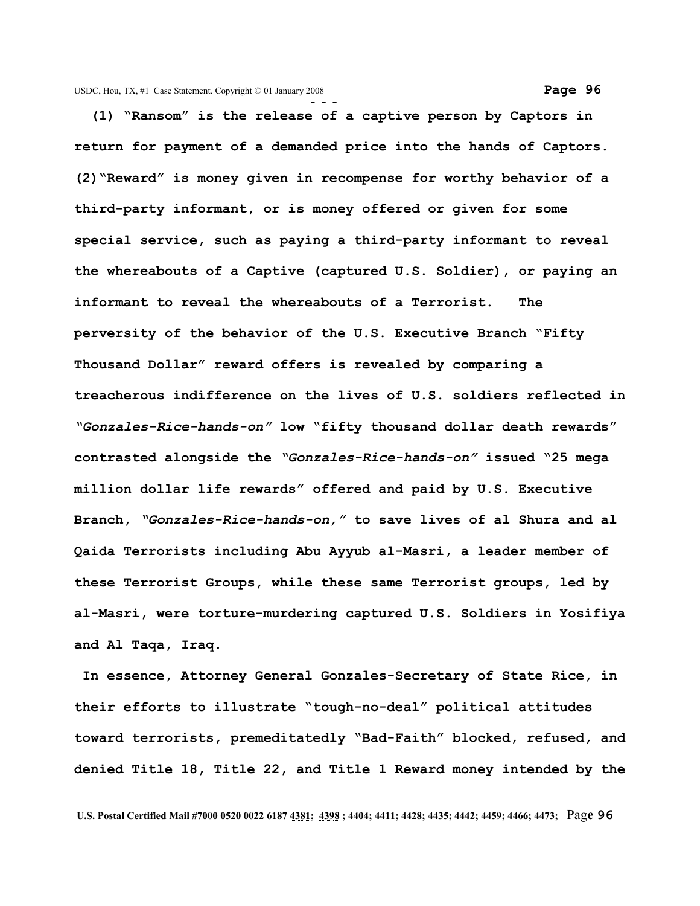**(1) "Ransom" is the release of a captive person by Captors in return for payment of a demanded price into the hands of Captors. (2)"Reward" is money given in recompense for worthy behavior of a third-party informant, or is money offered or given for some special service, such as paying a third-party informant to reveal the whereabouts of a Captive (captured U.S. Soldier), or paying an informant to reveal the whereabouts of a Terrorist. The perversity of the behavior of the U.S. Executive Branch "Fifty Thousand Dollar" reward offers is revealed by comparing a treacherous indifference on the lives of U.S. soldiers reflected in *"Gonzales-Rice-hands-on"* low "fifty thousand dollar death rewards" contrasted alongside the *"Gonzales-Rice-hands-on"* issued "25 mega million dollar life rewards" offered and paid by U.S. Executive Branch, *"Gonzales-Rice-hands-on,"* to save lives of al Shura and al Qaida Terrorists including Abu Ayyub al-Masri, a leader member of these Terrorist Groups, while these same Terrorist groups, led by al-Masri, were torture-murdering captured U.S. Soldiers in Yosifiya and Al Taqa, Iraq.**

**In essence, Attorney General Gonzales-Secretary of State Rice, in their efforts to illustrate "tough-no-deal" political attitudes toward terrorists, premeditatedly "Bad-Faith" blocked, refused, and denied Title 18, Title 22, and Title 1 Reward money intended by the**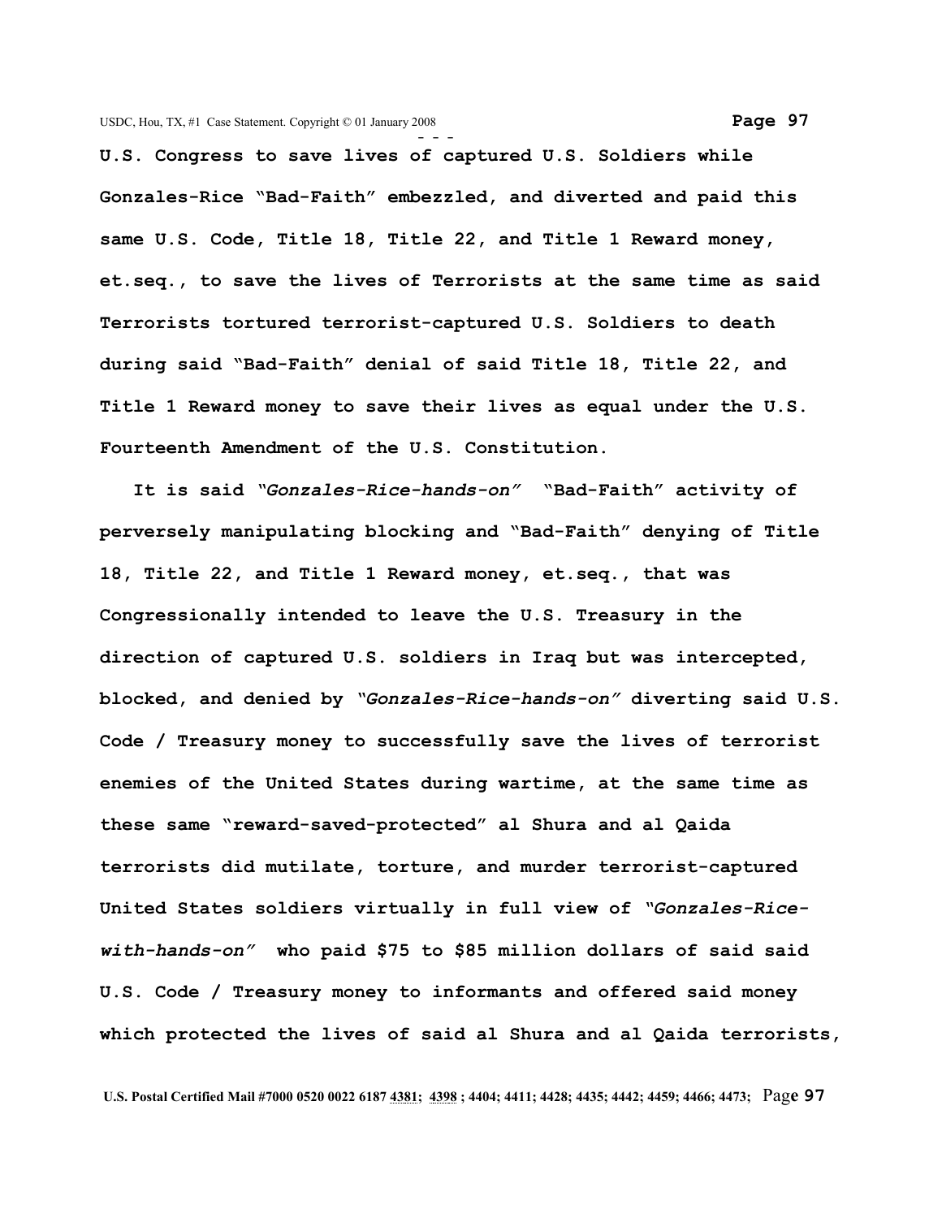**U.S. Congress to save lives of captured U.S. Soldiers while Gonzales-Rice "Bad-Faith" embezzled, and diverted and paid this same U.S. Code, Title 18, Title 22, and Title 1 Reward money, et.seq., to save the lives of Terrorists at the same time as said Terrorists tortured terrorist-captured U.S. Soldiers to death during said "Bad-Faith" denial of said Title 18, Title 22, and Title 1 Reward money to save their lives as equal under the U.S. Fourteenth Amendment of the U.S. Constitution.**

**It is said *"Gonzales-Rice-hands-on"* "Bad-Faith" activity of perversely manipulating blocking and "Bad-Faith" denying of Title 18, Title 22, and Title 1 Reward money, et.seq., that was Congressionally intended to leave the U.S. Treasury in the direction of captured U.S. soldiers in Iraq but was intercepted, blocked, and denied by *"Gonzales-Rice-hands-on"* diverting said U.S. Code / Treasury money to successfully save the lives of terrorist enemies of the United States during wartime, at the same time as these same "reward-saved-protected" al Shura and al Qaida terrorists did mutilate, torture, and murder terrorist-captured United States soldiers virtually in full view of *"Gonzales-Rice-with-hands-on"* who paid $75 to $85 million dollars of said said U.S. Code / Treasury money to informants and offered said money which protected the lives of said al Shura and al Qaida terrorists,**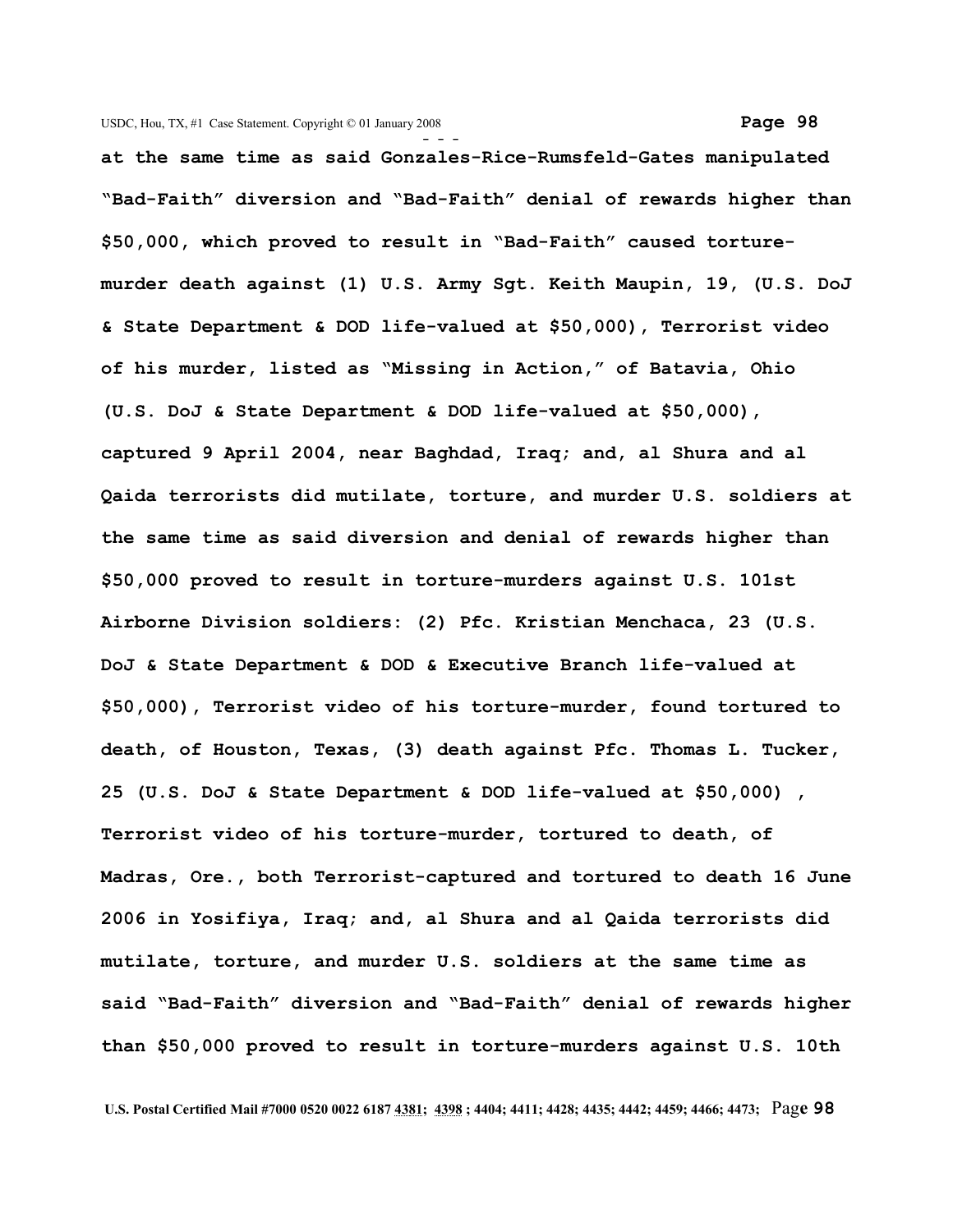at the same time as said Gonzales-Rice-Rumsfeld-Gates manipulated "Bad-Faith" diversion and "Bad-Faith" denial of rewards higher than $50,000, which proved to result in "Bad-Faith" caused torture-murder death against (1) U.S. Army Sgt. Keith Maupin, 19, (U.S. DoJ & State Department & DOD life-valued at $50,000), Terrorist video of his murder, listed as "Missing in Action," of Batavia, Ohio (U.S. DoJ & State Department & DOD life-valued at $50,000), captured 9 April 2004, near Baghdad, Iraq; and, al Shura and al Qaida terrorists did mutilate, torture, and murder U.S. soldiers at the same time as said diversion and denial of rewards higher than $50,000 proved to result in torture-murders against U.S. 101st Airborne Division soldiers: (2) Pfc. Kristian Menchaca, 23 (U.S. DoJ & State Department & DOD & Executive Branch life-valued at $50,000), Terrorist video of his torture-murder, found tortured to death, of Houston, Texas, (3) death against Pfc. Thomas L. Tucker, 25 (U.S. DoJ & State Department & DOD life-valued at $50,000) , Terrorist video of his torture-murder, tortured to death, of Madras, Ore., both Terrorist-captured and tortured to death 16 June 2006 in Yosifiya, Iraq; and, al Shura and al Qaida terrorists did mutilate, torture, and murder U.S. soldiers at the same time as said "Bad-Faith" diversion and "Bad-Faith" denial of rewards higher than $50,000 proved to result in torture-murders against U.S. 10th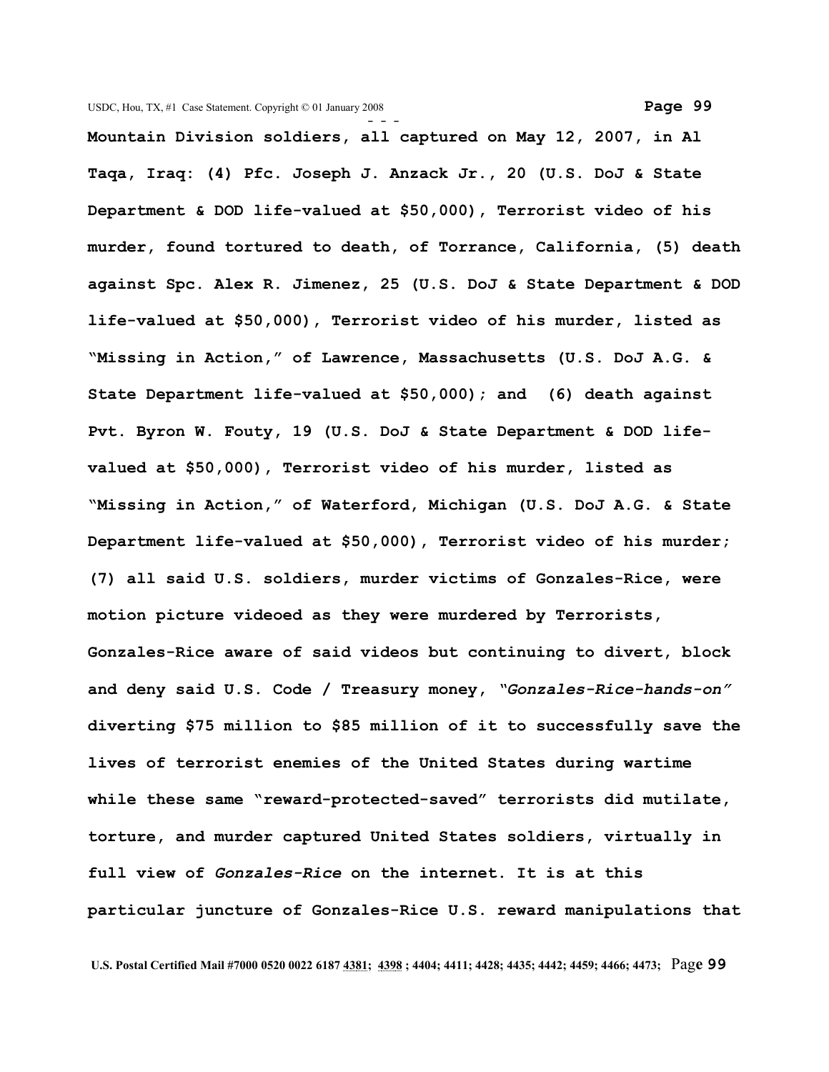**Mountain Division soldiers, all captured on May 12, 2007, in Al Taqa, Iraq: (4) Pfc. Joseph J. Anzack Jr., 20 (U.S. DoJ & State Department & DOD life-valued at $50,000), Terrorist video of his murder, found tortured to death, of Torrance, California, (5) death against Spc. Alex R. Jimenez, 25 (U.S. DoJ & State Department & DOD life-valued at $50,000), Terrorist video of his murder, listed as "Missing in Action," of Lawrence, Massachusetts (U.S. DoJ A.G. & State Department life-valued at $50,000); and (6) death against Pvt. Byron W. Fouty, 19 (U.S. DoJ & State Department & DOD life-valued at $50,000), Terrorist video of his murder, listed as "Missing in Action," of Waterford, Michigan (U.S. DoJ A.G. & State Department life-valued at $50,000), Terrorist video of his murder; (7) all said U.S. soldiers, murder victims of Gonzales-Rice, were motion picture videoed as they were murdered by Terrorists, Gonzales-Rice aware of said videos but continuing to divert, block and deny said U.S. Code / Treasury money, *"Gonzales-Rice-hands-on"* diverting $75 million to $85 million of it to successfully save the lives of terrorist enemies of the United States during wartime while these same "reward-protected-saved" terrorists did mutilate, torture, and murder captured United States soldiers, virtually in full view of *Gonzales-Rice* on the internet. It is at this particular juncture of Gonzales-Rice U.S. reward manipulations that**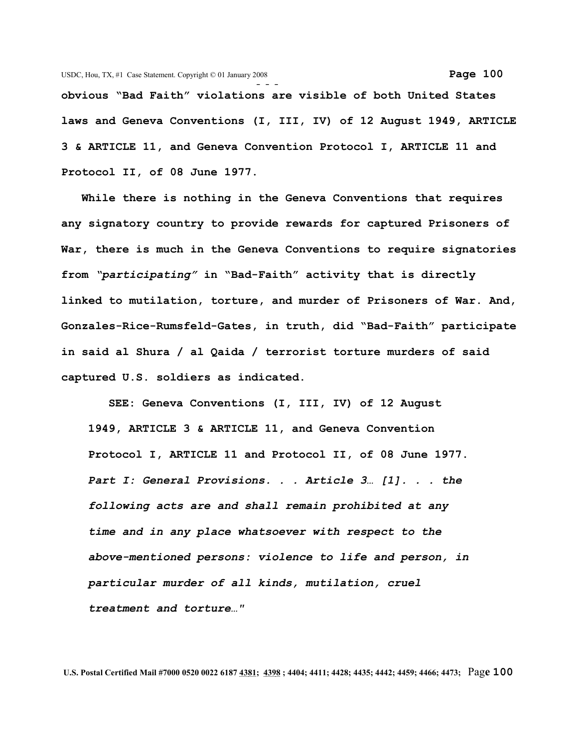**obvious "Bad Faith" violations are visible of both United States laws and Geneva Conventions (I, III, IV) of 12 August 1949, ARTICLE 3 & ARTICLE 11, and Geneva Convention Protocol I, ARTICLE 11 and Protocol II, of 08 June 1977.**

**While there is nothing in the Geneva Conventions that requires any signatory country to provide rewards for captured Prisoners of War, there is much in the Geneva Conventions to require signatories from *"participating"* in "Bad-Faith" activity that is directly linked to mutilation, torture, and murder of Prisoners of War. And, Gonzales-Rice-Rumsfeld-Gates, in truth, did "Bad-Faith" participate in said al Shura / al Qaida / terrorist torture murders of said captured U.S. soldiers as indicated.**

> **SEE: Geneva Conventions (I, III, IV) of 12 August 1949, ARTICLE 3 & ARTICLE 11, and Geneva Convention Protocol I, ARTICLE 11 and Protocol II, of 08 June 1977. *Part I: General Provisions. . . Article 3… [1]. . . the following acts are and shall remain prohibited at any time and in any place whatsoever with respect to the above-mentioned persons: violence to life and person, in particular murder of all kinds, mutilation, cruel treatment and torture…"***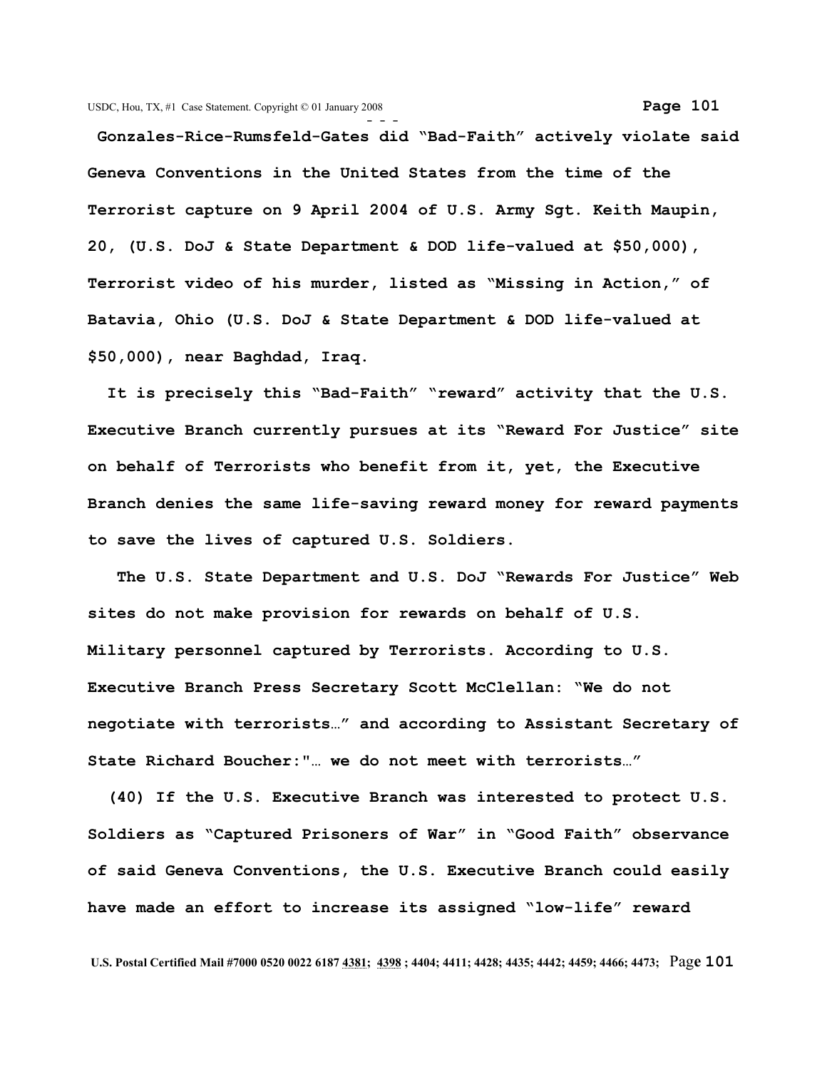**Gonzales-Rice-Rumsfeld-Gates did "Bad-Faith" actively violate said Geneva Conventions in the United States from the time of the Terrorist capture on 9 April 2004 of U.S. Army Sgt. Keith Maupin, 20, (U.S. DoJ & State Department & DOD life-valued at $50,000), Terrorist video of his murder, listed as "Missing in Action," of Batavia, Ohio (U.S. DoJ & State Department & DOD life-valued at $50,000), near Baghdad, Iraq.**

**It is precisely this "Bad-Faith" "reward" activity that the U.S. Executive Branch currently pursues at its "Reward For Justice" site on behalf of Terrorists who benefit from it, yet, the Executive Branch denies the same life-saving reward money for reward payments to save the lives of captured U.S. Soldiers.**

**The U.S. State Department and U.S. DoJ "Rewards For Justice" Web sites do not make provision for rewards on behalf of U.S. Military personnel captured by Terrorists. According to U.S. Executive Branch Press Secretary Scott McClellan: "We do not negotiate with terrorists…" and according to Assistant Secretary of State Richard Boucher:"… we do not meet with terrorists…"**

**(40) If the U.S. Executive Branch was interested to protect U.S. Soldiers as "Captured Prisoners of War" in "Good Faith" observance of said Geneva Conventions, the U.S. Executive Branch could easily have made an effort to increase its assigned "low-life" reward**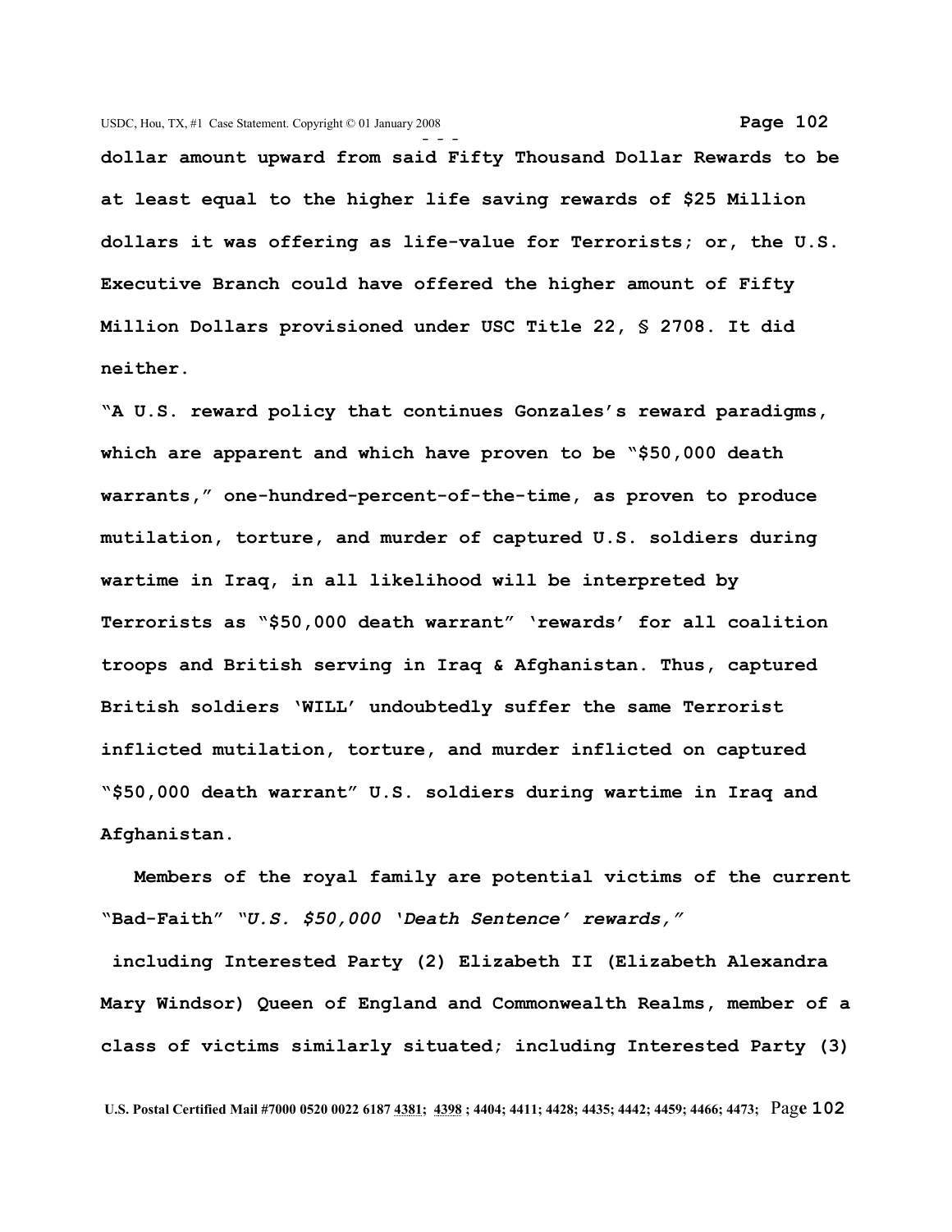**dollar amount upward from said Fifty Thousand Dollar Rewards to be at least equal to the higher life saving rewards of $25 Million dollars it was offering as life-value for Terrorists; or, the U.S. Executive Branch could have offered the higher amount of Fifty Million Dollars provisioned under USC Title 22, § 2708. It did neither.**

**"A U.S. reward policy that continues Gonzales's reward paradigms, which are apparent and which have proven to be "$50,000 death warrants," one-hundred-percent-of-the-time, as proven to produce mutilation, torture, and murder of captured U.S. soldiers during wartime in Iraq, in all likelihood will be interpreted by Terrorists as "$50,000 death warrant" 'rewards' for all coalition troops and British serving in Iraq & Afghanistan. Thus, captured British soldiers 'WILL' undoubtedly suffer the same Terrorist inflicted mutilation, torture, and murder inflicted on captured "$50,000 death warrant" U.S. soldiers during wartime in Iraq and Afghanistan.**

**Members of the royal family are potential victims of the current "Bad-Faith" *"U.S. $50,000 'Death Sentence' rewards,"* including Interested Party (2) Elizabeth II (Elizabeth Alexandra Mary Windsor) Queen of England and Commonwealth Realms, member of a class of victims similarly situated; including Interested Party (3)**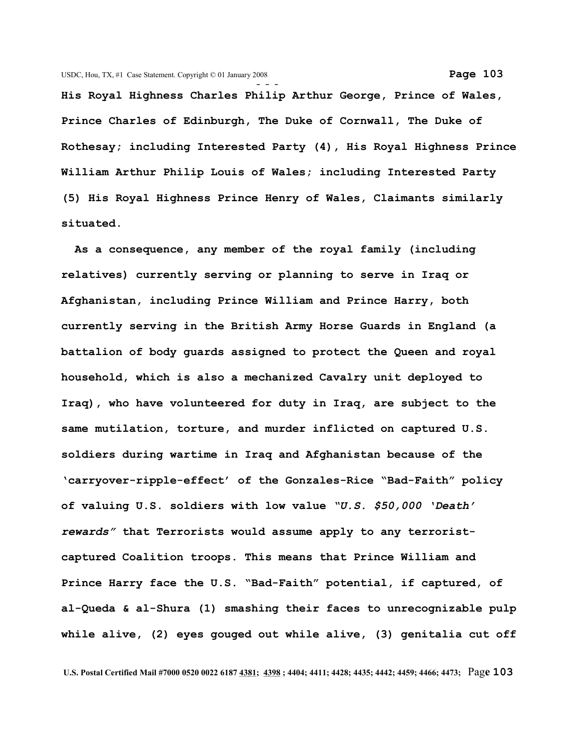**His Royal Highness Charles Philip Arthur George, Prince of Wales, Prince Charles of Edinburgh, The Duke of Cornwall, The Duke of Rothesay; including Interested Party (4), His Royal Highness Prince William Arthur Philip Louis of Wales; including Interested Party (5) His Royal Highness Prince Henry of Wales, Claimants similarly situated.**

**As a consequence, any member of the royal family (including relatives) currently serving or planning to serve in Iraq or Afghanistan, including Prince William and Prince Harry, both currently serving in the British Army Horse Guards in England (a battalion of body guards assigned to protect the Queen and royal household, which is also a mechanized Cavalry unit deployed to Iraq), who have volunteered for duty in Iraq, are subject to the same mutilation, torture, and murder inflicted on captured U.S. soldiers during wartime in Iraq and Afghanistan because of the 'carryover-ripple-effect' of the Gonzales-Rice "Bad-Faith" policy of valuing U.S. soldiers with low value *"U.S. $50,000 'Death' rewards"* that Terrorists would assume apply to any terrorist-captured Coalition troops. This means that Prince William and Prince Harry face the U.S. "Bad-Faith" potential, if captured, of al-Queda & al-Shura (1) smashing their faces to unrecognizable pulp while alive, (2) eyes gouged out while alive, (3) genitalia cut off**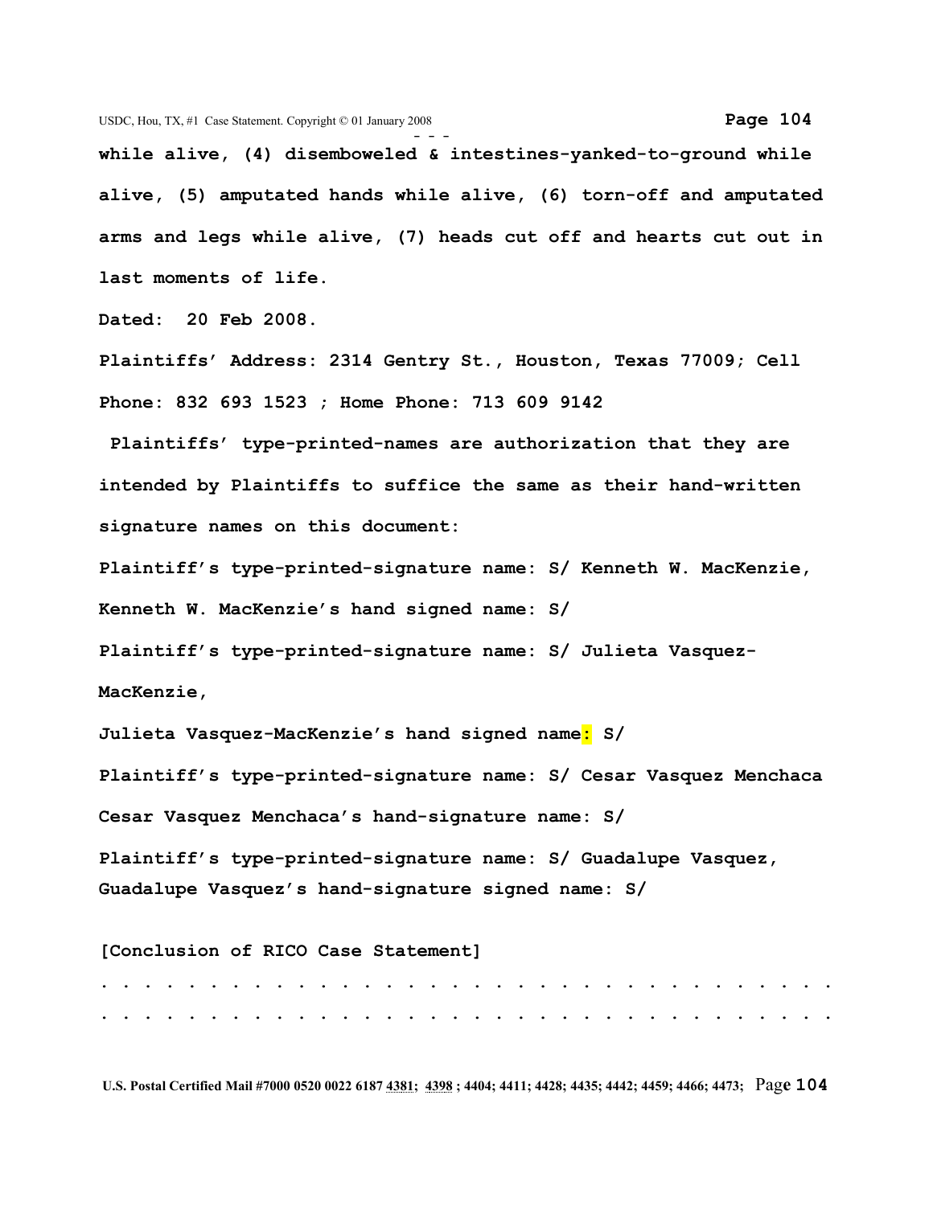**while alive, (4) disemboweled & intestines-yanked-to-ground while alive, (5) amputated hands while alive, (6) torn-off and amputated arms and legs while alive, (7) heads cut off and hearts cut out in last moments of life.**

**Dated: 20 Feb 2008.**

**Plaintiffs' Address: 2314 Gentry St., Houston, Texas 77009; Cell Phone: 832 693 1523 ; Home Phone: 713 609 9142**

**Plaintiffs' type-printed-names are authorization that they are intended by Plaintiffs to suffice the same as their hand-written signature names on this document:**

**Plaintiff's type-printed-signature name: S/ Kenneth W. MacKenzie,**

**Kenneth W. MacKenzie's hand signed name: S/**

**Plaintiff's type-printed-signature name: S/ Julieta Vasquez-MacKenzie,**

**Julieta Vasquez-MacKenzie's hand signed name: S/**

**Plaintiff's type-printed-signature name: S/ Cesar Vasquez Menchaca**

**Cesar Vasquez Menchaca's hand-signature name: S/**

**Plaintiff's type-printed-signature name: S/ Guadalupe Vasquez,**
**Guadalupe Vasquez's hand-signature signed name: S/**

**[Conclusion of RICO Case Statement]**

**. . . . . . . . . . . . . . . . . . . . . . . . . . . . . . . . . .**
**. . . . . . . . . . . . . . . . . . . . . . . . . . . . . . . . . .**